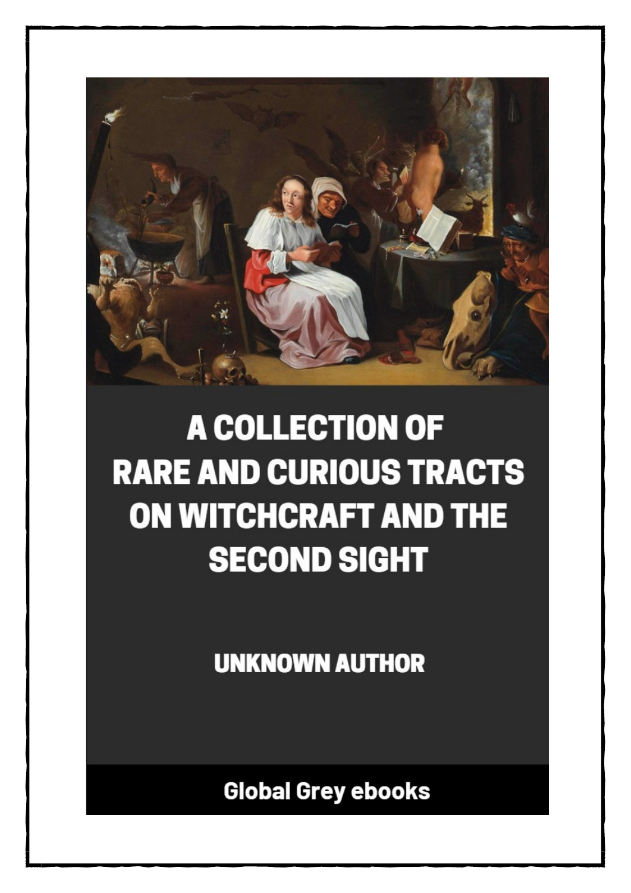# A COLLECTION OF RARE AND CURIOUS TRACTS ON WITCHCRAFT AND THE SECOND SIGHT

UNKNOWN AUTHOR

Global Grey ebooks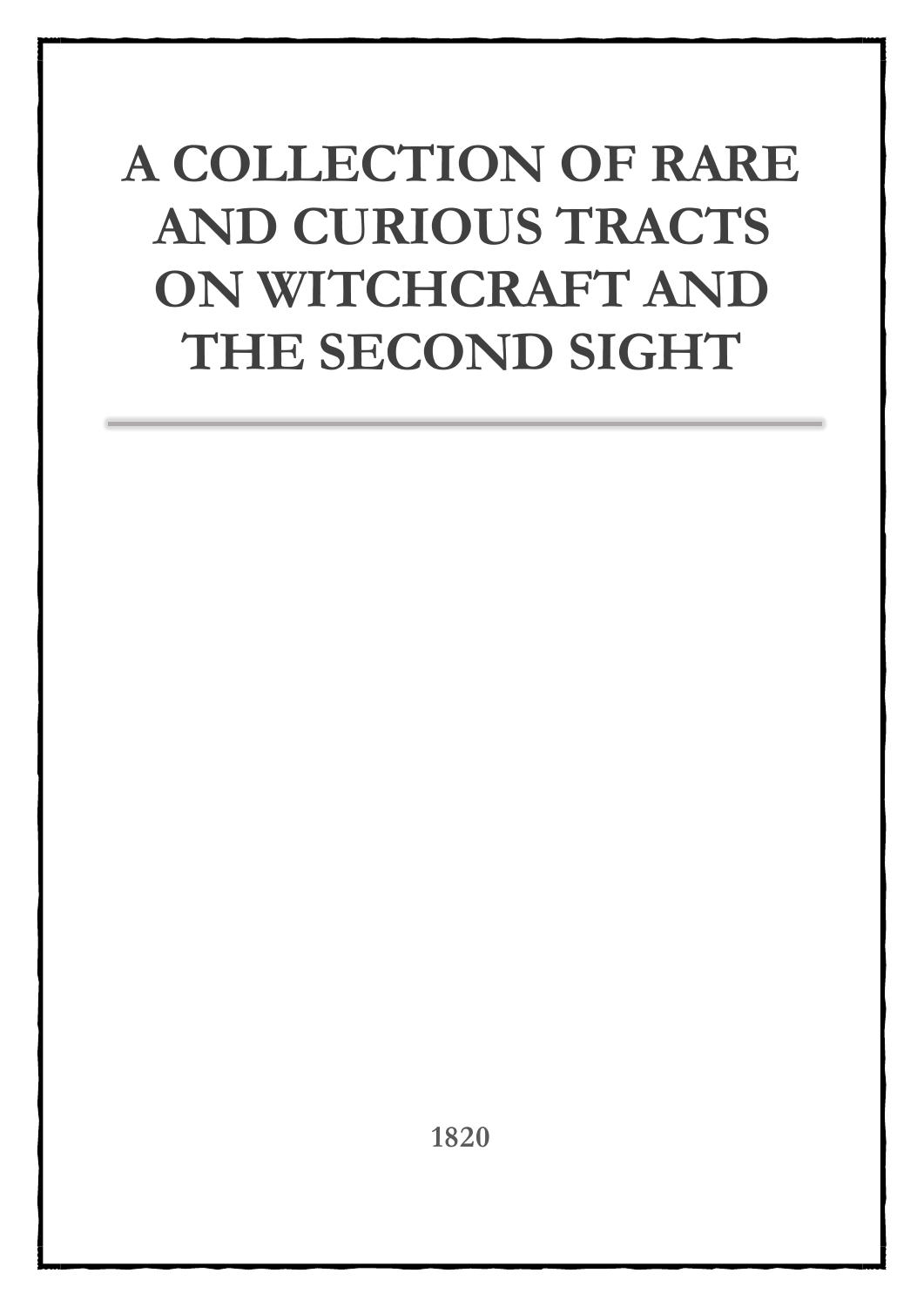# A COLLECTION OF RARE AND CURIOUS TRACTS ON WITCHCRAFT AND THE SECOND SIGHT

---

1820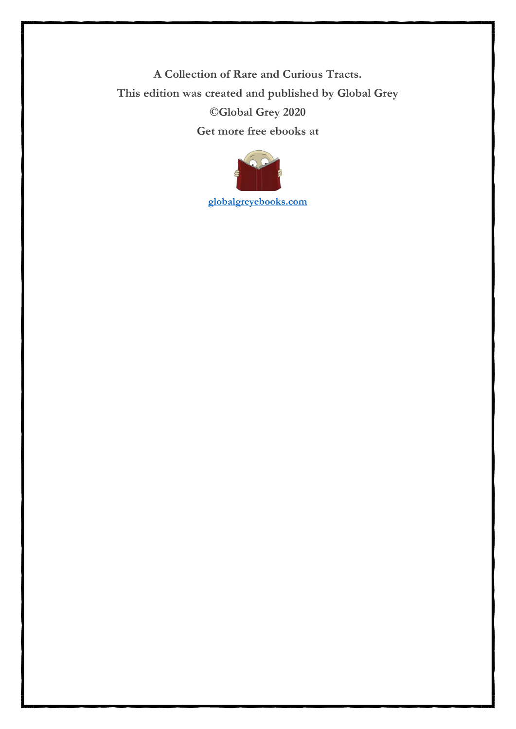**A Collection of Rare and Curious Tracts.**

**This edition was created and published by Global Grey**

**©Global Grey 2020**

**Get more free ebooks at**

**globalgreyebooks.com**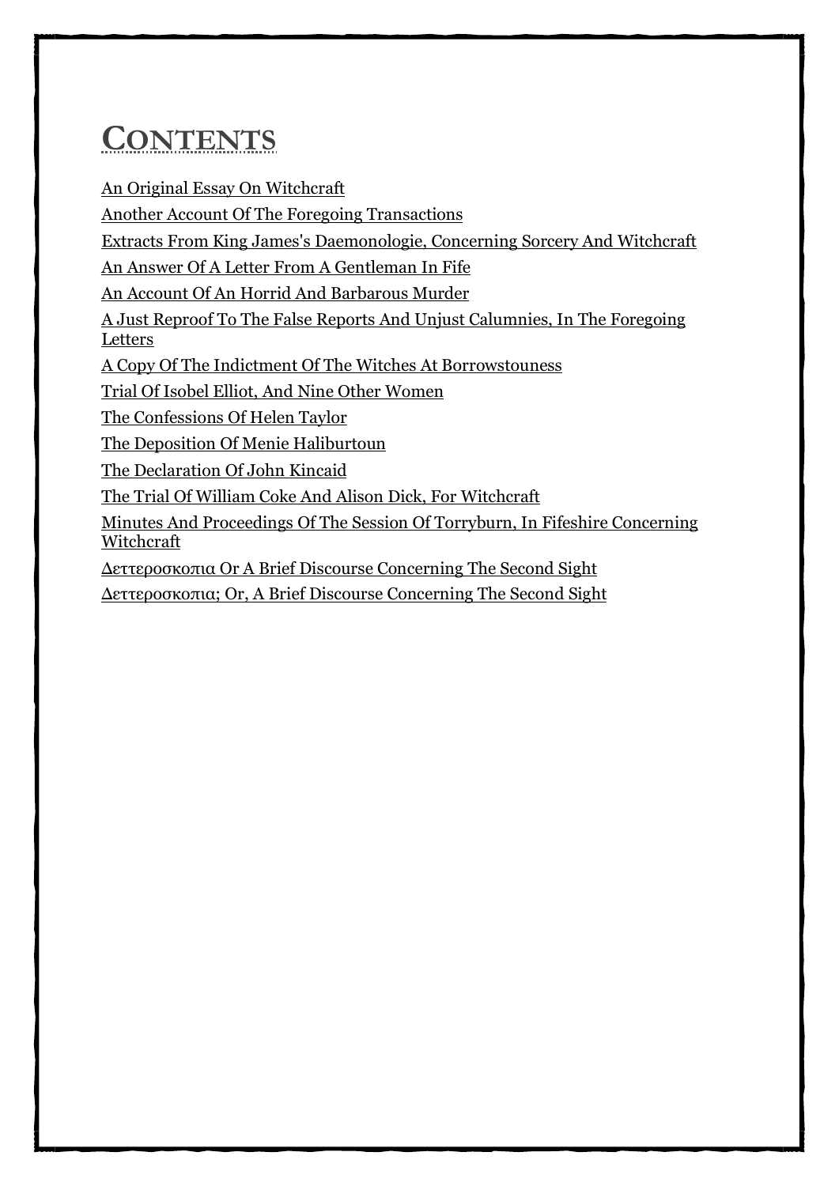# Contents

- An Original Essay On Witchcraft
- Another Account Of The Foregoing Transactions
- Extracts From King James's Daemonologie, Concerning Sorcery And Witchcraft
- An Answer Of A Letter From A Gentleman In Fife
- An Account Of An Horrid And Barbarous Murder
- A Just Reproof To The False Reports And Unjust Calumnies, In The Foregoing Letters
- A Copy Of The Indictment Of The Witches At Borrowstouness
- Trial Of Isobel Elliot, And Nine Other Women
- The Confessions Of Helen Taylor
- The Deposition Of Menie Haliburtoun
- The Declaration Of John Kincaid
- The Trial Of William Coke And Alison Dick, For Witchcraft
- Minutes And Proceedings Of The Session Of Torryburn, In Fifeshire Concerning Witchcraft
- Δεττεροσκοπια Or A Brief Discourse Concerning The Second Sight
- Δεττεροσκοπια; Or, A Brief Discourse Concerning The Second Sight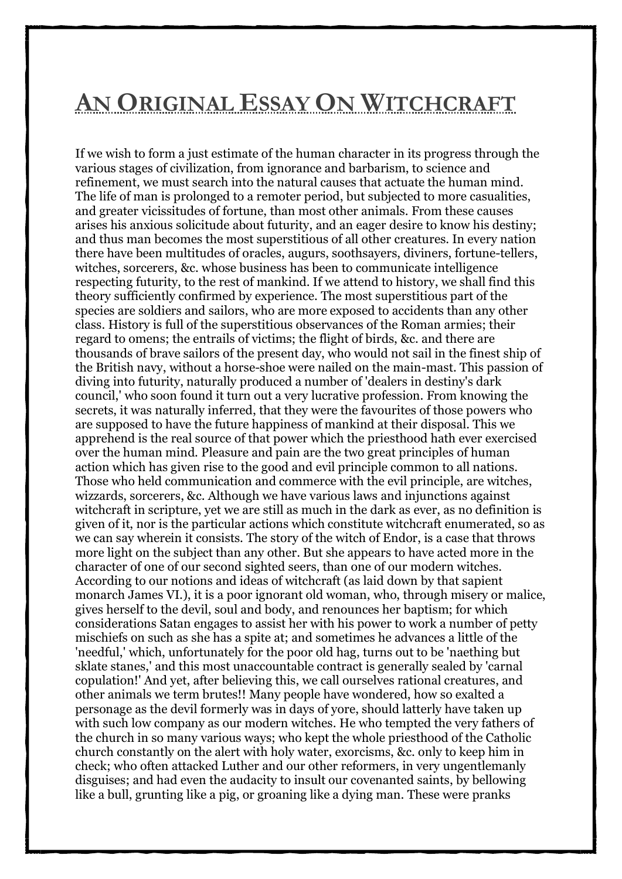# An Original Essay On Witchcraft

If we wish to form a just estimate of the human character in its progress through the various stages of civilization, from ignorance and barbarism, to science and refinement, we must search into the natural causes that actuate the human mind. The life of man is prolonged to a remoter period, but subjected to more casualities, and greater vicissitudes of fortune, than most other animals. From these causes arises his anxious solicitude about futurity, and an eager desire to know his destiny; and thus man becomes the most superstitious of all other creatures. In every nation there have been multitudes of oracles, augurs, soothsayers, diviners, fortune-tellers, witches, sorcerers, &c. whose business has been to communicate intelligence respecting futurity, to the rest of mankind. If we attend to history, we shall find this theory sufficiently confirmed by experience. The most superstitious part of the species are soldiers and sailors, who are more exposed to accidents than any other class. History is full of the superstitious observances of the Roman armies; their regard to omens; the entrails of victims; the flight of birds, &c. and there are thousands of brave sailors of the present day, who would not sail in the finest ship of the British navy, without a horse-shoe were nailed on the main-mast. This passion of diving into futurity, naturally produced a number of 'dealers in destiny's dark council,' who soon found it turn out a very lucrative profession. From knowing the secrets, it was naturally inferred, that they were the favourites of those powers who are supposed to have the future happiness of mankind at their disposal. This we apprehend is the real source of that power which the priesthood hath ever exercised over the human mind. Pleasure and pain are the two great principles of human action which has given rise to the good and evil principle common to all nations. Those who held communication and commerce with the evil principle, are witches, wizzards, sorcerers, &c. Although we have various laws and injunctions against witchcraft in scripture, yet we are still as much in the dark as ever, as no definition is given of it, nor is the particular actions which constitute witchcraft enumerated, so as we can say wherein it consists. The story of the witch of Endor, is a case that throws more light on the subject than any other. But she appears to have acted more in the character of one of our second sighted seers, than one of our modern witches. According to our notions and ideas of witchcraft (as laid down by that sapient monarch James VI.), it is a poor ignorant old woman, who, through misery or malice, gives herself to the devil, soul and body, and renounces her baptism; for which considerations Satan engages to assist her with his power to work a number of petty mischiefs on such as she has a spite at; and sometimes he advances a little of the 'needful,' which, unfortunately for the poor old hag, turns out to be 'naething but sklate stanes,' and this most unaccountable contract is generally sealed by 'carnal copulation!' And yet, after believing this, we call ourselves rational creatures, and other animals we term brutes!! Many people have wondered, how so exalted a personage as the devil formerly was in days of yore, should latterly have taken up with such low company as our modern witches. He who tempted the very fathers of the church in so many various ways; who kept the whole priesthood of the Catholic church constantly on the alert with holy water, exorcisms, &c. only to keep him in check; who often attacked Luther and our other reformers, in very ungentlemanly disguises; and had even the audacity to insult our covenanted saints, by bellowing like a bull, grunting like a pig, or groaning like a dying man. These were pranks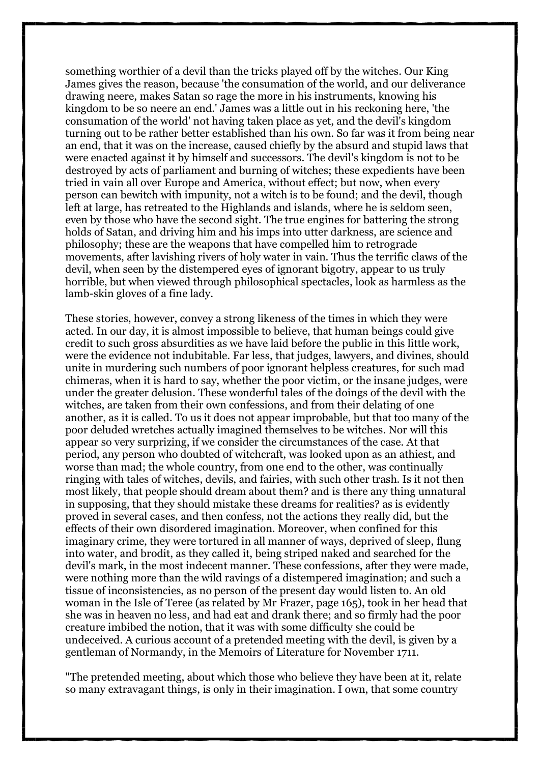something worthier of a devil than the tricks played off by the witches. Our King James gives the reason, because 'the consumation of the world, and our deliverance drawing neere, makes Satan so rage the more in his instruments, knowing his kingdom to be so neere an end.' James was a little out in his reckoning here, 'the consumation of the world' not having taken place as yet, and the devil's kingdom turning out to be rather better established than his own. So far was it from being near an end, that it was on the increase, caused chiefly by the absurd and stupid laws that were enacted against it by himself and successors. The devil's kingdom is not to be destroyed by acts of parliament and burning of witches; these expedients have been tried in vain all over Europe and America, without effect; but now, when every person can bewitch with impunity, not a witch is to be found; and the devil, though left at large, has retreated to the Highlands and islands, where he is seldom seen, even by those who have the second sight. The true engines for battering the strong holds of Satan, and driving him and his imps into utter darkness, are science and philosophy; these are the weapons that have compelled him to retrograde movements, after lavishing rivers of holy water in vain. Thus the terrific claws of the devil, when seen by the distempered eyes of ignorant bigotry, appear to us truly horrible, but when viewed through philosophical spectacles, look as harmless as the lamb-skin gloves of a fine lady.

These stories, however, convey a strong likeness of the times in which they were acted. In our day, it is almost impossible to believe, that human beings could give credit to such gross absurdities as we have laid before the public in this little work, were the evidence not indubitable. Far less, that judges, lawyers, and divines, should unite in murdering such numbers of poor ignorant helpless creatures, for such mad chimeras, when it is hard to say, whether the poor victim, or the insane judges, were under the greater delusion. These wonderful tales of the doings of the devil with the witches, are taken from their own confessions, and from their delating of one another, as it is called. To us it does not appear improbable, but that too many of the poor deluded wretches actually imagined themselves to be witches. Nor will this appear so very surprizing, if we consider the circumstances of the case. At that period, any person who doubted of witchcraft, was looked upon as an athiest, and worse than mad; the whole country, from one end to the other, was continually ringing with tales of witches, devils, and fairies, with such other trash. Is it not then most likely, that people should dream about them? and is there any thing unnatural in supposing, that they should mistake these dreams for realities? as is evidently proved in several cases, and then confess, not the actions they really did, but the effects of their own disordered imagination. Moreover, when confined for this imaginary crime, they were tortured in all manner of ways, deprived of sleep, flung into water, and brodit, as they called it, being striped naked and searched for the devil's mark, in the most indecent manner. These confessions, after they were made, were nothing more than the wild ravings of a distempered imagination; and such a tissue of inconsistencies, as no person of the present day would listen to. An old woman in the Isle of Teree (as related by Mr Frazer, page 165), took in her head that she was in heaven no less, and had eat and drank there; and so firmly had the poor creature imbibed the notion, that it was with some difficulty she could be undeceived. A curious account of a pretended meeting with the devil, is given by a gentleman of Normandy, in the Memoirs of Literature for November 1711.

"The pretended meeting, about which those who believe they have been at it, relate so many extravagant things, is only in their imagination. I own, that some country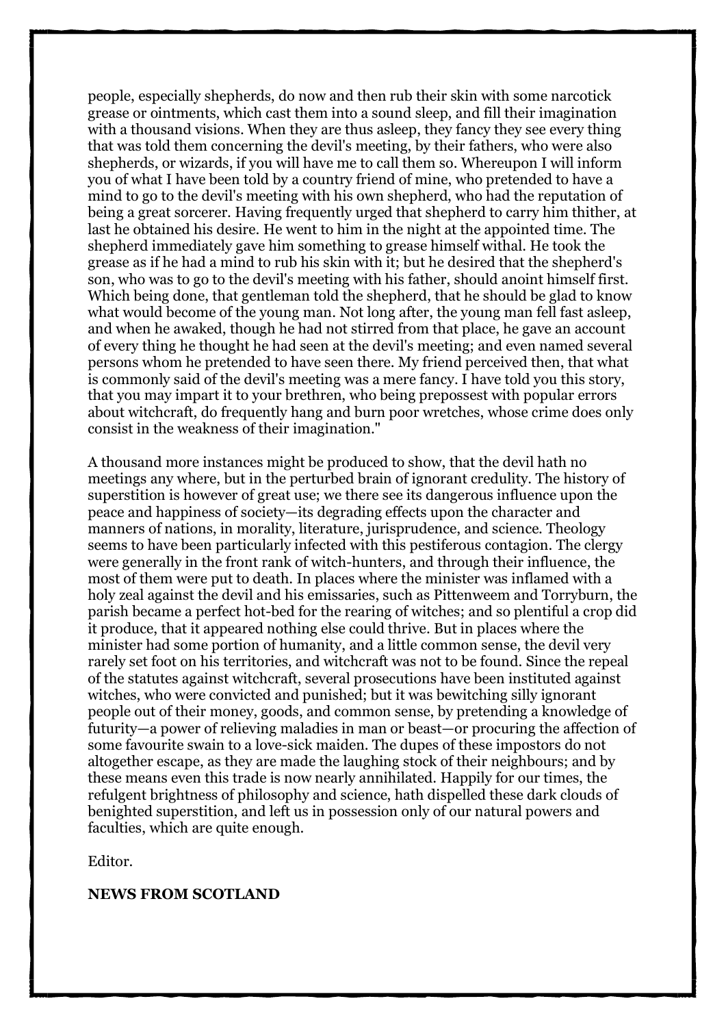people, especially shepherds, do now and then rub their skin with some narcotick grease or ointments, which cast them into a sound sleep, and fill their imagination with a thousand visions. When they are thus asleep, they fancy they see every thing that was told them concerning the devil's meeting, by their fathers, who were also shepherds, or wizards, if you will have me to call them so. Whereupon I will inform you of what I have been told by a country friend of mine, who pretended to have a mind to go to the devil's meeting with his own shepherd, who had the reputation of being a great sorcerer. Having frequently urged that shepherd to carry him thither, at last he obtained his desire. He went to him in the night at the appointed time. The shepherd immediately gave him something to grease himself withal. He took the grease as if he had a mind to rub his skin with it; but he desired that the shepherd's son, who was to go to the devil's meeting with his father, should anoint himself first. Which being done, that gentleman told the shepherd, that he should be glad to know what would become of the young man. Not long after, the young man fell fast asleep, and when he awaked, though he had not stirred from that place, he gave an account of every thing he thought he had seen at the devil's meeting; and even named several persons whom he pretended to have seen there. My friend perceived then, that what is commonly said of the devil's meeting was a mere fancy. I have told you this story, that you may impart it to your brethren, who being prepossest with popular errors about witchcraft, do frequently hang and burn poor wretches, whose crime does only consist in the weakness of their imagination."

A thousand more instances might be produced to show, that the devil hath no meetings any where, but in the perturbed brain of ignorant credulity. The history of superstition is however of great use; we there see its dangerous influence upon the peace and happiness of society—its degrading effects upon the character and manners of nations, in morality, literature, jurisprudence, and science. Theology seems to have been particularly infected with this pestiferous contagion. The clergy were generally in the front rank of witch-hunters, and through their influence, the most of them were put to death. In places where the minister was inflamed with a holy zeal against the devil and his emissaries, such as Pittenweem and Torryburn, the parish became a perfect hot-bed for the rearing of witches; and so plentiful a crop did it produce, that it appeared nothing else could thrive. But in places where the minister had some portion of humanity, and a little common sense, the devil very rarely set foot on his territories, and witchcraft was not to be found. Since the repeal of the statutes against witchcraft, several prosecutions have been instituted against witches, who were convicted and punished; but it was bewitching silly ignorant people out of their money, goods, and common sense, by pretending a knowledge of futurity—a power of relieving maladies in man or beast—or procuring the affection of some favourite swain to a love-sick maiden. The dupes of these impostors do not altogether escape, as they are made the laughing stock of their neighbours; and by these means even this trade is now nearly annihilated. Happily for our times, the refulgent brightness of philosophy and science, hath dispelled these dark clouds of benighted superstition, and left us in possession only of our natural powers and faculties, which are quite enough.

Editor.

**NEWS FROM SCOTLAND**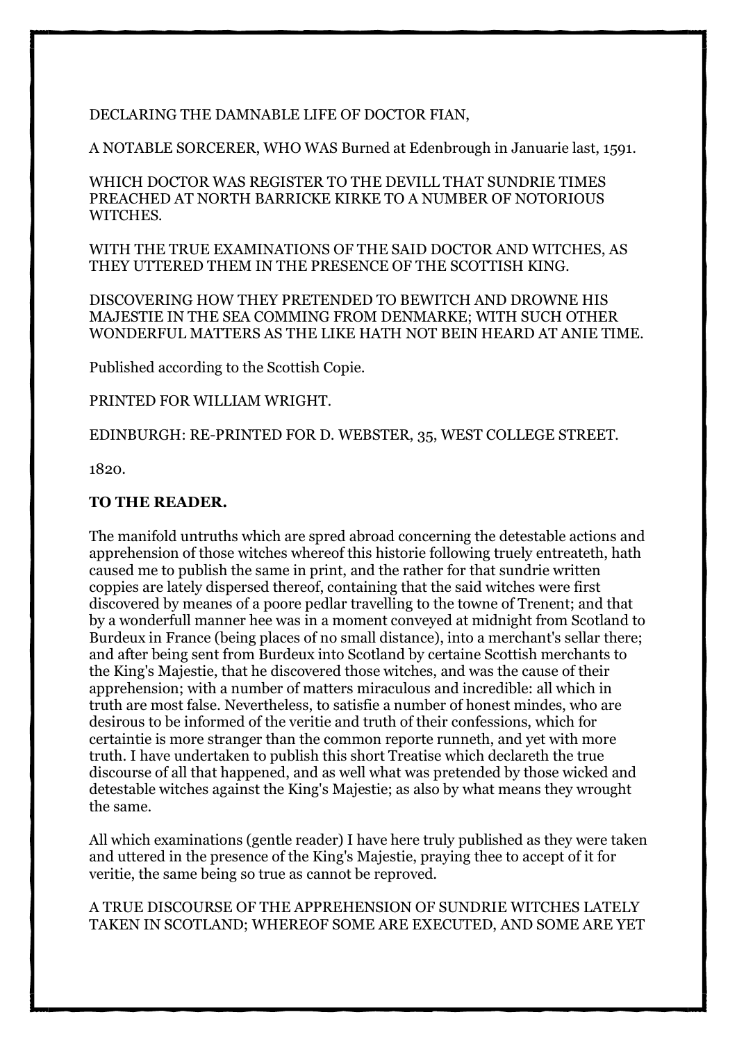DECLARING THE DAMNABLE LIFE OF DOCTOR FIAN,

A NOTABLE SORCERER, WHO WAS Burned at Edenbrough in Januarie last, 1591.

WHICH DOCTOR WAS REGISTER TO THE DEVILL THAT SUNDRIE TIMES PREACHED AT NORTH BARRICKE KIRKE TO A NUMBER OF NOTORIOUS WITCHES.

WITH THE TRUE EXAMINATIONS OF THE SAID DOCTOR AND WITCHES, AS THEY UTTERED THEM IN THE PRESENCE OF THE SCOTTISH KING.

DISCOVERING HOW THEY PRETENDED TO BEWITCH AND DROWNE HIS MAJESTIE IN THE SEA COMMING FROM DENMARKE; WITH SUCH OTHER WONDERFUL MATTERS AS THE LIKE HATH NOT BEIN HEARD AT ANIE TIME.

Published according to the Scottish Copie.

PRINTED FOR WILLIAM WRIGHT.

EDINBURGH: RE-PRINTED FOR D. WEBSTER, 35, WEST COLLEGE STREET.

1820.

## TO THE READER.

The manifold untruths which are spred abroad concerning the detestable actions and apprehension of those witches whereof this historie following truely entreateth, hath caused me to publish the same in print, and the rather for that sundrie written coppies are lately dispersed thereof, containing that the said witches were first discovered by meanes of a poore pedlar travelling to the towne of Trenent; and that by a wonderfull manner hee was in a moment conveyed at midnight from Scotland to Burdeux in France (being places of no small distance), into a merchant's sellar there; and after being sent from Burdeux into Scotland by certaine Scottish merchants to the King's Majestie, that he discovered those witches, and was the cause of their apprehension; with a number of matters miraculous and incredible: all which in truth are most false. Nevertheless, to satisfie a number of honest mindes, who are desirous to be informed of the veritie and truth of their confessions, which for certaintie is more stranger than the common reporte runneth, and yet with more truth. I have undertaken to publish this short Treatise which declareth the true discourse of all that happened, and as well what was pretended by those wicked and detestable witches against the King's Majestie; as also by what means they wrought the same.

All which examinations (gentle reader) I have here truly published as they were taken and uttered in the presence of the King's Majestie, praying thee to accept of it for veritie, the same being so true as cannot be reproved.

A TRUE DISCOURSE OF THE APPREHENSION OF SUNDRIE WITCHES LATELY TAKEN IN SCOTLAND; WHEREOF SOME ARE EXECUTED, AND SOME ARE YET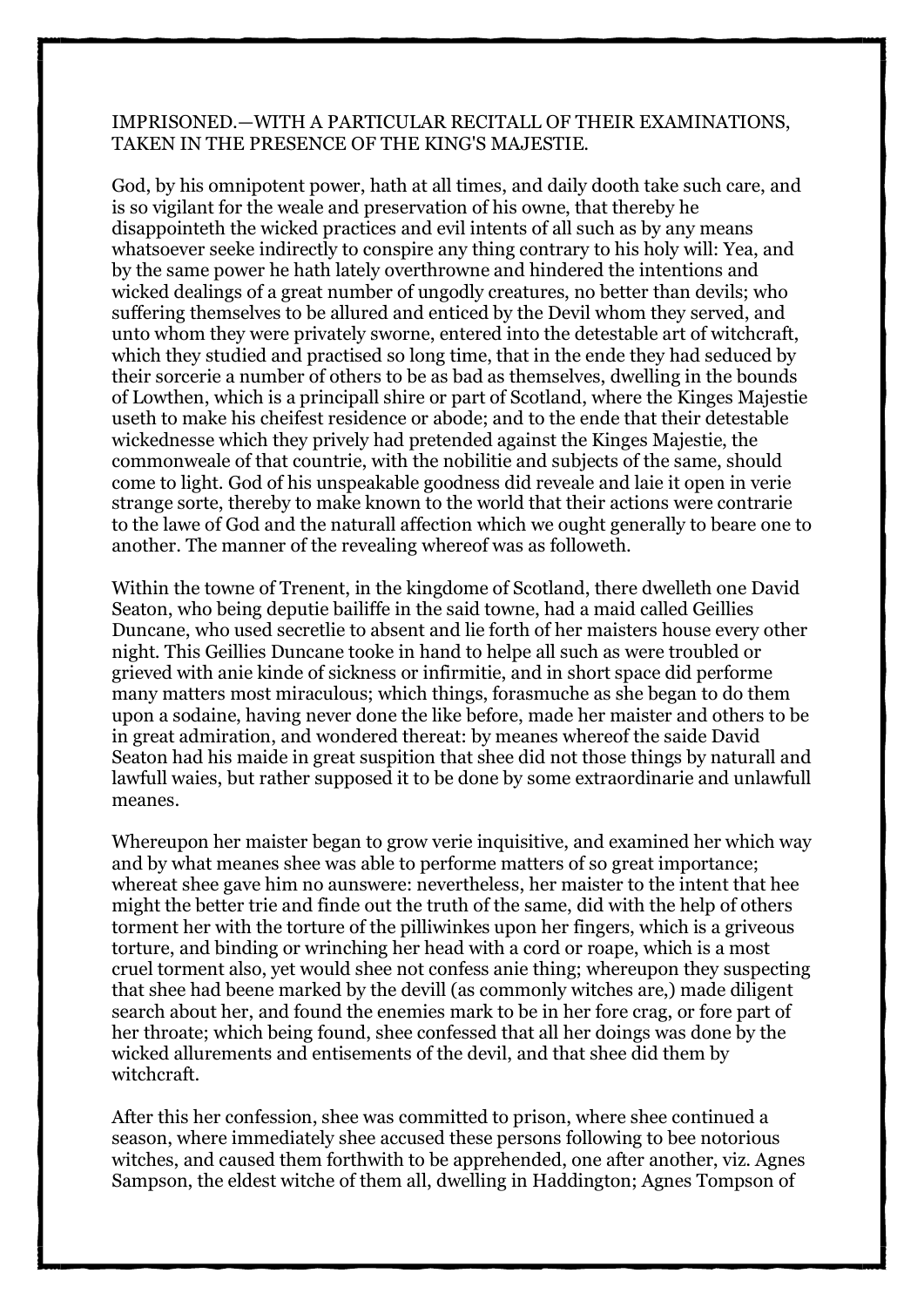IMPRISONED.—WITH A PARTICULAR RECITALL OF THEIR EXAMINATIONS, TAKEN IN THE PRESENCE OF THE KING'S MAJESTIE.

God, by his omnipotent power, hath at all times, and daily dooth take such care, and is so vigilant for the weale and preservation of his owne, that thereby he disappointeth the wicked practices and evil intents of all such as by any means whatsoever seeke indirectly to conspire any thing contrary to his holy will: Yea, and by the same power he hath lately overthrowne and hindered the intentions and wicked dealings of a great number of ungodly creatures, no better than devils; who suffering themselves to be allured and enticed by the Devil whom they served, and unto whom they were privately sworne, entered into the detestable art of witchcraft, which they studied and practised so long time, that in the ende they had seduced by their sorcerie a number of others to be as bad as themselves, dwelling in the bounds of Lowthen, which is a principall shire or part of Scotland, where the Kinges Majestie useth to make his cheifest residence or abode; and to the ende that their detestable wickednesse which they prively had pretended against the Kinges Majestie, the commonweale of that countrie, with the nobilitie and subjects of the same, should come to light. God of his unspeakable goodness did reveale and laie it open in verie strange sorte, thereby to make known to the world that their actions were contrarie to the lawe of God and the naturall affection which we ought generally to beare one to another. The manner of the revealing whereof was as followeth.

Within the towne of Trenent, in the kingdome of Scotland, there dwelleth one David Seaton, who being deputie bailiffe in the said towne, had a maid called Geillies Duncane, who used secretlie to absent and lie forth of her maisters house every other night. This Geillies Duncane tooke in hand to helpe all such as were troubled or grieved with anie kinde of sickness or infirmitie, and in short space did performe many matters most miraculous; which things, forasmuche as she began to do them upon a sodaine, having never done the like before, made her maister and others to be in great admiration, and wondered thereat: by meanes whereof the saide David Seaton had his maide in great suspition that shee did not those things by naturall and lawfull waies, but rather supposed it to be done by some extraordinarie and unlawfull meanes.

Whereupon her maister began to grow verie inquisitive, and examined her which way and by what meanes shee was able to performe matters of so great importance; whereat shee gave him no aunswere: nevertheless, her maister to the intent that hee might the better trie and finde out the truth of the same, did with the help of others torment her with the torture of the pilliwinkes upon her fingers, which is a griveous torture, and binding or wrinching her head with a cord or roape, which is a most cruel torment also, yet would shee not confess anie thing; whereupon they suspecting that shee had beene marked by the devill (as commonly witches are,) made diligent search about her, and found the enemies mark to be in her fore crag, or fore part of her throate; which being found, shee confessed that all her doings was done by the wicked allurements and entisements of the devil, and that shee did them by witchcraft.

After this her confession, shee was committed to prison, where shee continued a season, where immediately shee accused these persons following to bee notorious witches, and caused them forthwith to be apprehended, one after another, viz. Agnes Sampson, the eldest witche of them all, dwelling in Haddington; Agnes Tompson of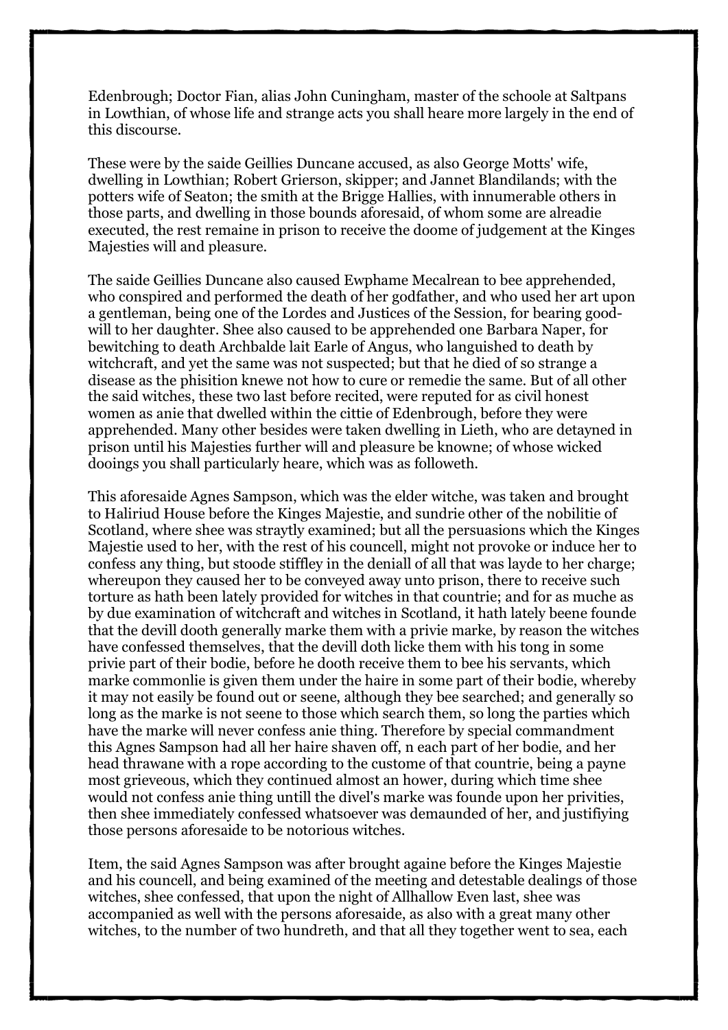Edenbrough; Doctor Fian, alias John Cuningham, master of the schoole at Saltpans in Lowthian, of whose life and strange acts you shall heare more largely in the end of this discourse.

These were by the saide Geillies Duncane accused, as also George Motts' wife, dwelling in Lowthian; Robert Grierson, skipper; and Jannet Blandilands; with the potters wife of Seaton; the smith at the Brigge Hallies, with innumerable others in those parts, and dwelling in those bounds aforesaid, of whom some are alreadie executed, the rest remaine in prison to receive the doome of judgement at the Kinges Majesties will and pleasure.

The saide Geillies Duncane also caused Ewphame Mecalrean to bee apprehended, who conspired and performed the death of her godfather, and who used her art upon a gentleman, being one of the Lordes and Justices of the Session, for bearing good-will to her daughter. Shee also caused to be apprehended one Barbara Naper, for bewitching to death Archbalde lait Earle of Angus, who languished to death by witchcraft, and yet the same was not suspected; but that he died of so strange a disease as the phisition knewe not how to cure or remedie the same. But of all other the said witches, these two last before recited, were reputed for as civil honest women as anie that dwelled within the cittie of Edenbrough, before they were apprehended. Many other besides were taken dwelling in Lieth, who are detayned in prison until his Majesties further will and pleasure be knowne; of whose wicked dooings you shall particularly heare, which was as followeth.

This aforesaide Agnes Sampson, which was the elder witche, was taken and brought to Haliriud House before the Kinges Majestie, and sundrie other of the nobilitie of Scotland, where shee was straytly examined; but all the persuasions which the Kinges Majestie used to her, with the rest of his councell, might not provoke or induce her to confess any thing, but stoode stiffley in the deniall of all that was layde to her charge; whereupon they caused her to be conveyed away unto prison, there to receive such torture as hath been lately provided for witches in that countrie; and for as muche as by due examination of witchcraft and witches in Scotland, it hath lately beene founde that the devill dooth generally marke them with a privie marke, by reason the witches have confessed themselves, that the devill doth licke them with his tong in some privie part of their bodie, before he dooth receive them to bee his servants, which marke commonlie is given them under the haire in some part of their bodie, whereby it may not easily be found out or seene, although they bee searched; and generally so long as the marke is not seene to those which search them, so long the parties which have the marke will never confess anie thing. Therefore by special commandment this Agnes Sampson had all her haire shaven off, n each part of her bodie, and her head thrawane with a rope according to the custome of that countrie, being a payne most grieveous, which they continued almost an hower, during which time shee would not confess anie thing untill the divel's marke was founde upon her privities, then shee immediately confessed whatsoever was demaunded of her, and justifiying those persons aforesaide to be notorious witches.

Item, the said Agnes Sampson was after brought againe before the Kinges Majestie and his councell, and being examined of the meeting and detestable dealings of those witches, shee confessed, that upon the night of Allhallow Even last, shee was accompanied as well with the persons aforesaide, as also with a great many other witches, to the number of two hundreth, and that all they together went to sea, each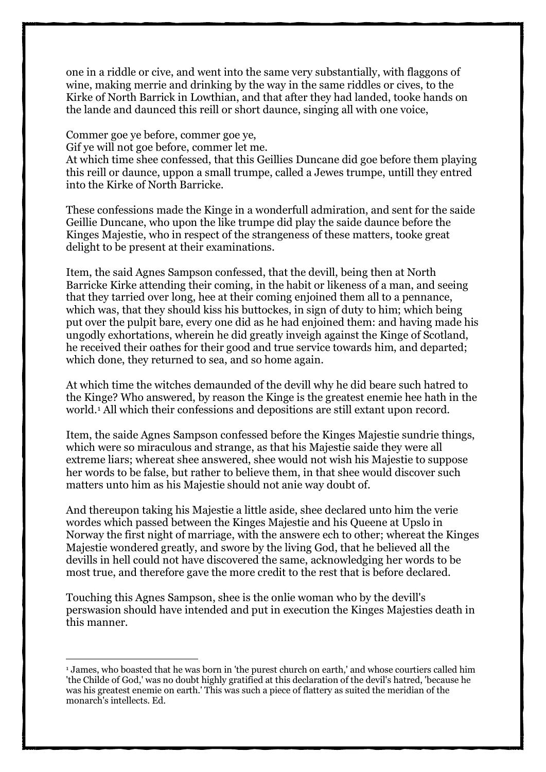one in a riddle or cive, and went into the same very substantially, with flaggons of wine, making merrie and drinking by the way in the same riddles or cives, to the Kirke of North Barrick in Lowthian, and that after they had landed, tooke hands on the lande and daunced this reill or short daunce, singing all with one voice,

Commer goe ye before, commer goe ye,
Gif ye will not goe before, commer let me.
At which time shee confessed, that this Geillies Duncane did goe before them playing this reill or daunce, uppon a small trumpe, called a Jewes trumpe, untill they entred into the Kirke of North Barricke.

These confessions made the Kinge in a wonderfull admiration, and sent for the saide Geillie Duncane, who upon the like trumpe did play the saide daunce before the Kinges Majestie, who in respect of the strangeness of these matters, tooke great delight to be present at their examinations.

Item, the said Agnes Sampson confessed, that the devill, being then at North Barricke Kirke attending their coming, in the habit or likeness of a man, and seeing that they tarried over long, hee at their coming enjoined them all to a pennance, which was, that they should kiss his buttockes, in sign of duty to him; which being put over the pulpit bare, every one did as he had enjoined them: and having made his ungodly exhortations, wherein he did greatly inveigh against the Kinge of Scotland, he received their oathes for their good and true service towards him, and departed; which done, they returned to sea, and so home again.

At which time the witches demaunded of the devill why he did beare such hatred to the Kinge? Who answered, by reason the Kinge is the greatest enemie hee hath in the world.[1] All which their confessions and depositions are still extant upon record.

Item, the saide Agnes Sampson confessed before the Kinges Majestie sundrie things, which were so miraculous and strange, as that his Majestie saide they were all extreme liars; whereat shee answered, shee would not wish his Majestie to suppose her words to be false, but rather to believe them, in that shee would discover such matters unto him as his Majestie should not anie way doubt of.

And thereupon taking his Majestie a little aside, shee declared unto him the verie wordes which passed between the Kinges Majestie and his Queene at Upslo in Norway the first night of marriage, with the answere ech to other; whereat the Kinges Majestie wondered greatly, and swore by the living God, that he believed all the devills in hell could not have discovered the same, acknowledging her words to be most true, and therefore gave the more credit to the rest that is before declared.

Touching this Agnes Sampson, shee is the onlie woman who by the devill's perswasion should have intended and put in execution the Kinges Majesties death in this manner.

---

[1] James, who boasted that he was born in 'the purest church on earth,' and whose courtiers called him 'the Childe of God,' was no doubt highly gratified at this declaration of the devil's hatred, 'because he was his greatest enemie on earth.' This was such a piece of flattery as suited the meridian of the monarch's intellects. Ed.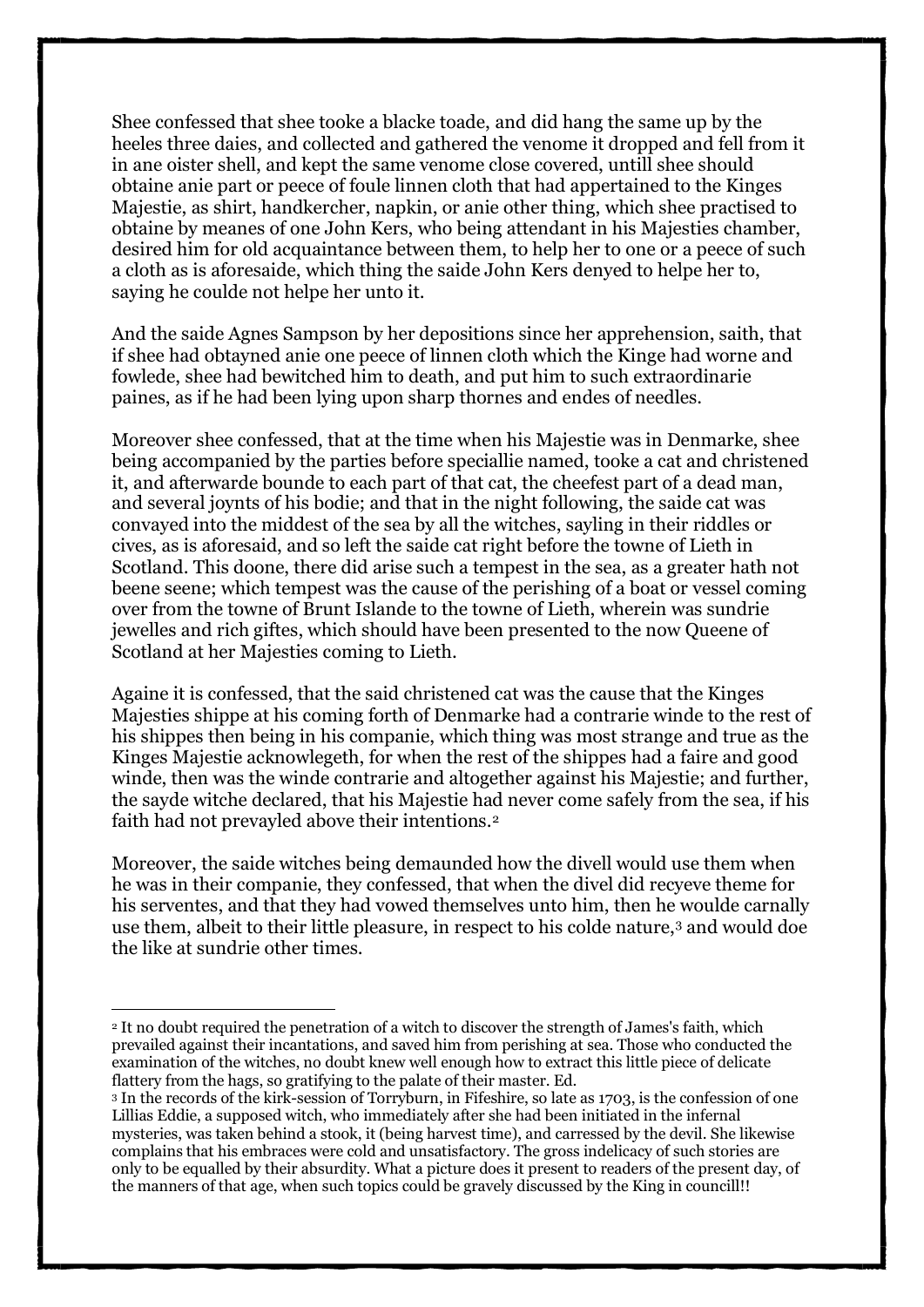Shee confessed that shee tooke a blacke toade, and did hang the same up by the heeles three daies, and collected and gathered the venome it dropped and fell from it in ane oister shell, and kept the same venome close covered, untill shee should obtaine anie part or peece of foule linnen cloth that had appertained to the Kinges Majestie, as shirt, handkercher, napkin, or anie other thing, which shee practised to obtaine by meanes of one John Kers, who being attendant in his Majesties chamber, desired him for old acquaintance between them, to help her to one or a peece of such a cloth as is aforesaide, which thing the saide John Kers denyed to helpe her to, saying he coulde not helpe her unto it.

And the saide Agnes Sampson by her depositions since her apprehension, saith, that if shee had obtayned anie one peece of linnen cloth which the Kinge had worne and fowlede, shee had bewitched him to death, and put him to such extraordinarie paines, as if he had been lying upon sharp thornes and endes of needles.

Moreover shee confessed, that at the time when his Majestie was in Denmarke, shee being accompanied by the parties before speciallie named, tooke a cat and christened it, and afterwarde bounde to each part of that cat, the cheefest part of a dead man, and several joynts of his bodie; and that in the night following, the saide cat was convayed into the middest of the sea by all the witches, sayling in their riddles or cives, as is aforesaid, and so left the saide cat right before the towne of Lieth in Scotland. This doone, there did arise such a tempest in the sea, as a greater hath not beene seene; which tempest was the cause of the perishing of a boat or vessel coming over from the towne of Brunt Islande to the towne of Lieth, wherein was sundrie jewelles and rich giftes, which should have been presented to the now Queene of Scotland at her Majesties coming to Lieth.

Againe it is confessed, that the said christened cat was the cause that the Kinges Majesties shippe at his coming forth of Denmarke had a contrarie winde to the rest of his shippes then being in his companie, which thing was most strange and true as the Kinges Majestie acknowlegeth, for when the rest of the shippes had a faire and good winde, then was the winde contrarie and altogether against his Majestie; and further, the sayde witche declared, that his Majestie had never come safely from the sea, if his faith had not prevayled above their intentions.[2]

Moreover, the saide witches being demaunded how the divell would use them when he was in their companie, they confessed, that when the divel did recyeve theme for his serventes, and that they had vowed themselves unto him, then he woulde carnally use them, albeit to their little pleasure, in respect to his colde nature,[3] and would doe the like at sundrie other times.

---

[2] It no doubt required the penetration of a witch to discover the strength of James's faith, which prevailed against their incantations, and saved him from perishing at sea. Those who conducted the examination of the witches, no doubt knew well enough how to extract this little piece of delicate flattery from the hags, so gratifying to the palate of their master. Ed.

[3] In the records of the kirk-session of Torryburn, in Fifeshire, so late as 1703, is the confession of one Lillias Eddie, a supposed witch, who immediately after she had been initiated in the infernal mysteries, was taken behind a stook, it (being harvest time), and carressed by the devil. She likewise complains that his embraces were cold and unsatisfactory. The gross indelicacy of such stories are only to be equalled by their absurdity. What a picture does it present to readers of the present day, of the manners of that age, when such topics could be gravely discussed by the King in councill!!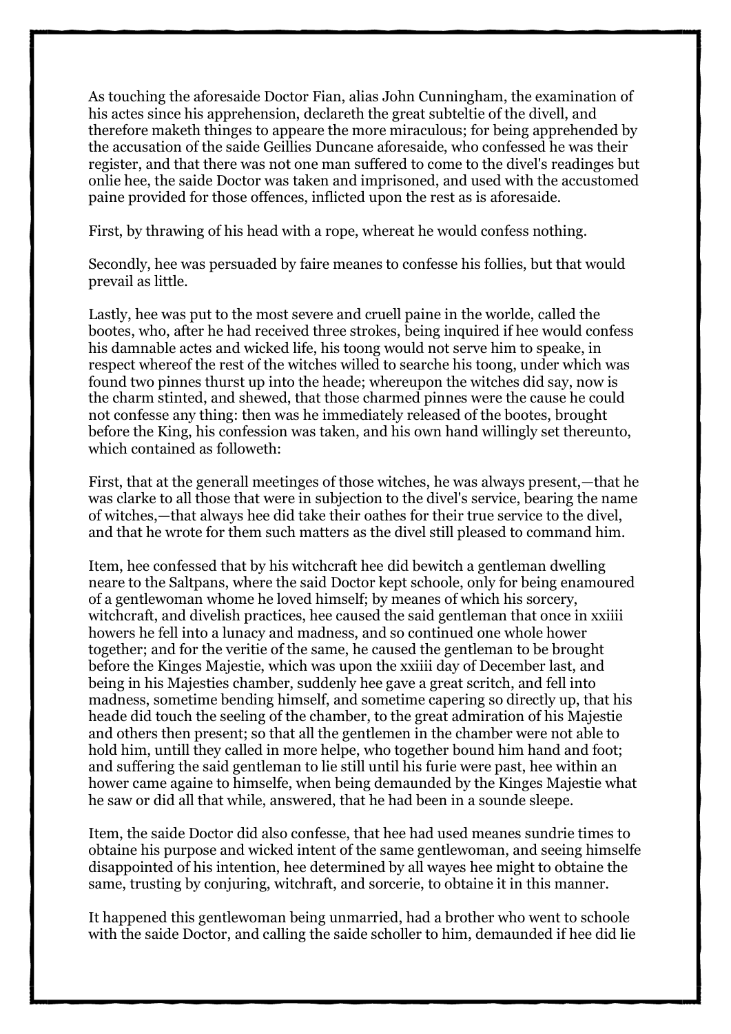As touching the aforesaide Doctor Fian, alias John Cunningham, the examination of his actes since his apprehension, declareth the great subteltie of the divell, and therefore maketh thinges to appeare the more miraculous; for being apprehended by the accusation of the saide Geillies Duncane aforesaide, who confessed he was their register, and that there was not one man suffered to come to the divel's readinges but onlie hee, the saide Doctor was taken and imprisoned, and used with the accustomed paine provided for those offences, inflicted upon the rest as is aforesaide.

First, by thrawing of his head with a rope, whereat he would confess nothing.

Secondly, hee was persuaded by faire meanes to confesse his follies, but that would prevail as little.

Lastly, hee was put to the most severe and cruell paine in the worlde, called the bootes, who, after he had received three strokes, being inquired if hee would confess his damnable actes and wicked life, his toong would not serve him to speake, in respect whereof the rest of the witches willed to searche his toong, under which was found two pinnes thurst up into the heade; whereupon the witches did say, now is the charm stinted, and shewed, that those charmed pinnes were the cause he could not confesse any thing: then was he immediately released of the bootes, brought before the King, his confession was taken, and his own hand willingly set thereunto, which contained as followeth:

First, that at the generall meetinges of those witches, he was always present,—that he was clarke to all those that were in subjection to the divel's service, bearing the name of witches,—that always hee did take their oathes for their true service to the divel, and that he wrote for them such matters as the divel still pleased to command him.

Item, hee confessed that by his witchcraft hee did bewitch a gentleman dwelling neare to the Saltpans, where the said Doctor kept schoole, only for being enamoured of a gentlewoman whome he loved himself; by meanes of which his sorcery, witchcraft, and divelish practices, hee caused the said gentleman that once in xxiiii howers he fell into a lunacy and madness, and so continued one whole hower together; and for the veritie of the same, he caused the gentleman to be brought before the Kinges Majestie, which was upon the xxiiii day of December last, and being in his Majesties chamber, suddenly hee gave a great scritch, and fell into madness, sometime bending himself, and sometime capering so directly up, that his heade did touch the seeling of the chamber, to the great admiration of his Majestie and others then present; so that all the gentlemen in the chamber were not able to hold him, untill they called in more helpe, who together bound him hand and foot; and suffering the said gentleman to lie still until his furie were past, hee within an hower came againe to himselfe, when being demaunded by the Kinges Majestie what he saw or did all that while, answered, that he had been in a sounde sleepe.

Item, the saide Doctor did also confesse, that hee had used meanes sundrie times to obtaine his purpose and wicked intent of the same gentlewoman, and seeing himselfe disappointed of his intention, hee determined by all wayes hee might to obtaine the same, trusting by conjuring, witchraft, and sorcerie, to obtaine it in this manner.

It happened this gentlewoman being unmarried, had a brother who went to schoole with the saide Doctor, and calling the saide scholler to him, demaunded if hee did lie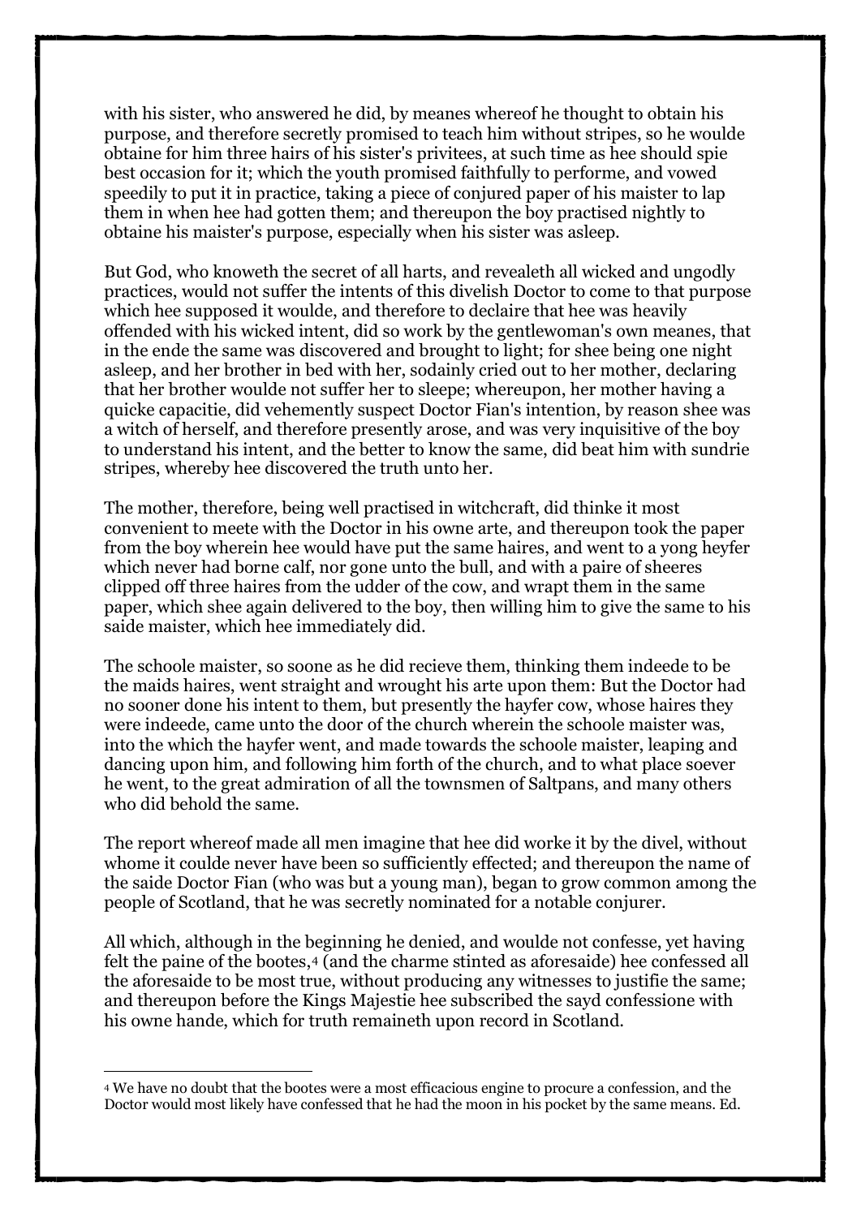with his sister, who answered he did, by meanes whereof he thought to obtain his purpose, and therefore secretly promised to teach him without stripes, so he woulde obtaine for him three hairs of his sister's privitees, at such time as hee should spie best occasion for it; which the youth promised faithfully to performe, and vowed speedily to put it in practice, taking a piece of conjured paper of his maister to lap them in when hee had gotten them; and thereupon the boy practised nightly to obtaine his maister's purpose, especially when his sister was asleep.

But God, who knoweth the secret of all harts, and revealeth all wicked and ungodly practices, would not suffer the intents of this divelish Doctor to come to that purpose which hee supposed it woulde, and therefore to declaire that hee was heavily offended with his wicked intent, did so work by the gentlewoman's own meanes, that in the ende the same was discovered and brought to light; for shee being one night asleep, and her brother in bed with her, sodainly cried out to her mother, declaring that her brother woulde not suffer her to sleepe; whereupon, her mother having a quicke capacitie, did vehemently suspect Doctor Fian's intention, by reason shee was a witch of herself, and therefore presently arose, and was very inquisitive of the boy to understand his intent, and the better to know the same, did beat him with sundrie stripes, whereby hee discovered the truth unto her.

The mother, therefore, being well practised in witchcraft, did thinke it most convenient to meete with the Doctor in his owne arte, and thereupon took the paper from the boy wherein hee would have put the same haires, and went to a yong heyfer which never had borne calf, nor gone unto the bull, and with a paire of sheeres clipped off three haires from the udder of the cow, and wrapt them in the same paper, which shee again delivered to the boy, then willing him to give the same to his saide maister, which hee immediately did.

The schoole maister, so soone as he did recieve them, thinking them indeede to be the maids haires, went straight and wrought his arte upon them: But the Doctor had no sooner done his intent to them, but presently the hayfer cow, whose haires they were indeede, came unto the door of the church wherein the schoole maister was, into the which the hayfer went, and made towards the schoole maister, leaping and dancing upon him, and following him forth of the church, and to what place soever he went, to the great admiration of all the townsmen of Saltpans, and many others who did behold the same.

The report whereof made all men imagine that hee did worke it by the divel, without whome it coulde never have been so sufficiently effected; and thereupon the name of the saide Doctor Fian (who was but a young man), began to grow common among the people of Scotland, that he was secretly nominated for a notable conjurer.

All which, although in the beginning he denied, and woulde not confesse, yet having felt the paine of the bootes,[4] (and the charme stinted as aforesaide) hee confessed all the aforesaide to be most true, without producing any witnesses to justifie the same; and thereupon before the Kings Majestie hee subscribed the sayd confessione with his owne hande, which for truth remaineth upon record in Scotland.

---

[4] We have no doubt that the bootes were a most efficacious engine to procure a confession, and the Doctor would most likely have confessed that he had the moon in his pocket by the same means. Ed.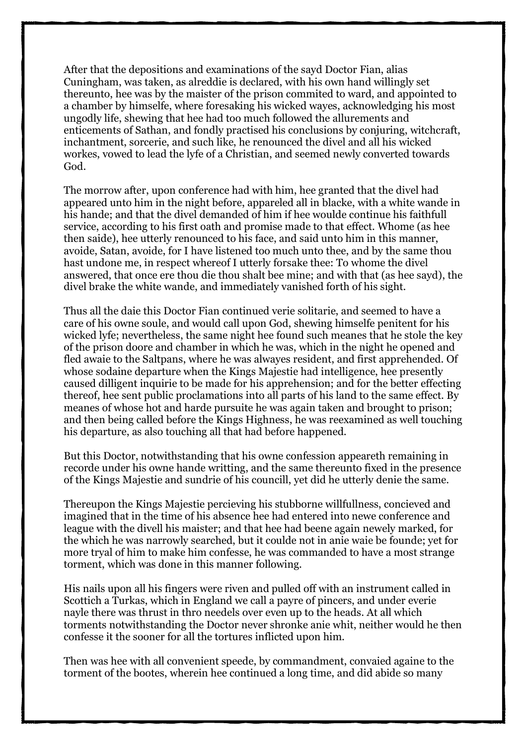After that the depositions and examinations of the sayd Doctor Fian, alias Cuningham, was taken, as alreddie is declared, with his own hand willingly set thereunto, hee was by the maister of the prison commited to ward, and appointed to a chamber by himselfe, where foresaking his wicked wayes, acknowledging his most ungodly life, shewing that hee had too much followed the allurements and enticements of Sathan, and fondly practised his conclusions by conjuring, witchcraft, inchantment, sorcerie, and such like, he renounced the divel and all his wicked workes, vowed to lead the lyfe of a Christian, and seemed newly converted towards God.

The morrow after, upon conference had with him, hee granted that the divel had appeared unto him in the night before, appareled all in blacke, with a white wande in his hande; and that the divel demanded of him if hee woulde continue his faithfull service, according to his first oath and promise made to that effect. Whome (as hee then saide), hee utterly renounced to his face, and said unto him in this manner, avoide, Satan, avoide, for I have listened too much unto thee, and by the same thou hast undone me, in respect whereof I utterly forsake thee: To whome the divel answered, that once ere thou die thou shalt bee mine; and with that (as hee sayd), the divel brake the white wande, and immediately vanished forth of his sight.

Thus all the daie this Doctor Fian continued verie solitarie, and seemed to have a care of his owne soule, and would call upon God, shewing himselfe penitent for his wicked lyfe; nevertheless, the same night hee found such meanes that he stole the key of the prison doore and chamber in which he was, which in the night he opened and fled awaie to the Saltpans, where he was alwayes resident, and first apprehended. Of whose sodaine departure when the Kings Majestie had intelligence, hee presently caused dilligent inquirie to be made for his apprehension; and for the better effecting thereof, hee sent public proclamations into all parts of his land to the same effect. By meanes of whose hot and harde pursuite he was again taken and brought to prison; and then being called before the Kings Highness, he was reexamined as well touching his departure, as also touching all that had before happened.

But this Doctor, notwithstanding that his owne confession appeareth remaining in recorde under his owne hande writting, and the same thereunto fixed in the presence of the Kings Majestie and sundrie of his councill, yet did he utterly denie the same.

Thereupon the Kings Majestie percieving his stubborne willfullness, concieved and imagined that in the time of his absence hee had entered into newe conference and league with the divell his maister; and that hee had beene again newely marked, for the which he was narrowly searched, but it coulde not in anie waie be founde; yet for more tryal of him to make him confesse, he was commanded to have a most strange torment, which was done in this manner following.

His nails upon all his fingers were riven and pulled off with an instrument called in Scottich a Turkas, which in England we call a payre of pincers, and under everie nayle there was thrust in thro needels over even up to the heads. At all which torments notwithstanding the Doctor never shronke anie whit, neither would he then confesse it the sooner for all the tortures inflicted upon him.

Then was hee with all convenient speede, by commandment, convaied againe to the torment of the bootes, wherein hee continued a long time, and did abide so many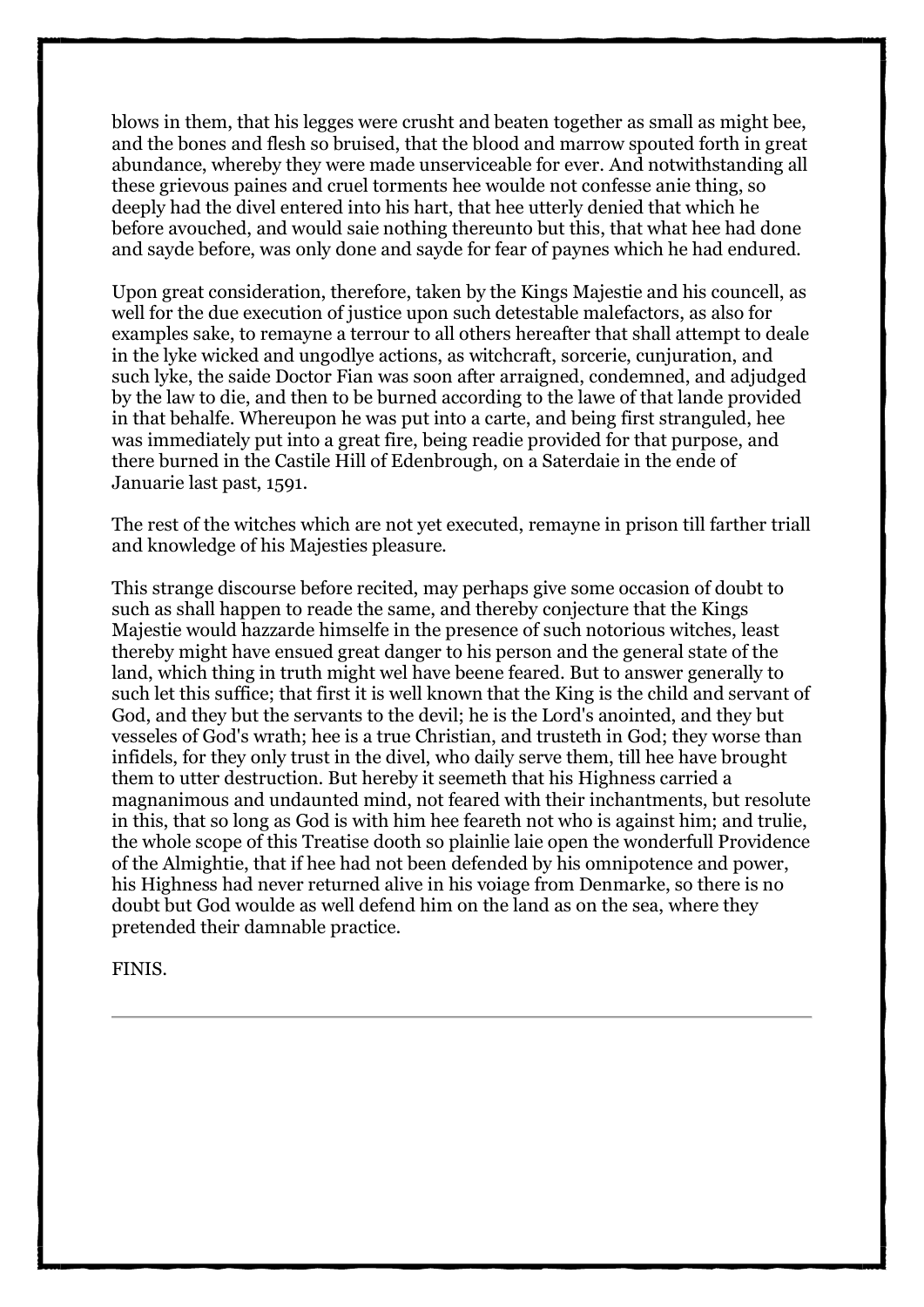blows in them, that his legges were crusht and beaten together as small as might bee, and the bones and flesh so bruised, that the blood and marrow spouted forth in great abundance, whereby they were made unserviceable for ever. And notwithstanding all these grievous paines and cruel torments hee woulde not confesse anie thing, so deeply had the divel entered into his hart, that hee utterly denied that which he before avouched, and would saie nothing thereunto but this, that what hee had done and sayde before, was only done and sayde for fear of paynes which he had endured.

Upon great consideration, therefore, taken by the Kings Majestie and his councell, as well for the due execution of justice upon such detestable malefactors, as also for examples sake, to remayne a terrour to all others hereafter that shall attempt to deale in the lyke wicked and ungodlye actions, as witchcraft, sorcerie, cunjuration, and such lyke, the saide Doctor Fian was soon after arraigned, condemned, and adjudged by the law to die, and then to be burned according to the lawe of that lande provided in that behalfe. Whereupon he was put into a carte, and being first stranguled, hee was immediately put into a great fire, being readie provided for that purpose, and there burned in the Castile Hill of Edenbrough, on a Saterdaie in the ende of Januarie last past, 1591.

The rest of the witches which are not yet executed, remayne in prison till farther triall and knowledge of his Majesties pleasure.

This strange discourse before recited, may perhaps give some occasion of doubt to such as shall happen to reade the same, and thereby conjecture that the Kings Majestie would hazzarde himselfe in the presence of such notorious witches, least thereby might have ensued great danger to his person and the general state of the land, which thing in truth might wel have beene feared. But to answer generally to such let this suffice; that first it is well known that the King is the child and servant of God, and they but the servants to the devil; he is the Lord's anointed, and they but vesseles of God's wrath; hee is a true Christian, and trusteth in God; they worse than infidels, for they only trust in the divel, who daily serve them, till hee have brought them to utter destruction. But hereby it seemeth that his Highness carried a magnanimous and undaunted mind, not feared with their inchantments, but resolute in this, that so long as God is with him hee feareth not who is against him; and trulie, the whole scope of this Treatise dooth so plainlie laie open the wonderfull Providence of the Almightie, that if hee had not been defended by his omnipotence and power, his Highness had never returned alive in his voiage from Denmarke, so there is no doubt but God woulde as well defend him on the land as on the sea, where they pretended their damnable practice.

FINIS.

---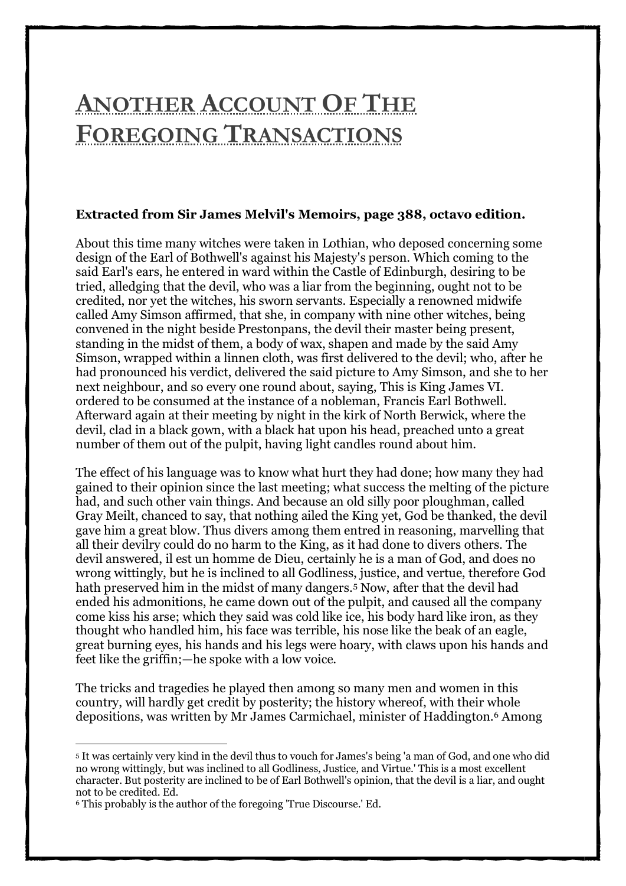# Another Account Of The Foregoing Transactions

**Extracted from Sir James Melvil's Memoirs, page 388, octavo edition.**

About this time many witches were taken in Lothian, who deposed concerning some design of the Earl of Bothwell's against his Majesty's person. Which coming to the said Earl's ears, he entered in ward within the Castle of Edinburgh, desiring to be tried, alledging that the devil, who was a liar from the beginning, ought not to be credited, nor yet the witches, his sworn servants. Especially a renowned midwife called Amy Simson affirmed, that she, in company with nine other witches, being convened in the night beside Prestonpans, the devil their master being present, standing in the midst of them, a body of wax, shapen and made by the said Amy Simson, wrapped within a linnen cloth, was first delivered to the devil; who, after he had pronounced his verdict, delivered the said picture to Amy Simson, and she to her next neighbour, and so every one round about, saying, This is King James VI. ordered to be consumed at the instance of a nobleman, Francis Earl Bothwell. Afterward again at their meeting by night in the kirk of North Berwick, where the devil, clad in a black gown, with a black hat upon his head, preached unto a great number of them out of the pulpit, having light candles round about him.

The effect of his language was to know what hurt they had done; how many they had gained to their opinion since the last meeting; what success the melting of the picture had, and such other vain things. And because an old silly poor ploughman, called Gray Meilt, chanced to say, that nothing ailed the King yet, God be thanked, the devil gave him a great blow. Thus divers among them entred in reasoning, marvelling that all their devilry could do no harm to the King, as it had done to divers others. The devil answered, il est un homme de Dieu, certainly he is a man of God, and does no wrong wittingly, but he is inclined to all Godliness, justice, and vertue, therefore God hath preserved him in the midst of many dangers.[5] Now, after that the devil had ended his admonitions, he came down out of the pulpit, and caused all the company come kiss his arse; which they said was cold like ice, his body hard like iron, as they thought who handled him, his face was terrible, his nose like the beak of an eagle, great burning eyes, his hands and his legs were hoary, with claws upon his hands and feet like the griffin;—he spoke with a low voice.

The tricks and tragedies he played then among so many men and women in this country, will hardly get credit by posterity; the history whereof, with their whole depositions, was written by Mr James Carmichael, minister of Haddington.[6] Among

---

[5] It was certainly very kind in the devil thus to vouch for James's being 'a man of God, and one who did no wrong wittingly, but was inclined to all Godliness, Justice, and Virtue.' This is a most excellent character. But posterity are inclined to be of Earl Bothwell's opinion, that the devil is a liar, and ought not to be credited. Ed.

[6] This probably is the author of the foregoing 'True Discourse.' Ed.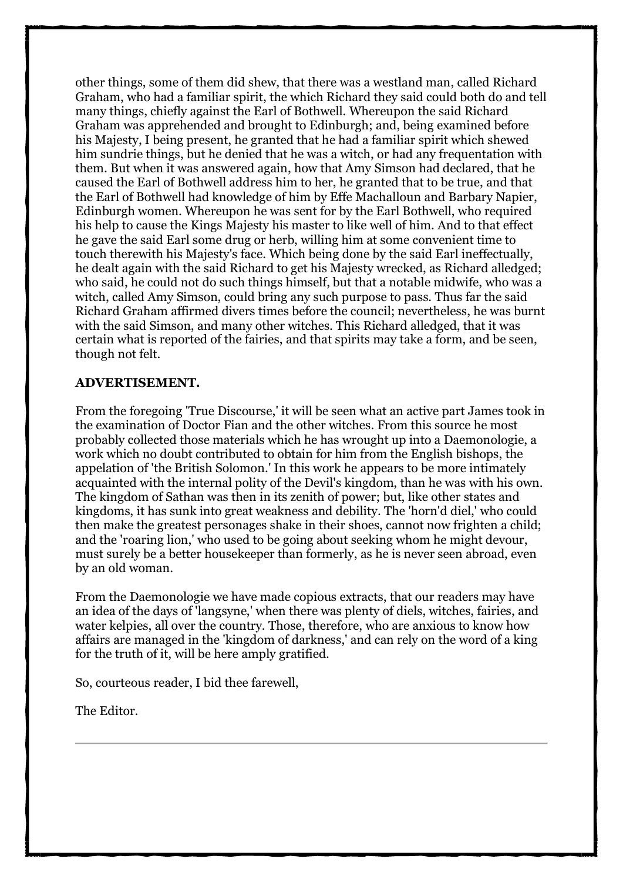other things, some of them did shew, that there was a westland man, called Richard Graham, who had a familiar spirit, the which Richard they said could both do and tell many things, chiefly against the Earl of Bothwell. Whereupon the said Richard Graham was apprehended and brought to Edinburgh; and, being examined before his Majesty, I being present, he granted that he had a familiar spirit which shewed him sundrie things, but he denied that he was a witch, or had any frequentation with them. But when it was answered again, how that Amy Simson had declared, that he caused the Earl of Bothwell address him to her, he granted that to be true, and that the Earl of Bothwell had knowledge of him by Effe Machalloun and Barbary Napier, Edinburgh women. Whereupon he was sent for by the Earl Bothwell, who required his help to cause the Kings Majesty his master to like well of him. And to that effect he gave the said Earl some drug or herb, willing him at some convenient time to touch therewith his Majesty's face. Which being done by the said Earl ineffectually, he dealt again with the said Richard to get his Majesty wrecked, as Richard alledged; who said, he could not do such things himself, but that a notable midwife, who was a witch, called Amy Simson, could bring any such purpose to pass. Thus far the said Richard Graham affirmed divers times before the council; nevertheless, he was burnt with the said Simson, and many other witches. This Richard alledged, that it was certain what is reported of the fairies, and that spirits may take a form, and be seen, though not felt.

**ADVERTISEMENT.**

From the foregoing 'True Discourse,' it will be seen what an active part James took in the examination of Doctor Fian and the other witches. From this source he most probably collected those materials which he has wrought up into a Daemonologie, a work which no doubt contributed to obtain for him from the English bishops, the appelation of 'the British Solomon.' In this work he appears to be more intimately acquainted with the internal polity of the Devil's kingdom, than he was with his own. The kingdom of Sathan was then in its zenith of power; but, like other states and kingdoms, it has sunk into great weakness and debility. The 'horn'd diel,' who could then make the greatest personages shake in their shoes, cannot now frighten a child; and the 'roaring lion,' who used to be going about seeking whom he might devour, must surely be a better housekeeper than formerly, as he is never seen abroad, even by an old woman.

From the Daemonologie we have made copious extracts, that our readers may have an idea of the days of 'langsyne,' when there was plenty of diels, witches, fairies, and water kelpies, all over the country. Those, therefore, who are anxious to know how affairs are managed in the 'kingdom of darkness,' and can rely on the word of a king for the truth of it, will be here amply gratified.

So, courteous reader, I bid thee farewell,

The Editor.

---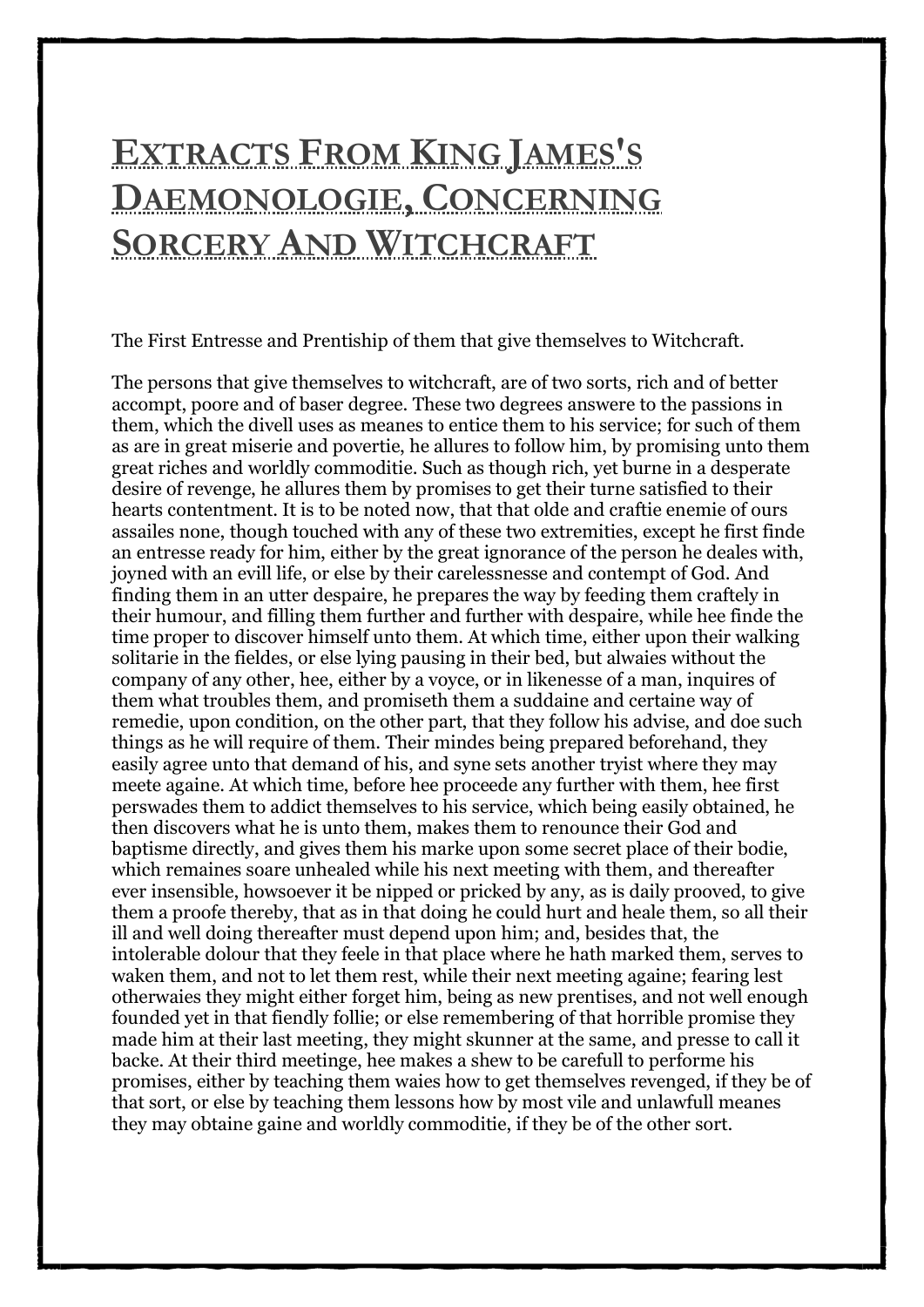# Extracts From King James's Daemonologie, Concerning Sorcery And Witchcraft

The First Entresse and Prentiship of them that give themselves to Witchcraft.

The persons that give themselves to witchcraft, are of two sorts, rich and of better accompt, poore and of baser degree. These two degrees answere to the passions in them, which the divell uses as meanes to entice them to his service; for such of them as are in great miserie and povertie, he allures to follow him, by promising unto them great riches and worldly commoditie. Such as though rich, yet burne in a desperate desire of revenge, he allures them by promises to get their turne satisfied to their hearts contentment. It is to be noted now, that that olde and craftie enemie of ours assailes none, though touched with any of these two extremities, except he first finde an entresse ready for him, either by the great ignorance of the person he deales with, joyned with an evill life, or else by their carelessnesse and contempt of God. And finding them in an utter despaire, he prepares the way by feeding them craftely in their humour, and filling them further and further with despaire, while hee finde the time proper to discover himself unto them. At which time, either upon their walking solitarie in the fieldes, or else lying pausing in their bed, but alwaies without the company of any other, hee, either by a voyce, or in likenesse of a man, inquires of them what troubles them, and promiseth them a suddaine and certaine way of remedie, upon condition, on the other part, that they follow his advise, and doe such things as he will require of them. Their mindes being prepared beforehand, they easily agree unto that demand of his, and syne sets another tryist where they may meete againe. At which time, before hee proceede any further with them, hee first perswades them to addict themselves to his service, which being easily obtained, he then discovers what he is unto them, makes them to renounce their God and baptisme directly, and gives them his marke upon some secret place of their bodie, which remaines soare unhealed while his next meeting with them, and thereafter ever insensible, howsoever it be nipped or pricked by any, as is daily prooved, to give them a proofe thereby, that as in that doing he could hurt and heale them, so all their ill and well doing thereafter must depend upon him; and, besides that, the intolerable dolour that they feele in that place where he hath marked them, serves to waken them, and not to let them rest, while their next meeting againe; fearing lest otherwaies they might either forget him, being as new prentises, and not well enough founded yet in that fiendly follie; or else remembering of that horrible promise they made him at their last meeting, they might skunner at the same, and presse to call it backe. At their third meetinge, hee makes a shew to be carefull to performe his promises, either by teaching them waies how to get themselves revenged, if they be of that sort, or else by teaching them lessons how by most vile and unlawfull meanes they may obtaine gaine and worldly commoditie, if they be of the other sort.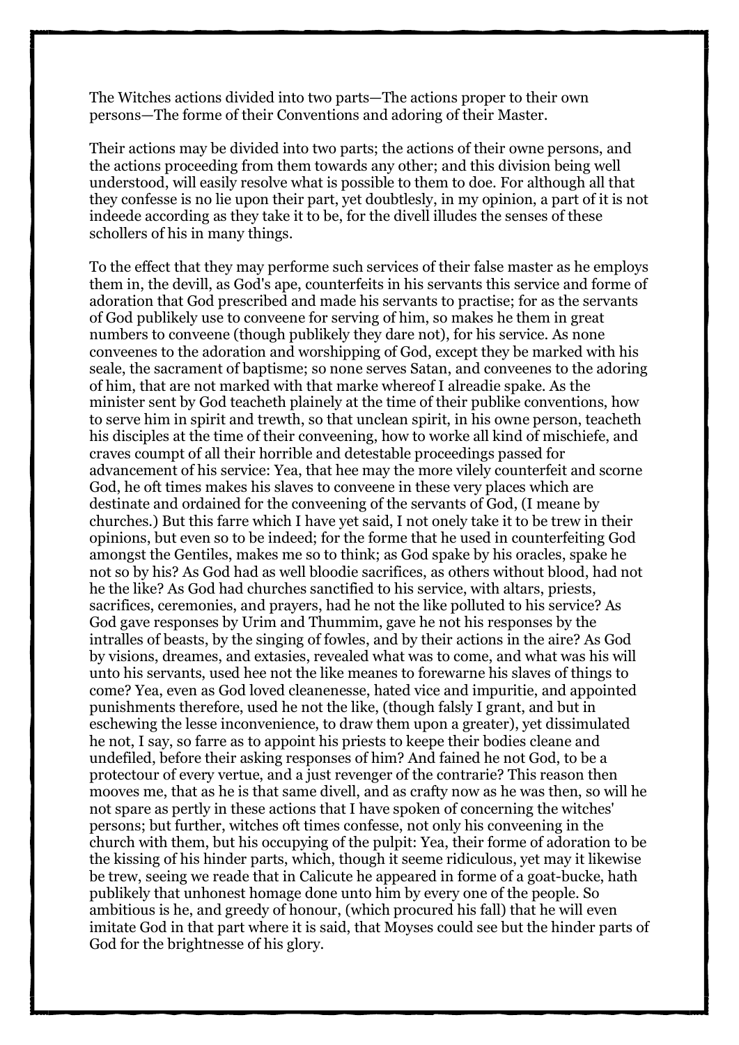The Witches actions divided into two parts—The actions proper to their own persons—The forme of their Conventions and adoring of their Master.

Their actions may be divided into two parts; the actions of their owne persons, and the actions proceeding from them towards any other; and this division being well understood, will easily resolve what is possible to them to doe. For although all that they confesse is no lie upon their part, yet doubtlesly, in my opinion, a part of it is not indeede according as they take it to be, for the divell illudes the senses of these schollers of his in many things.

To the effect that they may performe such services of their false master as he employs them in, the devill, as God's ape, counterfeits in his servants this service and forme of adoration that God prescribed and made his servants to practise; for as the servants of God publikely use to conveene for serving of him, so makes he them in great numbers to conveene (though publikely they dare not), for his service. As none conveenes to the adoration and worshipping of God, except they be marked with his seale, the sacrament of baptisme; so none serves Satan, and conveenes to the adoring of him, that are not marked with that marke whereof I alreadie spake. As the minister sent by God teacheth plainely at the time of their publike conventions, how to serve him in spirit and trewth, so that unclean spirit, in his owne person, teacheth his disciples at the time of their conveening, how to worke all kind of mischiefe, and craves coumpt of all their horrible and detestable proceedings passed for advancement of his service: Yea, that hee may the more vilely counterfeit and scorne God, he oft times makes his slaves to conveene in these very places which are destinate and ordained for the conveening of the servants of God, (I meane by churches.) But this farre which I have yet said, I not onely take it to be trew in their opinions, but even so to be indeed; for the forme that he used in counterfeiting God amongst the Gentiles, makes me so to think; as God spake by his oracles, spake he not so by his? As God had as well bloodie sacrifices, as others without blood, had not he the like? As God had churches sanctified to his service, with altars, priests, sacrifices, ceremonies, and prayers, had he not the like polluted to his service? As God gave responses by Urim and Thummim, gave he not his responses by the intralles of beasts, by the singing of fowles, and by their actions in the aire? As God by visions, dreames, and extasies, revealed what was to come, and what was his will unto his servants, used hee not the like meanes to forewarne his slaves of things to come? Yea, even as God loved cleanenesse, hated vice and impuritie, and appointed punishments therefore, used he not the like, (though falsly I grant, and but in eschewing the lesse inconvenience, to draw them upon a greater), yet dissimulated he not, I say, so farre as to appoint his priests to keepe their bodies cleane and undefiled, before their asking responses of him? And fained he not God, to be a protectour of every vertue, and a just revenger of the contrarie? This reason then mooves me, that as he is that same divell, and as crafty now as he was then, so will he not spare as pertly in these actions that I have spoken of concerning the witches' persons; but further, witches oft times confesse, not only his conveening in the church with them, but his occupying of the pulpit: Yea, their forme of adoration to be the kissing of his hinder parts, which, though it seeme ridiculous, yet may it likewise be trew, seeing we reade that in Calicute he appeared in forme of a goat-bucke, hath publikely that unhonest homage done unto him by every one of the people. So ambitious is he, and greedy of honour, (which procured his fall) that he will even imitate God in that part where it is said, that Moyses could see but the hinder parts of God for the brightnesse of his glory.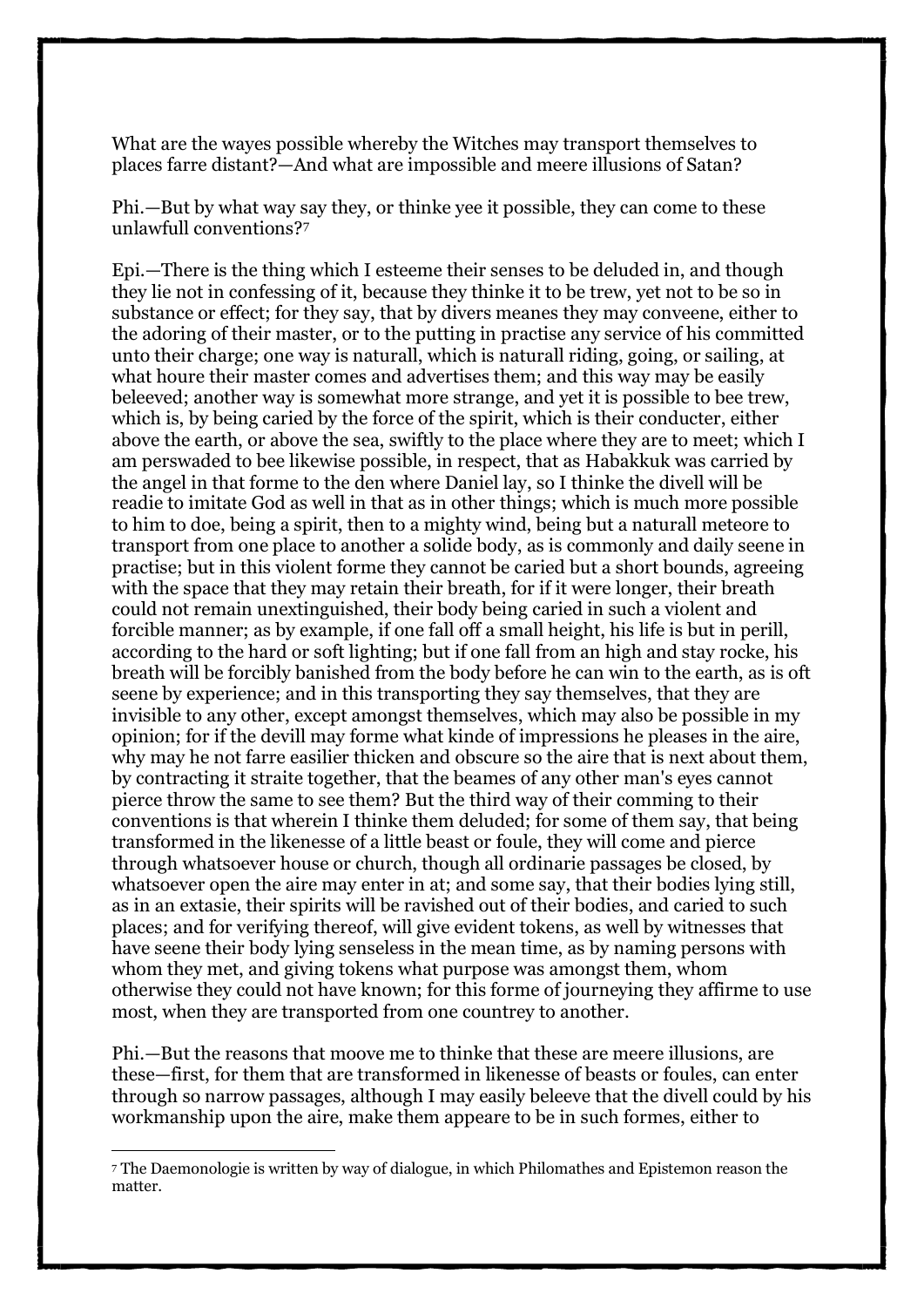What are the wayes possible whereby the Witches may transport themselves to places farre distant?—And what are impossible and meere illusions of Satan?

Phi.—But by what way say they, or thinke yee it possible, they can come to these unlawfull conventions?[7]

Epi.—There is the thing which I esteeme their senses to be deluded in, and though they lie not in confessing of it, because they thinke it to be trew, yet not to be so in substance or effect; for they say, that by divers meanes they may conveene, either to the adoring of their master, or to the putting in practise any service of his committed unto their charge; one way is naturall, which is naturall riding, going, or sailing, at what houre their master comes and advertises them; and this way may be easily beleeved; another way is somewhat more strange, and yet it is possible to bee trew, which is, by being caried by the force of the spirit, which is their conducter, either above the earth, or above the sea, swiftly to the place where they are to meet; which I am perswaded to bee likewise possible, in respect, that as Habakkuk was carried by the angel in that forme to the den where Daniel lay, so I thinke the divell will be readie to imitate God as well in that as in other things; which is much more possible to him to doe, being a spirit, then to a mighty wind, being but a naturall meteore to transport from one place to another a solide body, as is commonly and daily seene in practise; but in this violent forme they cannot be caried but a short bounds, agreeing with the space that they may retain their breath, for if it were longer, their breath could not remain unextinguished, their body being caried in such a violent and forcible manner; as by example, if one fall off a small height, his life is but in perill, according to the hard or soft lighting; but if one fall from an high and stay rocke, his breath will be forcibly banished from the body before he can win to the earth, as is oft seene by experience; and in this transporting they say themselves, that they are invisible to any other, except amongst themselves, which may also be possible in my opinion; for if the devill may forme what kinde of impressions he pleases in the aire, why may he not farre easilier thicken and obscure so the aire that is next about them, by contracting it straite together, that the beames of any other man's eyes cannot pierce throw the same to see them? But the third way of their comming to their conventions is that wherein I thinke them deluded; for some of them say, that being transformed in the likenesse of a little beast or foule, they will come and pierce through whatsoever house or church, though all ordinarie passages be closed, by whatsoever open the aire may enter in at; and some say, that their bodies lying still, as in an extasie, their spirits will be ravished out of their bodies, and caried to such places; and for verifying thereof, will give evident tokens, as well by witnesses that have seene their body lying senseless in the mean time, as by naming persons with whom they met, and giving tokens what purpose was amongst them, whom otherwise they could not have known; for this forme of journeying they affirme to use most, when they are transported from one countrey to another.

Phi.—But the reasons that moove me to thinke that these are meere illusions, are these—first, for them that are transformed in likenesse of beasts or foules, can enter through so narrow passages, although I may easily beleeve that the divell could by his workmanship upon the aire, make them appeare to be in such formes, either to

[7] The Daemonologie is written by way of dialogue, in which Philomathes and Epistemon reason the matter.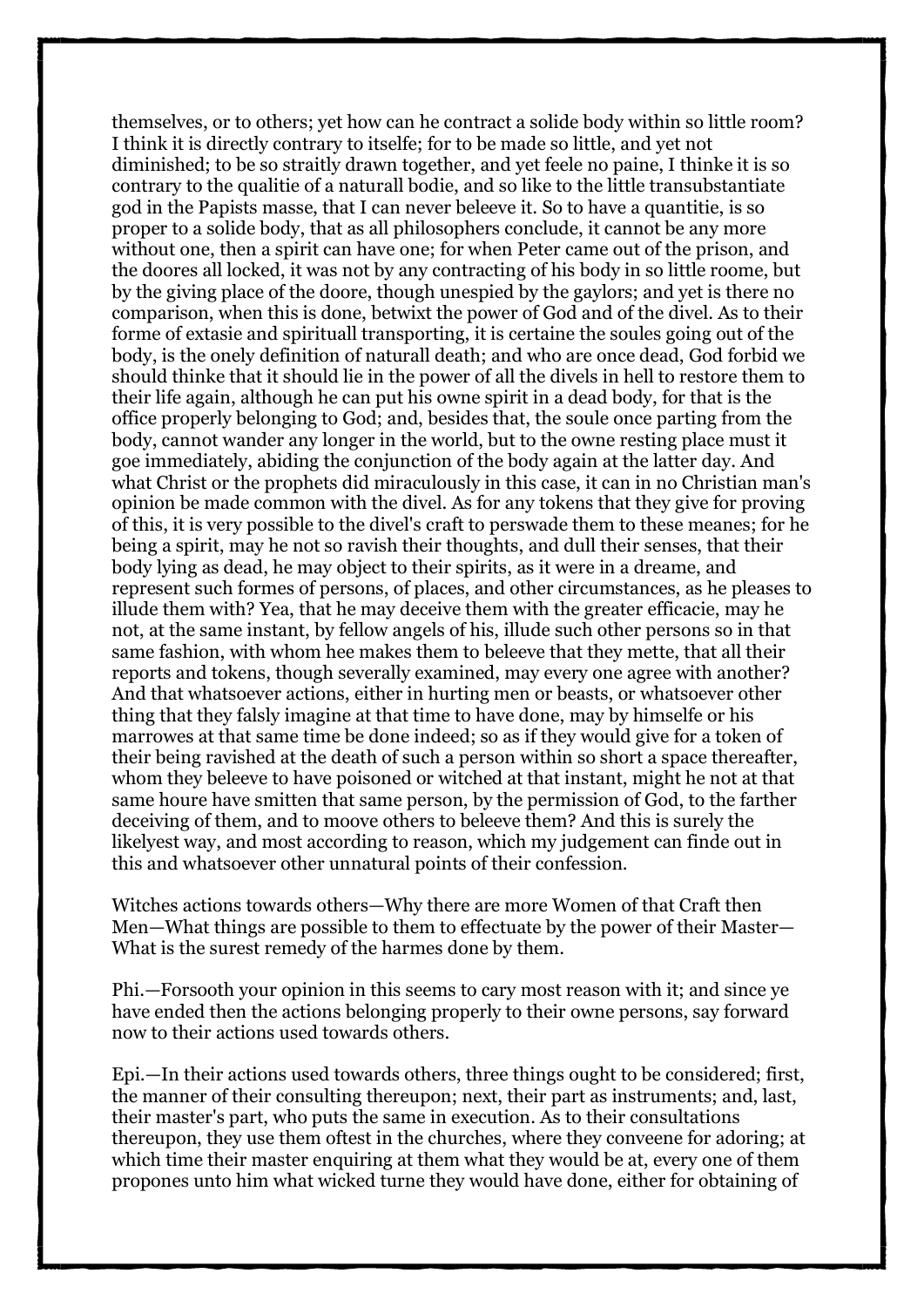themselves, or to others; yet how can he contract a solide body within so little room? I think it is directly contrary to itselfe; for to be made so little, and yet not diminished; to be so straitly drawn together, and yet feele no paine, I thinke it is so contrary to the qualitie of a naturall bodie, and so like to the little transubstantiate god in the Papists masse, that I can never beleeve it. So to have a quantitie, is so proper to a solide body, that as all philosophers conclude, it cannot be any more without one, then a spirit can have one; for when Peter came out of the prison, and the doores all locked, it was not by any contracting of his body in so little roome, but by the giving place of the doore, though unespied by the gaylors; and yet is there no comparison, when this is done, betwixt the power of God and of the divel. As to their forme of extasie and spirituall transporting, it is certaine the soules going out of the body, is the onely definition of naturall death; and who are once dead, God forbid we should thinke that it should lie in the power of all the divels in hell to restore them to their life again, although he can put his owne spirit in a dead body, for that is the office properly belonging to God; and, besides that, the soule once parting from the body, cannot wander any longer in the world, but to the owne resting place must it goe immediately, abiding the conjunction of the body again at the latter day. And what Christ or the prophets did miraculously in this case, it can in no Christian man's opinion be made common with the divel. As for any tokens that they give for proving of this, it is very possible to the divel's craft to perswade them to these meanes; for he being a spirit, may he not so ravish their thoughts, and dull their senses, that their body lying as dead, he may object to their spirits, as it were in a dreame, and represent such formes of persons, of places, and other circumstances, as he pleases to illude them with? Yea, that he may deceive them with the greater efficacie, may he not, at the same instant, by fellow angels of his, illude such other persons so in that same fashion, with whom hee makes them to beleeve that they mette, that all their reports and tokens, though severally examined, may every one agree with another? And that whatsoever actions, either in hurting men or beasts, or whatsoever other thing that they falsly imagine at that time to have done, may by himselfe or his marrowes at that same time be done indeed; so as if they would give for a token of their being ravished at the death of such a person within so short a space thereafter, whom they beleeve to have poisoned or witched at that instant, might he not at that same houre have smitten that same person, by the permission of God, to the farther deceiving of them, and to moove others to beleeve them? And this is surely the likelyest way, and most according to reason, which my judgement can finde out in this and whatsoever other unnatural points of their confession.

Witches actions towards others—Why there are more Women of that Craft then Men—What things are possible to them to effectuate by the power of their Master—What is the surest remedy of the harmes done by them.

Phi.—Forsooth your opinion in this seems to cary most reason with it; and since ye have ended then the actions belonging properly to their owne persons, say forward now to their actions used towards others.

Epi.—In their actions used towards others, three things ought to be considered; first, the manner of their consulting thereupon; next, their part as instruments; and, last, their master's part, who puts the same in execution. As to their consultations thereupon, they use them oftest in the churches, where they conveene for adoring; at which time their master enquiring at them what they would be at, every one of them propones unto him what wicked turne they would have done, either for obtaining of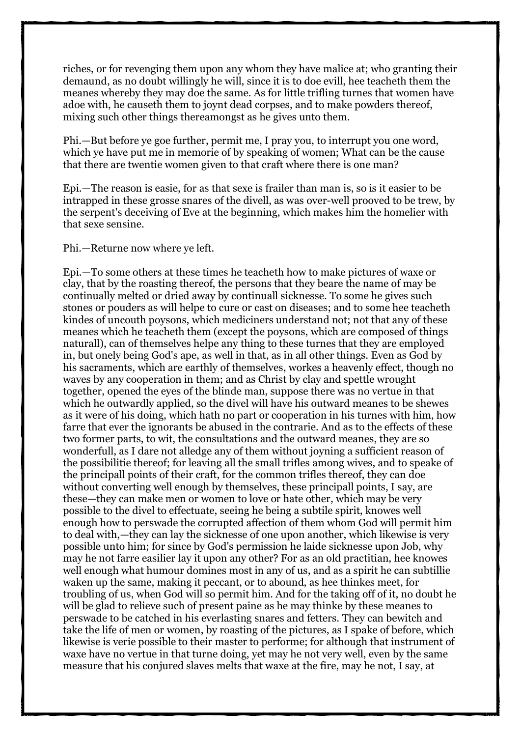riches, or for revenging them upon any whom they have malice at; who granting their demaund, as no doubt willingly he will, since it is to doe evill, hee teacheth them the meanes whereby they may doe the same. As for little trifling turnes that women have adoe with, he causeth them to joynt dead corpses, and to make powders thereof, mixing such other things thereamongst as he gives unto them.

Phi.—But before ye goe further, permit me, I pray you, to interrupt you one word, which ye have put me in memorie of by speaking of women; What can be the cause that there are twentie women given to that craft where there is one man?

Epi.—The reason is easie, for as that sexe is frailer than man is, so is it easier to be intrapped in these grosse snares of the divell, as was over-well prooved to be trew, by the serpent's deceiving of Eve at the beginning, which makes him the homelier with that sexe sensine.

Phi.—Returne now where ye left.

Epi.—To some others at these times he teacheth how to make pictures of waxe or clay, that by the roasting thereof, the persons that they beare the name of may be continually melted or dried away by continuall sicknesse. To some he gives such stones or pouders as will helpe to cure or cast on diseases; and to some hee teacheth kindes of uncouth poysons, which mediciners understand not; not that any of these meanes which he teacheth them (except the poysons, which are composed of things naturall), can of themselves helpe any thing to these turnes that they are employed in, but onely being God's ape, as well in that, as in all other things. Even as God by his sacraments, which are earthly of themselves, workes a heavenly effect, though no waves by any cooperation in them; and as Christ by clay and spettle wrought together, opened the eyes of the blinde man, suppose there was no vertue in that which he outwardly applied, so the divel will have his outward meanes to be shewes as it were of his doing, which hath no part or cooperation in his turnes with him, how farre that ever the ignorants be abused in the contrarie. And as to the effects of these two former parts, to wit, the consultations and the outward meanes, they are so wonderfull, as I dare not alledge any of them without joyning a sufficient reason of the possibilitie thereof; for leaving all the small trifles among wives, and to speake of the principall points of their craft, for the common trifles thereof, they can doe without converting well enough by themselves, these principall points, I say, are these—they can make men or women to love or hate other, which may be very possible to the divel to effectuate, seeing he being a subtile spirit, knowes well enough how to perswade the corrupted affection of them whom God will permit him to deal with,—they can lay the sicknesse of one upon another, which likewise is very possible unto him; for since by God's permission he laide sicknesse upon Job, why may he not farre easilier lay it upon any other? For as an old practitian, hee knowes well enough what humour domines most in any of us, and as a spirit he can subtillie waken up the same, making it peccant, or to abound, as hee thinkes meet, for troubling of us, when God will so permit him. And for the taking off of it, no doubt he will be glad to relieve such of present paine as he may thinke by these meanes to perswade to be catched in his everlasting snares and fetters. They can bewitch and take the life of men or women, by roasting of the pictures, as I spake of before, which likewise is verie possible to their master to performe; for although that instrument of waxe have no vertue in that turne doing, yet may he not very well, even by the same measure that his conjured slaves melts that waxe at the fire, may he not, I say, at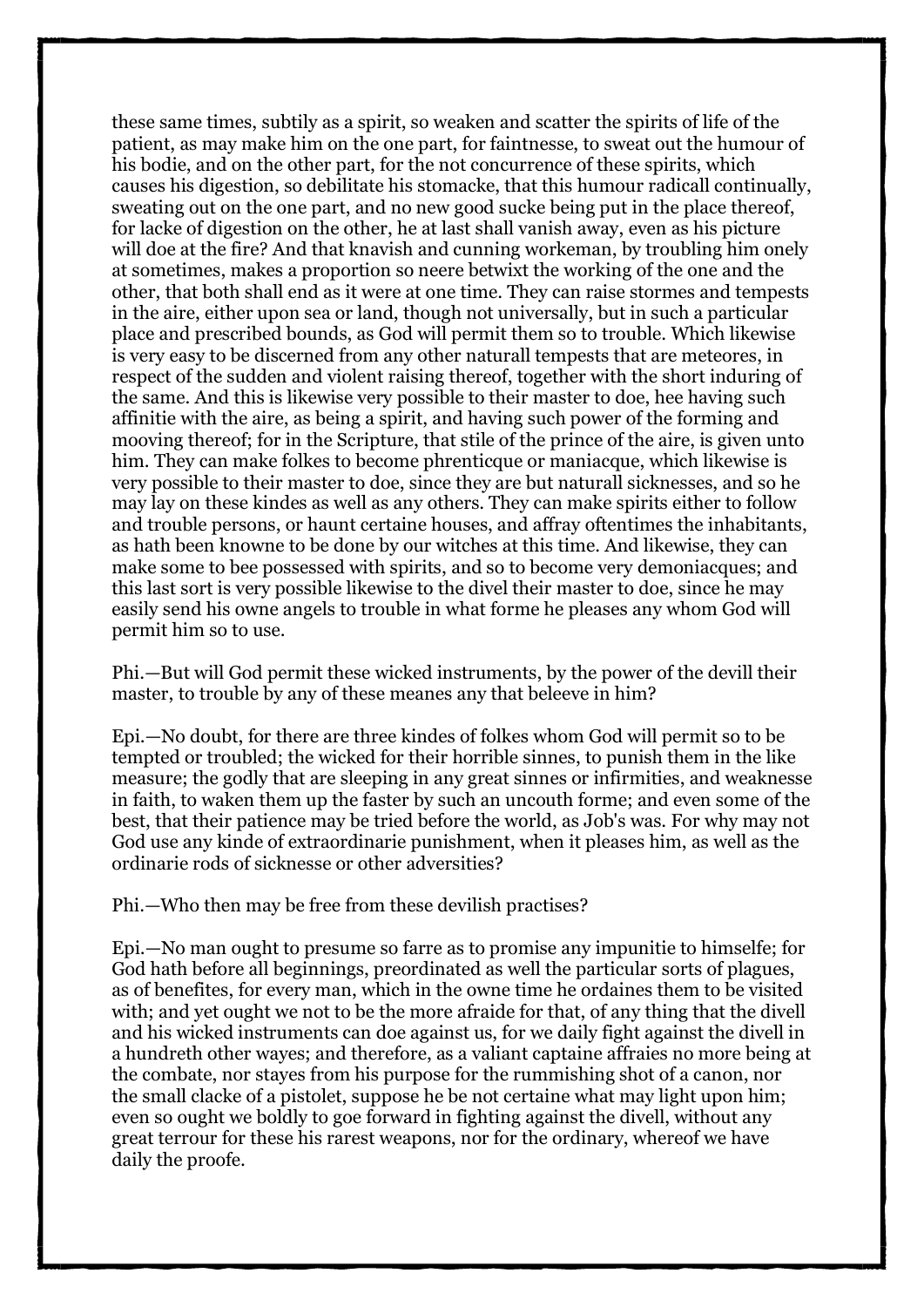these same times, subtily as a spirit, so weaken and scatter the spirits of life of the patient, as may make him on the one part, for faintnesse, to sweat out the humour of his bodie, and on the other part, for the not concurrence of these spirits, which causes his digestion, so debilitate his stomacke, that this humour radicall continually, sweating out on the one part, and no new good sucke being put in the place thereof, for lacke of digestion on the other, he at last shall vanish away, even as his picture will doe at the fire? And that knavish and cunning workeman, by troubling him onely at sometimes, makes a proportion so neere betwixt the working of the one and the other, that both shall end as it were at one time. They can raise stormes and tempests in the aire, either upon sea or land, though not universally, but in such a particular place and prescribed bounds, as God will permit them so to trouble. Which likewise is very easy to be discerned from any other naturall tempests that are meteores, in respect of the sudden and violent raising thereof, together with the short induring of the same. And this is likewise very possible to their master to doe, hee having such affinitie with the aire, as being a spirit, and having such power of the forming and mooving thereof; for in the Scripture, that stile of the prince of the aire, is given unto him. They can make folkes to become phrenticque or maniacque, which likewise is very possible to their master to doe, since they are but naturall sicknesses, and so he may lay on these kindes as well as any others. They can make spirits either to follow and trouble persons, or haunt certaine houses, and affray oftentimes the inhabitants, as hath been knowne to be done by our witches at this time. And likewise, they can make some to bee possessed with spirits, and so to become very demoniacques; and this last sort is very possible likewise to the divel their master to doe, since he may easily send his owne angels to trouble in what forme he pleases any whom God will permit him so to use.

Phi.—But will God permit these wicked instruments, by the power of the devill their master, to trouble by any of these meanes any that beleeve in him?

Epi.—No doubt, for there are three kindes of folkes whom God will permit so to be tempted or troubled; the wicked for their horrible sinnes, to punish them in the like measure; the godly that are sleeping in any great sinnes or infirmities, and weaknesse in faith, to waken them up the faster by such an uncouth forme; and even some of the best, that their patience may be tried before the world, as Job's was. For why may not God use any kinde of extraordinarie punishment, when it pleases him, as well as the ordinarie rods of sicknesse or other adversities?

Phi.—Who then may be free from these devilish practises?

Epi.—No man ought to presume so farre as to promise any impunitie to himselfe; for God hath before all beginnings, preordinated as well the particular sorts of plagues, as of benefites, for every man, which in the owne time he ordaines them to be visited with; and yet ought we not to be the more afraide for that, of any thing that the divell and his wicked instruments can doe against us, for we daily fight against the divell in a hundreth other wayes; and therefore, as a valiant captaine affraies no more being at the combate, nor stayes from his purpose for the rummishing shot of a canon, nor the small clacke of a pistolet, suppose he be not certaine what may light upon him; even so ought we boldly to goe forward in fighting against the divell, without any great terrour for these his rarest weapons, nor for the ordinary, whereof we have daily the proofe.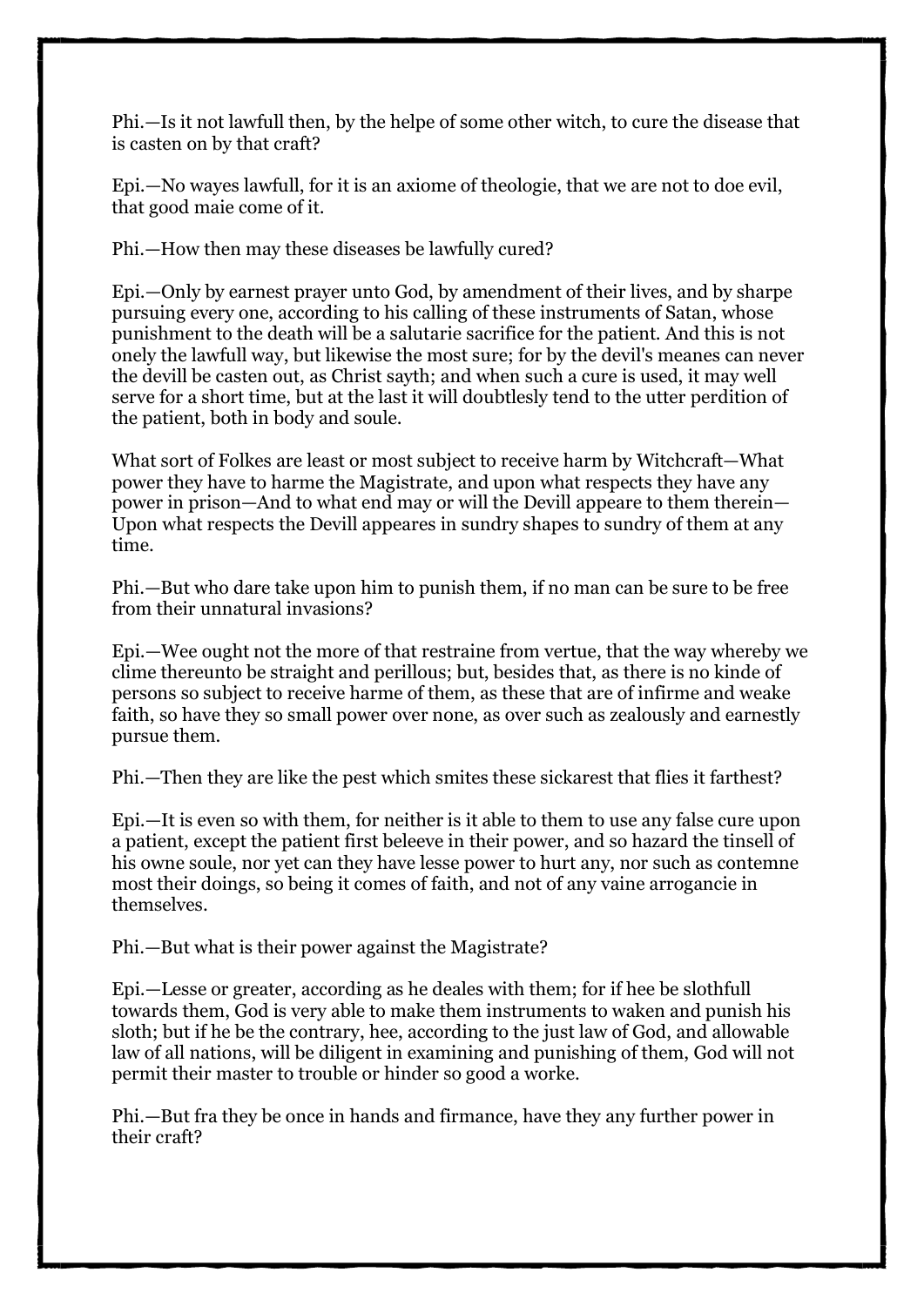Phi.—Is it not lawfull then, by the helpe of some other witch, to cure the disease that is casten on by that craft?

Epi.—No wayes lawfull, for it is an axiome of theologie, that we are not to doe evil, that good maie come of it.

Phi.—How then may these diseases be lawfully cured?

Epi.—Only by earnest prayer unto God, by amendment of their lives, and by sharpe pursuing every one, according to his calling of these instruments of Satan, whose punishment to the death will be a salutarie sacrifice for the patient. And this is not onely the lawfull way, but likewise the most sure; for by the devil's meanes can never the devill be casten out, as Christ sayth; and when such a cure is used, it may well serve for a short time, but at the last it will doubtlesly tend to the utter perdition of the patient, both in body and soule.

What sort of Folkes are least or most subject to receive harm by Witchcraft—What power they have to harme the Magistrate, and upon what respects they have any power in prison—And to what end may or will the Devill appeare to them therein—Upon what respects the Devill appeares in sundry shapes to sundry of them at any time.

Phi.—But who dare take upon him to punish them, if no man can be sure to be free from their unnatural invasions?

Epi.—Wee ought not the more of that restraine from vertue, that the way whereby we clime thereunto be straight and perillous; but, besides that, as there is no kinde of persons so subject to receive harme of them, as these that are of infirme and weake faith, so have they so small power over none, as over such as zealously and earnestly pursue them.

Phi.—Then they are like the pest which smites these sickarest that flies it farthest?

Epi.—It is even so with them, for neither is it able to them to use any false cure upon a patient, except the patient first beleeve in their power, and so hazard the tinsell of his owne soule, nor yet can they have lesse power to hurt any, nor such as contemne most their doings, so being it comes of faith, and not of any vaine arrogancie in themselves.

Phi.—But what is their power against the Magistrate?

Epi.—Lesse or greater, according as he deales with them; for if hee be slothfull towards them, God is very able to make them instruments to waken and punish his sloth; but if he be the contrary, hee, according to the just law of God, and allowable law of all nations, will be diligent in examining and punishing of them, God will not permit their master to trouble or hinder so good a worke.

Phi.—But fra they be once in hands and firmance, have they any further power in their craft?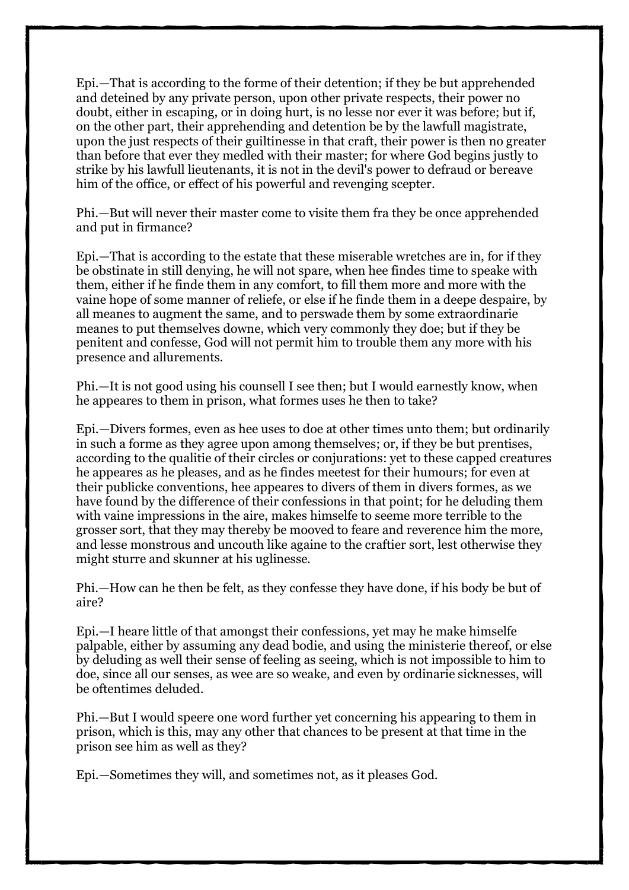Epi.—That is according to the forme of their detention; if they be but apprehended and deteined by any private person, upon other private respects, their power no doubt, either in escaping, or in doing hurt, is no lesse nor ever it was before; but if, on the other part, their apprehending and detention be by the lawfull magistrate, upon the just respects of their guiltinesse in that craft, their power is then no greater than before that ever they medled with their master; for where God begins justly to strike by his lawfull lieutenants, it is not in the devil's power to defraud or bereave him of the office, or effect of his powerful and revenging scepter.

Phi.—But will never their master come to visite them fra they be once apprehended and put in firmance?

Epi.—That is according to the estate that these miserable wretches are in, for if they be obstinate in still denying, he will not spare, when hee findes time to speake with them, either if he finde them in any comfort, to fill them more and more with the vaine hope of some manner of reliefe, or else if he finde them in a deepe despaire, by all meanes to augment the same, and to perswade them by some extraordinarie meanes to put themselves downe, which very commonly they doe; but if they be penitent and confesse, God will not permit him to trouble them any more with his presence and allurements.

Phi.—It is not good using his counsell I see then; but I would earnestly know, when he appeares to them in prison, what formes uses he then to take?

Epi.—Divers formes, even as hee uses to doe at other times unto them; but ordinarily in such a forme as they agree upon among themselves; or, if they be but prentises, according to the qualitie of their circles or conjurations: yet to these capped creatures he appeares as he pleases, and as he findes meetest for their humours; for even at their publicke conventions, hee appeares to divers of them in divers formes, as we have found by the difference of their confessions in that point; for he deluding them with vaine impressions in the aire, makes himselfe to seeme more terrible to the grosser sort, that they may thereby be mooved to feare and reverence him the more, and lesse monstrous and uncouth like againe to the craftier sort, lest otherwise they might sturre and skunner at his uglinesse.

Phi.—How can he then be felt, as they confesse they have done, if his body be but of aire?

Epi.—I heare little of that amongst their confessions, yet may he make himselfe palpable, either by assuming any dead bodie, and using the ministerie thereof, or else by deluding as well their sense of feeling as seeing, which is not impossible to him to doe, since all our senses, as wee are so weake, and even by ordinarie sicknesses, will be oftentimes deluded.

Phi.—But I would speere one word further yet concerning his appearing to them in prison, which is this, may any other that chances to be present at that time in the prison see him as well as they?

Epi.—Sometimes they will, and sometimes not, as it pleases God.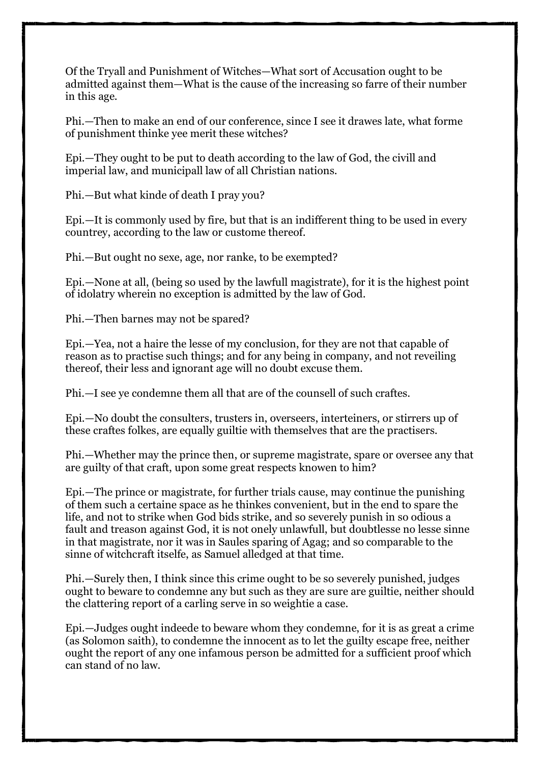Of the Tryall and Punishment of Witches—What sort of Accusation ought to be admitted against them—What is the cause of the increasing so farre of their number in this age.

Phi.—Then to make an end of our conference, since I see it drawes late, what forme of punishment thinke yee merit these witches?

Epi.—They ought to be put to death according to the law of God, the civill and imperial law, and municipall law of all Christian nations.

Phi.—But what kinde of death I pray you?

Epi.—It is commonly used by fire, but that is an indifferent thing to be used in every countrey, according to the law or custome thereof.

Phi.—But ought no sexe, age, nor ranke, to be exempted?

Epi.—None at all, (being so used by the lawfull magistrate), for it is the highest point of idolatry wherein no exception is admitted by the law of God.

Phi.—Then barnes may not be spared?

Epi.—Yea, not a haire the lesse of my conclusion, for they are not that capable of reason as to practise such things; and for any being in company, and not reveiling thereof, their less and ignorant age will no doubt excuse them.

Phi.—I see ye condemne them all that are of the counsell of such craftes.

Epi.—No doubt the consulters, trusters in, overseers, interteiners, or stirrers up of these craftes folkes, are equally guiltie with themselves that are the practisers.

Phi.—Whether may the prince then, or supreme magistrate, spare or oversee any that are guilty of that craft, upon some great respects knowen to him?

Epi.—The prince or magistrate, for further trials cause, may continue the punishing of them such a certaine space as he thinkes convenient, but in the end to spare the life, and not to strike when God bids strike, and so severely punish in so odious a fault and treason against God, it is not onely unlawfull, but doubtlesse no lesse sinne in that magistrate, nor it was in Saules sparing of Agag; and so comparable to the sinne of witchcraft itselfe, as Samuel alledged at that time.

Phi.—Surely then, I think since this crime ought to be so severely punished, judges ought to beware to condemne any but such as they are sure are guiltie, neither should the clattering report of a carling serve in so weightie a case.

Epi.—Judges ought indeede to beware whom they condemne, for it is as great a crime (as Solomon saith), to condemne the innocent as to let the guilty escape free, neither ought the report of any one infamous person be admitted for a sufficient proof which can stand of no law.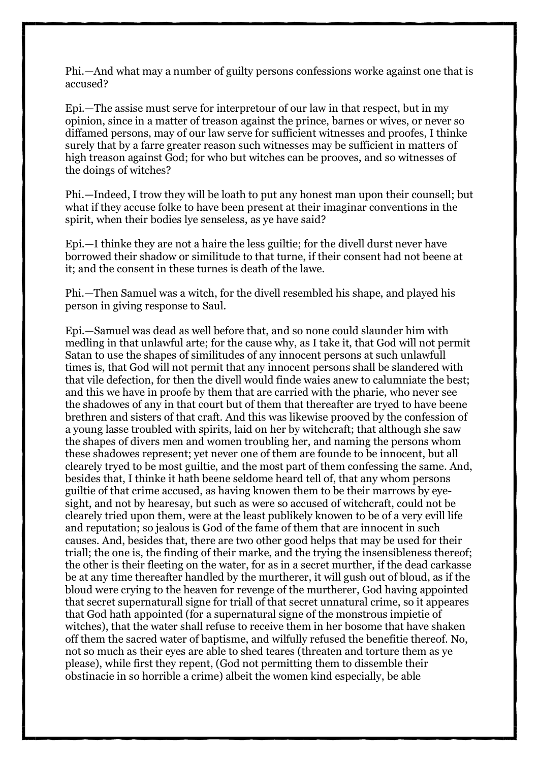Phi.—And what may a number of guilty persons confessions worke against one that is accused?

Epi.—The assise must serve for interpretour of our law in that respect, but in my opinion, since in a matter of treason against the prince, barnes or wives, or never so diffamed persons, may of our law serve for sufficient witnesses and proofes, I thinke surely that by a farre greater reason such witnesses may be sufficient in matters of high treason against God; for who but witches can be prooves, and so witnesses of the doings of witches?

Phi.—Indeed, I trow they will be loath to put any honest man upon their counsell; but what if they accuse folke to have been present at their imaginar conventions in the spirit, when their bodies lye senseless, as ye have said?

Epi.—I thinke they are not a haire the less guiltie; for the divell durst never have borrowed their shadow or similitude to that turne, if their consent had not beene at it; and the consent in these turnes is death of the lawe.

Phi.—Then Samuel was a witch, for the divell resembled his shape, and played his person in giving response to Saul.

Epi.—Samuel was dead as well before that, and so none could slaunder him with medling in that unlawful arte; for the cause why, as I take it, that God will not permit Satan to use the shapes of similitudes of any innocent persons at such unlawfull times is, that God will not permit that any innocent persons shall be slandered with that vile defection, for then the divell would finde waies anew to calumniate the best; and this we have in proofe by them that are carried with the pharie, who never see the shadowes of any in that court but of them that thereafter are tryed to have beene brethren and sisters of that craft. And this was likewise prooved by the confession of a young lasse troubled with spirits, laid on her by witchcraft; that although she saw the shapes of divers men and women troubling her, and naming the persons whom these shadowes represent; yet never one of them are founde to be innocent, but all clearely tryed to be most guiltie, and the most part of them confessing the same. And, besides that, I thinke it hath beene seldome heard tell of, that any whom persons guiltie of that crime accused, as having knowen them to be their marrows by eye-sight, and not by hearesay, but such as were so accused of witchcraft, could not be clearely tried upon them, were at the least publikely knowen to be of a very evill life and reputation; so jealous is God of the fame of them that are innocent in such causes. And, besides that, there are two other good helps that may be used for their triall; the one is, the finding of their marke, and the trying the insensibleness thereof; the other is their fleeting on the water, for as in a secret murther, if the dead carkasse be at any time thereafter handled by the murtherer, it will gush out of bloud, as if the bloud were crying to the heaven for revenge of the murtherer, God having appointed that secret supernaturall signe for triall of that secret unnatural crime, so it appeares that God hath appointed (for a supernatural signe of the monstrous impietie of witches), that the water shall refuse to receive them in her bosome that have shaken off them the sacred water of baptisme, and wilfully refused the benefitie thereof. No, not so much as their eyes are able to shed teares (threaten and torture them as ye please), while first they repent, (God not permitting them to dissemble their obstinacie in so horrible a crime) albeit the women kind especially, be able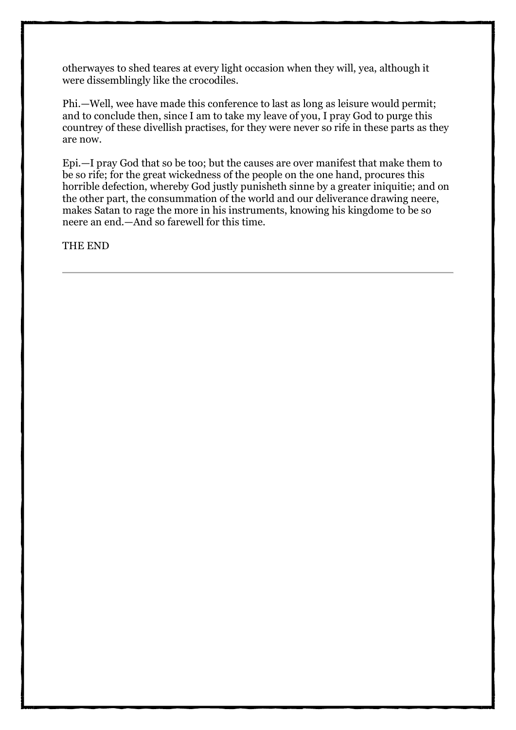otherwayes to shed teares at every light occasion when they will, yea, although it were dissemblingly like the crocodiles.

Phi.—Well, wee have made this conference to last as long as leisure would permit; and to conclude then, since I am to take my leave of you, I pray God to purge this countrey of these divellish practises, for they were never so rife in these parts as they are now.

Epi.—I pray God that so be too; but the causes are over manifest that make them to be so rife; for the great wickedness of the people on the one hand, procures this horrible defection, whereby God justly punisheth sinne by a greater iniquitie; and on the other part, the consummation of the world and our deliverance drawing neere, makes Satan to rage the more in his instruments, knowing his kingdome to be so neere an end.—And so farewell for this time.

THE END

---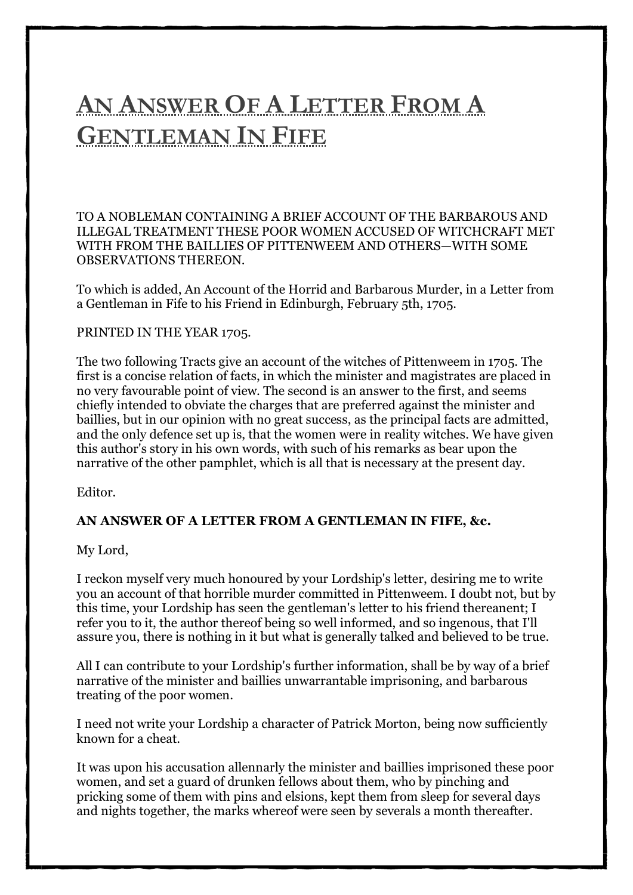# An Answer Of A Letter From A Gentleman In Fife

TO A NOBLEMAN CONTAINING A BRIEF ACCOUNT OF THE BARBAROUS AND ILLEGAL TREATMENT THESE POOR WOMEN ACCUSED OF WITCHCRAFT MET WITH FROM THE BAILLIES OF PITTENWEEM AND OTHERS—WITH SOME OBSERVATIONS THEREON.

To which is added, An Account of the Horrid and Barbarous Murder, in a Letter from a Gentleman in Fife to his Friend in Edinburgh, February 5th, 1705.

PRINTED IN THE YEAR 1705.

The two following Tracts give an account of the witches of Pittenweem in 1705. The first is a concise relation of facts, in which the minister and magistrates are placed in no very favourable point of view. The second is an answer to the first, and seems chiefly intended to obviate the charges that are preferred against the minister and baillies, but in our opinion with no great success, as the principal facts are admitted, and the only defence set up is, that the women were in reality witches. We have given this author's story in his own words, with such of his remarks as bear upon the narrative of the other pamphlet, which is all that is necessary at the present day.

Editor.

**AN ANSWER OF A LETTER FROM A GENTLEMAN IN FIFE, &c.**

My Lord,

I reckon myself very much honoured by your Lordship's letter, desiring me to write you an account of that horrible murder committed in Pittenweem. I doubt not, but by this time, your Lordship has seen the gentleman's letter to his friend thereanent; I refer you to it, the author thereof being so well informed, and so ingenous, that I'll assure you, there is nothing in it but what is generally talked and believed to be true.

All I can contribute to your Lordship's further information, shall be by way of a brief narrative of the minister and baillies unwarrantable imprisoning, and barbarous treating of the poor women.

I need not write your Lordship a character of Patrick Morton, being now sufficiently known for a cheat.

It was upon his accusation allennarly the minister and baillies imprisoned these poor women, and set a guard of drunken fellows about them, who by pinching and pricking some of them with pins and elsions, kept them from sleep for several days and nights together, the marks whereof were seen by severals a month thereafter.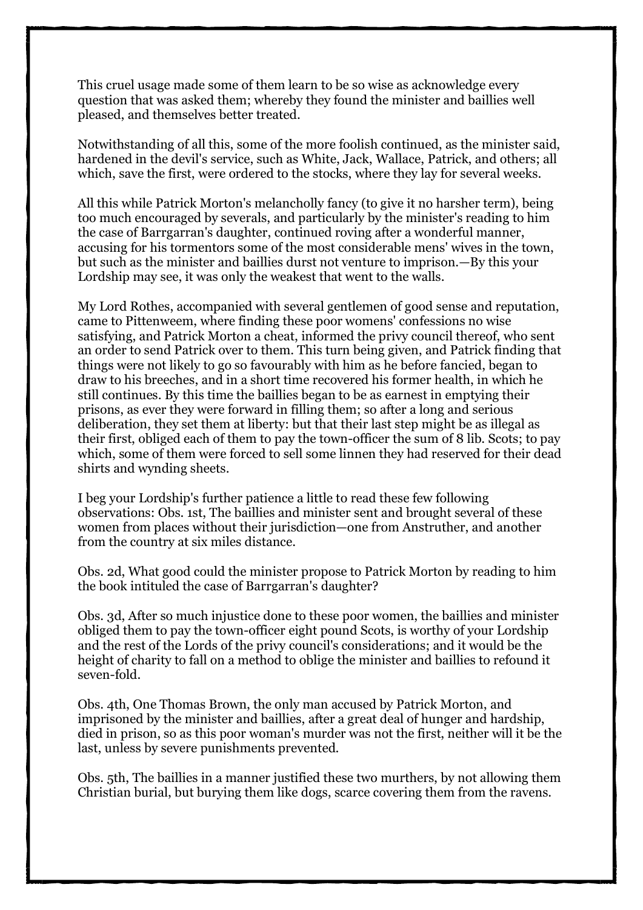This cruel usage made some of them learn to be so wise as acknowledge every question that was asked them; whereby they found the minister and baillies well pleased, and themselves better treated.

Notwithstanding of all this, some of the more foolish continued, as the minister said, hardened in the devil's service, such as White, Jack, Wallace, Patrick, and others; all which, save the first, were ordered to the stocks, where they lay for several weeks.

All this while Patrick Morton's melancholly fancy (to give it no harsher term), being too much encouraged by severals, and particularly by the minister's reading to him the case of Barrgarran's daughter, continued roving after a wonderful manner, accusing for his tormentors some of the most considerable mens' wives in the town, but such as the minister and baillies durst not venture to imprison.—By this your Lordship may see, it was only the weakest that went to the walls.

My Lord Rothes, accompanied with several gentlemen of good sense and reputation, came to Pittenweem, where finding these poor womens' confessions no wise satisfying, and Patrick Morton a cheat, informed the privy council thereof, who sent an order to send Patrick over to them. This turn being given, and Patrick finding that things were not likely to go so favourably with him as he before fancied, began to draw to his breeches, and in a short time recovered his former health, in which he still continues. By this time the baillies began to be as earnest in emptying their prisons, as ever they were forward in filling them; so after a long and serious deliberation, they set them at liberty: but that their last step might be as illegal as their first, obliged each of them to pay the town-officer the sum of 8 lib. Scots; to pay which, some of them were forced to sell some linnen they had reserved for their dead shirts and wynding sheets.

I beg your Lordship's further patience a little to read these few following observations: Obs. 1st, The baillies and minister sent and brought several of these women from places without their jurisdiction—one from Anstruther, and another from the country at six miles distance.

Obs. 2d, What good could the minister propose to Patrick Morton by reading to him the book intituled the case of Barrgarran's daughter?

Obs. 3d, After so much injustice done to these poor women, the baillies and minister obliged them to pay the town-officer eight pound Scots, is worthy of your Lordship and the rest of the Lords of the privy council's considerations; and it would be the height of charity to fall on a method to oblige the minister and baillies to refound it seven-fold.

Obs. 4th, One Thomas Brown, the only man accused by Patrick Morton, and imprisoned by the minister and baillies, after a great deal of hunger and hardship, died in prison, so as this poor woman's murder was not the first, neither will it be the last, unless by severe punishments prevented.

Obs. 5th, The baillies in a manner justified these two murthers, by not allowing them Christian burial, but burying them like dogs, scarce covering them from the ravens.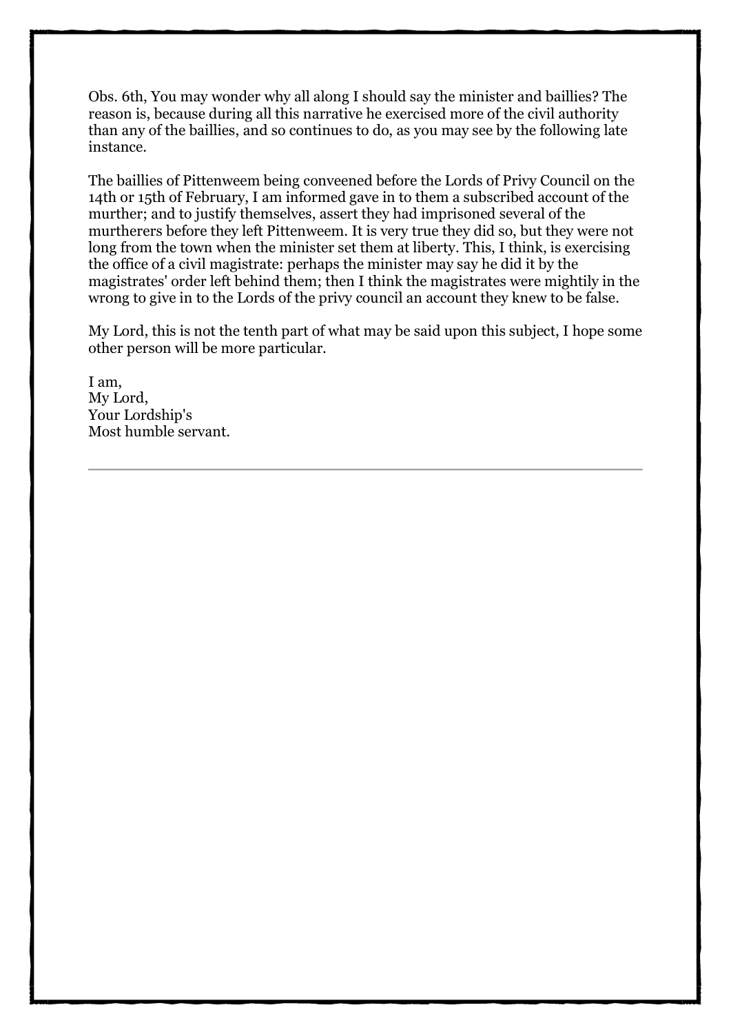Obs. 6th, You may wonder why all along I should say the minister and baillies? The reason is, because during all this narrative he exercised more of the civil authority than any of the baillies, and so continues to do, as you may see by the following late instance.

The baillies of Pittenweem being conveened before the Lords of Privy Council on the 14th or 15th of February, I am informed gave in to them a subscribed account of the murther; and to justify themselves, assert they had imprisoned several of the murtherers before they left Pittenweem. It is very true they did so, but they were not long from the town when the minister set them at liberty. This, I think, is exercising the office of a civil magistrate: perhaps the minister may say he did it by the magistrates' order left behind them; then I think the magistrates were mightily in the wrong to give in to the Lords of the privy council an account they knew to be false.

My Lord, this is not the tenth part of what may be said upon this subject, I hope some other person will be more particular.

I am,  
My Lord,  
Your Lordship's  
Most humble servant.

---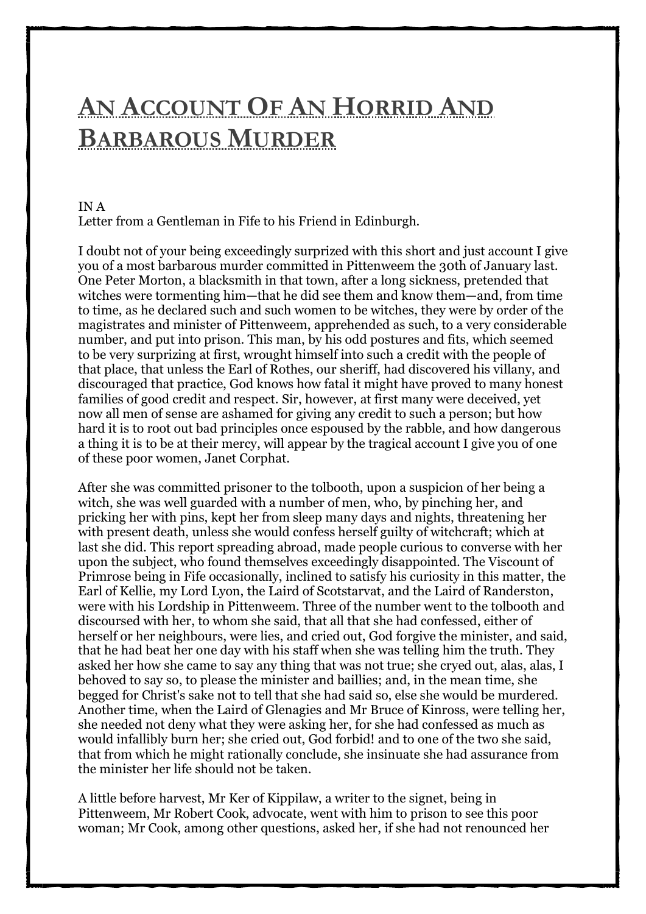# An Account Of An Horrid And Barbarous Murder

IN A
Letter from a Gentleman in Fife to his Friend in Edinburgh.

I doubt not of your being exceedingly surprized with this short and just account I give you of a most barbarous murder committed in Pittenweem the 30th of January last. One Peter Morton, a blacksmith in that town, after a long sickness, pretended that witches were tormenting him—that he did see them and know them—and, from time to time, as he declared such and such women to be witches, they were by order of the magistrates and minister of Pittenweem, apprehended as such, to a very considerable number, and put into prison. This man, by his odd postures and fits, which seemed to be very surprizing at first, wrought himself into such a credit with the people of that place, that unless the Earl of Rothes, our sheriff, had discovered his villany, and discouraged that practice, God knows how fatal it might have proved to many honest families of good credit and respect. Sir, however, at first many were deceived, yet now all men of sense are ashamed for giving any credit to such a person; but how hard it is to root out bad principles once espoused by the rabble, and how dangerous a thing it is to be at their mercy, will appear by the tragical account I give you of one of these poor women, Janet Corphat.

After she was committed prisoner to the tolbooth, upon a suspicion of her being a witch, she was well guarded with a number of men, who, by pinching her, and pricking her with pins, kept her from sleep many days and nights, threatening her with present death, unless she would confess herself guilty of witchcraft; which at last she did. This report spreading abroad, made people curious to converse with her upon the subject, who found themselves exceedingly disappointed. The Viscount of Primrose being in Fife occasionally, inclined to satisfy his curiosity in this matter, the Earl of Kellie, my Lord Lyon, the Laird of Scotstarvat, and the Laird of Randerston, were with his Lordship in Pittenweem. Three of the number went to the tolbooth and discoursed with her, to whom she said, that all that she had confessed, either of herself or her neighbours, were lies, and cried out, God forgive the minister, and said, that he had beat her one day with his staff when she was telling him the truth. They asked her how she came to say any thing that was not true; she cryed out, alas, alas, I behoved to say so, to please the minister and baillies; and, in the mean time, she begged for Christ's sake not to tell that she had said so, else she would be murdered. Another time, when the Laird of Glenagies and Mr Bruce of Kinross, were telling her, she needed not deny what they were asking her, for she had confessed as much as would infallibly burn her; she cried out, God forbid! and to one of the two she said, that from which he might rationally conclude, she insinuate she had assurance from the minister her life should not be taken.

A little before harvest, Mr Ker of Kippilaw, a writer to the signet, being in Pittenweem, Mr Robert Cook, advocate, went with him to prison to see this poor woman; Mr Cook, among other questions, asked her, if she had not renounced her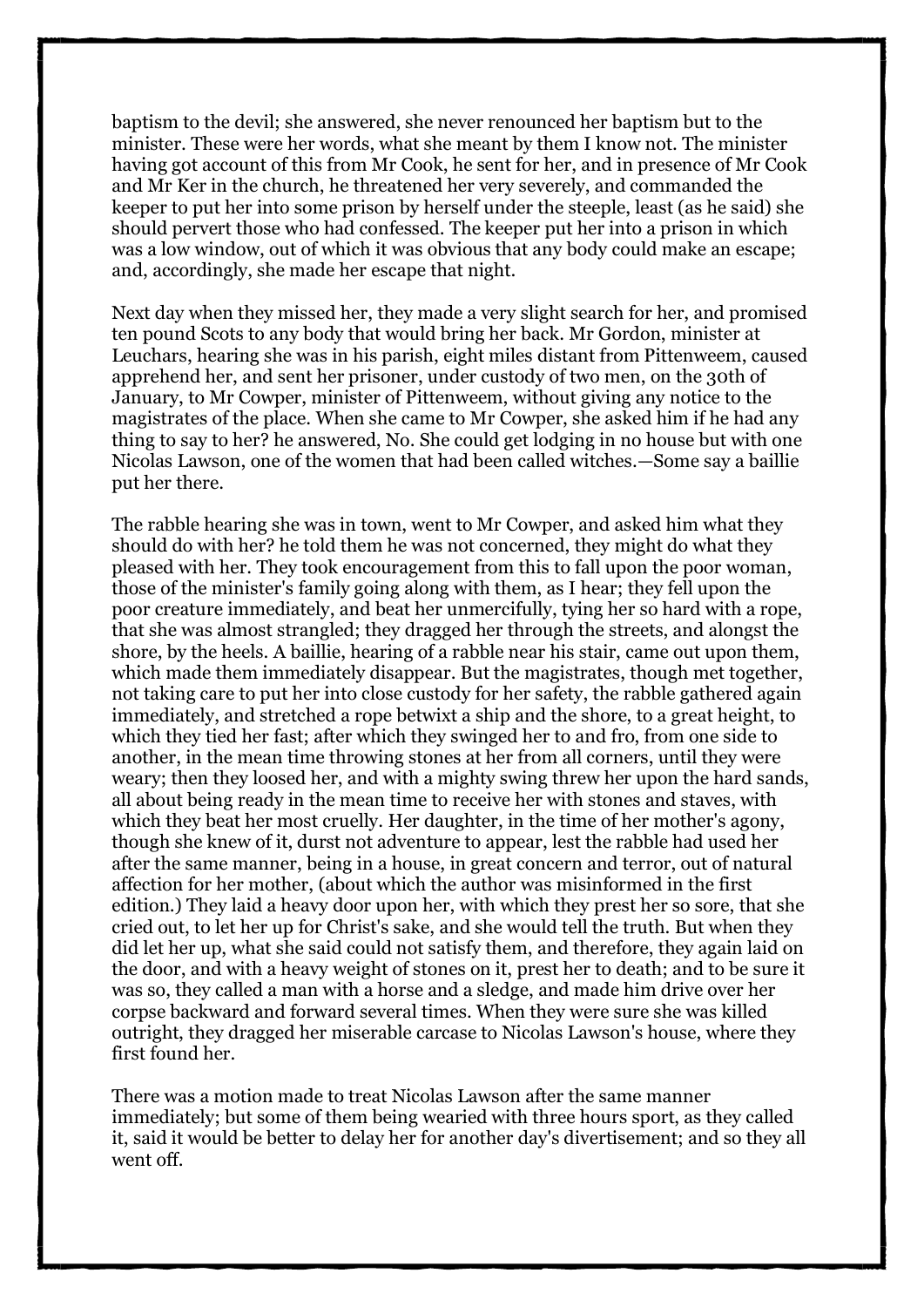baptism to the devil; she answered, she never renounced her baptism but to the minister. These were her words, what she meant by them I know not. The minister having got account of this from Mr Cook, he sent for her, and in presence of Mr Cook and Mr Ker in the church, he threatened her very severely, and commanded the keeper to put her into some prison by herself under the steeple, least (as he said) she should pervert those who had confessed. The keeper put her into a prison in which was a low window, out of which it was obvious that any body could make an escape; and, accordingly, she made her escape that night.

Next day when they missed her, they made a very slight search for her, and promised ten pound Scots to any body that would bring her back. Mr Gordon, minister at Leuchars, hearing she was in his parish, eight miles distant from Pittenweem, caused apprehend her, and sent her prisoner, under custody of two men, on the 30th of January, to Mr Cowper, minister of Pittenweem, without giving any notice to the magistrates of the place. When she came to Mr Cowper, she asked him if he had any thing to say to her? he answered, No. She could get lodging in no house but with one Nicolas Lawson, one of the women that had been called witches.—Some say a baillie put her there.

The rabble hearing she was in town, went to Mr Cowper, and asked him what they should do with her? he told them he was not concerned, they might do what they pleased with her. They took encouragement from this to fall upon the poor woman, those of the minister's family going along with them, as I hear; they fell upon the poor creature immediately, and beat her unmercifully, tying her so hard with a rope, that she was almost strangled; they dragged her through the streets, and alongst the shore, by the heels. A baillie, hearing of a rabble near his stair, came out upon them, which made them immediately disappear. But the magistrates, though met together, not taking care to put her into close custody for her safety, the rabble gathered again immediately, and stretched a rope betwixt a ship and the shore, to a great height, to which they tied her fast; after which they swinged her to and fro, from one side to another, in the mean time throwing stones at her from all corners, until they were weary; then they loosed her, and with a mighty swing threw her upon the hard sands, all about being ready in the mean time to receive her with stones and staves, with which they beat her most cruelly. Her daughter, in the time of her mother's agony, though she knew of it, durst not adventure to appear, lest the rabble had used her after the same manner, being in a house, in great concern and terror, out of natural affection for her mother, (about which the author was misinformed in the first edition.) They laid a heavy door upon her, with which they prest her so sore, that she cried out, to let her up for Christ's sake, and she would tell the truth. But when they did let her up, what she said could not satisfy them, and therefore, they again laid on the door, and with a heavy weight of stones on it, prest her to death; and to be sure it was so, they called a man with a horse and a sledge, and made him drive over her corpse backward and forward several times. When they were sure she was killed outright, they dragged her miserable carcase to Nicolas Lawson's house, where they first found her.

There was a motion made to treat Nicolas Lawson after the same manner immediately; but some of them being wearied with three hours sport, as they called it, said it would be better to delay her for another day's divertisement; and so they all went off.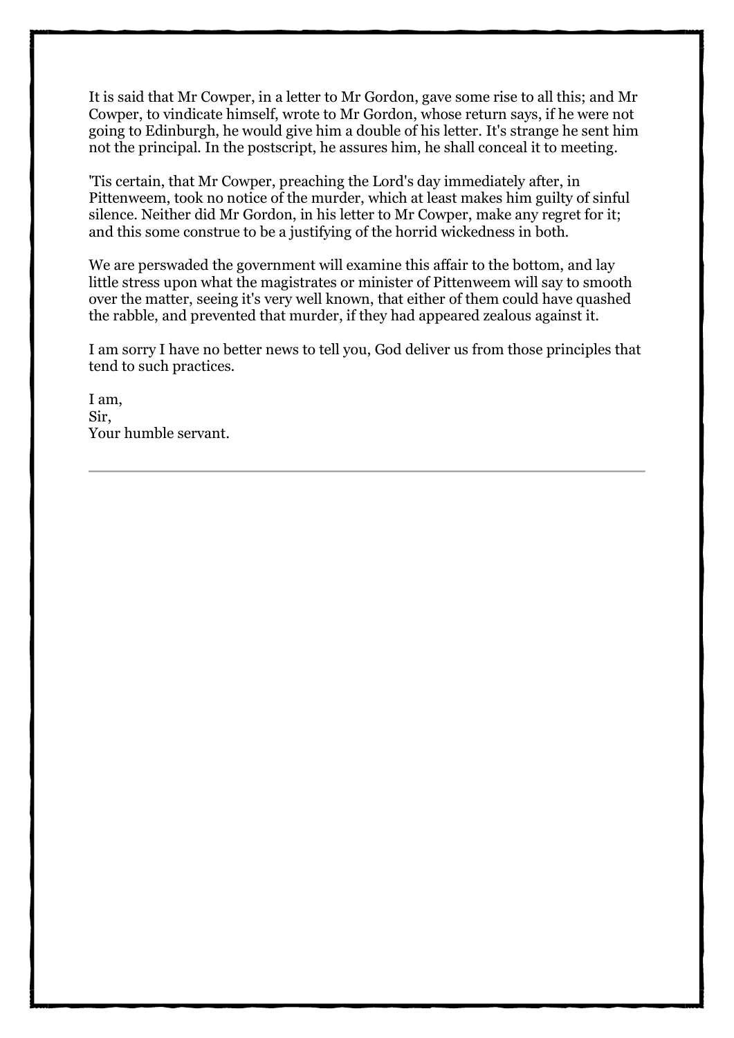It is said that Mr Cowper, in a letter to Mr Gordon, gave some rise to all this; and Mr Cowper, to vindicate himself, wrote to Mr Gordon, whose return says, if he were not going to Edinburgh, he would give him a double of his letter. It's strange he sent him not the principal. In the postscript, he assures him, he shall conceal it to meeting.

'Tis certain, that Mr Cowper, preaching the Lord's day immediately after, in Pittenweem, took no notice of the murder, which at least makes him guilty of sinful silence. Neither did Mr Gordon, in his letter to Mr Cowper, make any regret for it; and this some construe to be a justifying of the horrid wickedness in both.

We are perswaded the government will examine this affair to the bottom, and lay little stress upon what the magistrates or minister of Pittenweem will say to smooth over the matter, seeing it's very well known, that either of them could have quashed the rabble, and prevented that murder, if they had appeared zealous against it.

I am sorry I have no better news to tell you, God deliver us from those principles that tend to such practices.

I am,  
Sir,  
Your humble servant.

---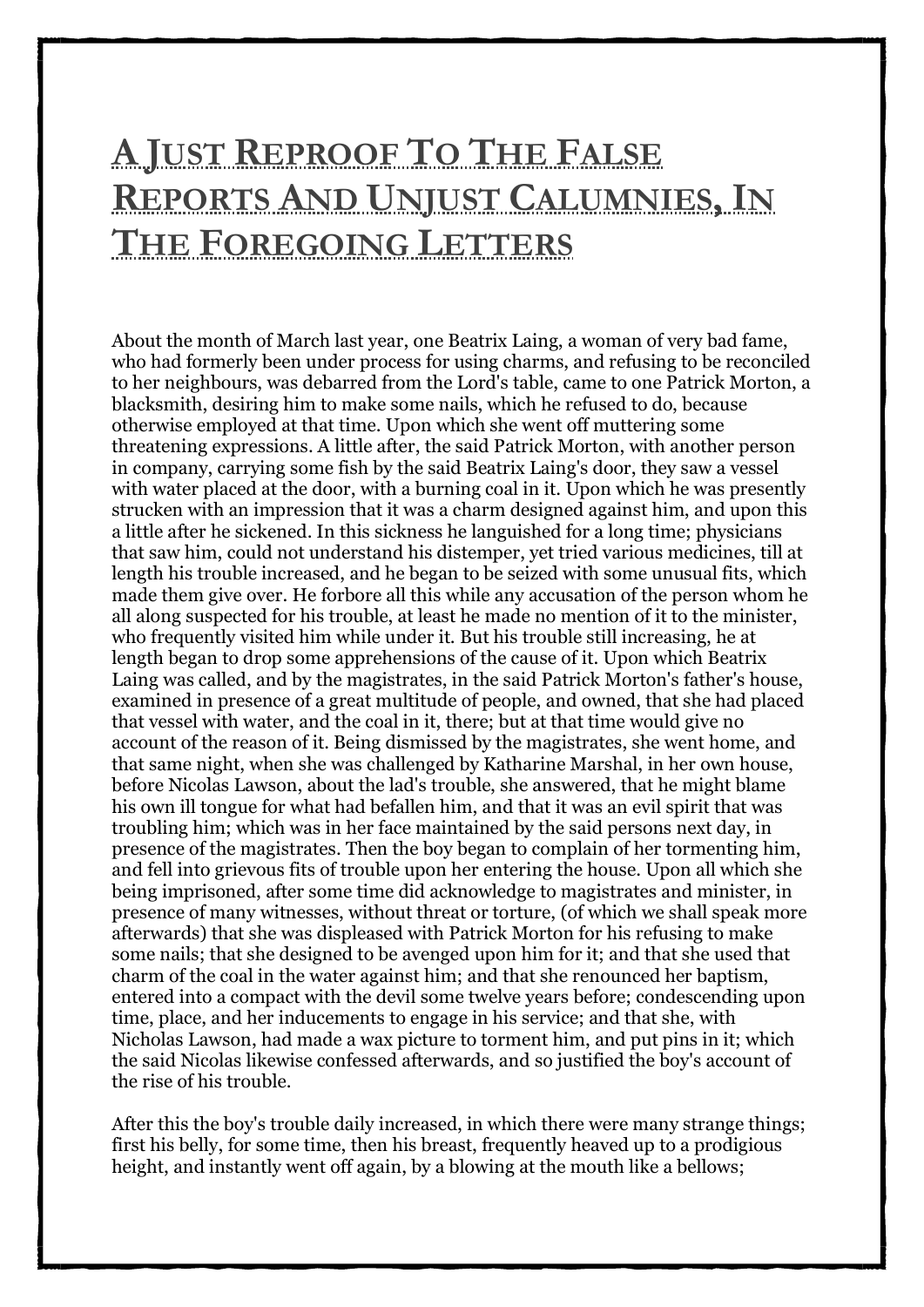# A Just Reproof To The False Reports And Unjust Calumnies, In The Foregoing Letters

About the month of March last year, one Beatrix Laing, a woman of very bad fame, who had formerly been under process for using charms, and refusing to be reconciled to her neighbours, was debarred from the Lord's table, came to one Patrick Morton, a blacksmith, desiring him to make some nails, which he refused to do, because otherwise employed at that time. Upon which she went off muttering some threatening expressions. A little after, the said Patrick Morton, with another person in company, carrying some fish by the said Beatrix Laing's door, they saw a vessel with water placed at the door, with a burning coal in it. Upon which he was presently strucken with an impression that it was a charm designed against him, and upon this a little after he sickened. In this sickness he languished for a long time; physicians that saw him, could not understand his distemper, yet tried various medicines, till at length his trouble increased, and he began to be seized with some unusual fits, which made them give over. He forbore all this while any accusation of the person whom he all along suspected for his trouble, at least he made no mention of it to the minister, who frequently visited him while under it. But his trouble still increasing, he at length began to drop some apprehensions of the cause of it. Upon which Beatrix Laing was called, and by the magistrates, in the said Patrick Morton's father's house, examined in presence of a great multitude of people, and owned, that she had placed that vessel with water, and the coal in it, there; but at that time would give no account of the reason of it. Being dismissed by the magistrates, she went home, and that same night, when she was challenged by Katharine Marshal, in her own house, before Nicolas Lawson, about the lad's trouble, she answered, that he might blame his own ill tongue for what had befallen him, and that it was an evil spirit that was troubling him; which was in her face maintained by the said persons next day, in presence of the magistrates. Then the boy began to complain of her tormenting him, and fell into grievous fits of trouble upon her entering the house. Upon all which she being imprisoned, after some time did acknowledge to magistrates and minister, in presence of many witnesses, without threat or torture, (of which we shall speak more afterwards) that she was displeased with Patrick Morton for his refusing to make some nails; that she designed to be avenged upon him for it; and that she used that charm of the coal in the water against him; and that she renounced her baptism, entered into a compact with the devil some twelve years before; condescending upon time, place, and her inducements to engage in his service; and that she, with Nicholas Lawson, had made a wax picture to torment him, and put pins in it; which the said Nicolas likewise confessed afterwards, and so justified the boy's account of the rise of his trouble.

After this the boy's trouble daily increased, in which there were many strange things; first his belly, for some time, then his breast, frequently heaved up to a prodigious height, and instantly went off again, by a blowing at the mouth like a bellows;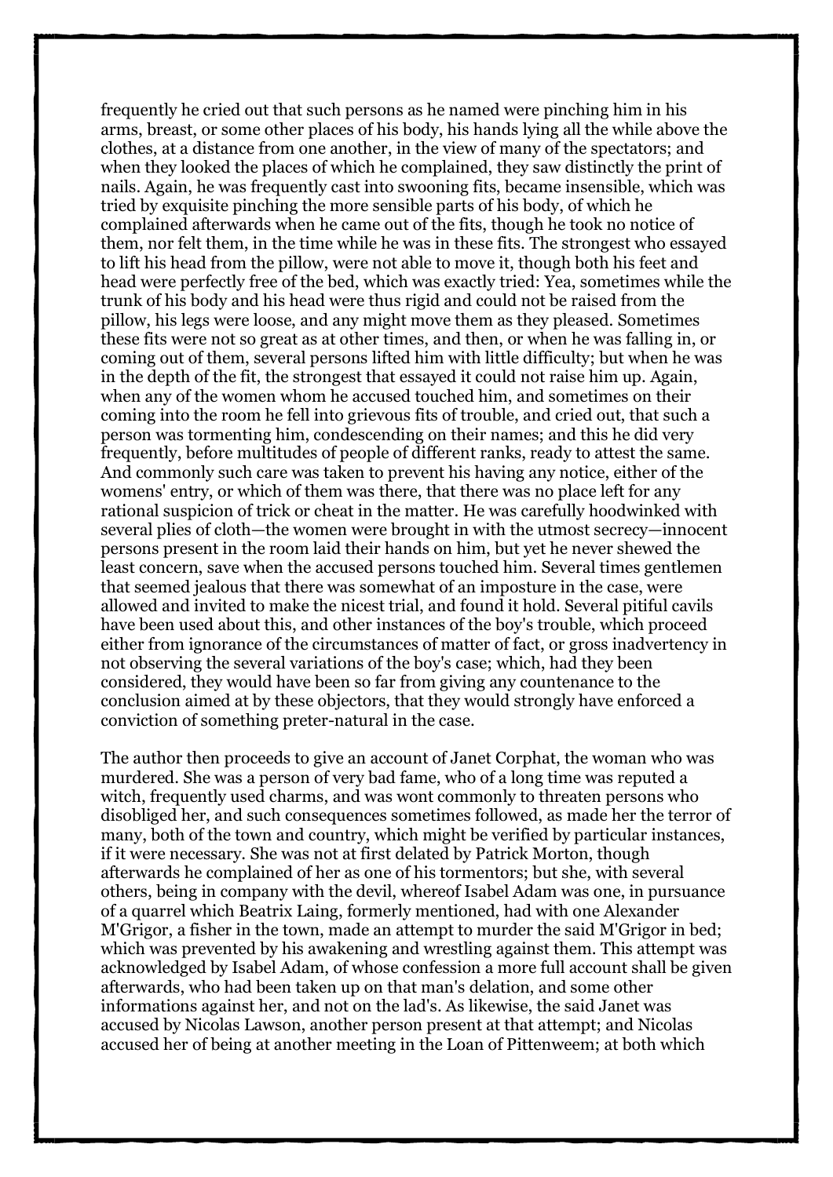frequently he cried out that such persons as he named were pinching him in his arms, breast, or some other places of his body, his hands lying all the while above the clothes, at a distance from one another, in the view of many of the spectators; and when they looked the places of which he complained, they saw distinctly the print of nails. Again, he was frequently cast into swooning fits, became insensible, which was tried by exquisite pinching the more sensible parts of his body, of which he complained afterwards when he came out of the fits, though he took no notice of them, nor felt them, in the time while he was in these fits. The strongest who essayed to lift his head from the pillow, were not able to move it, though both his feet and head were perfectly free of the bed, which was exactly tried: Yea, sometimes while the trunk of his body and his head were thus rigid and could not be raised from the pillow, his legs were loose, and any might move them as they pleased. Sometimes these fits were not so great as at other times, and then, or when he was falling in, or coming out of them, several persons lifted him with little difficulty; but when he was in the depth of the fit, the strongest that essayed it could not raise him up. Again, when any of the women whom he accused touched him, and sometimes on their coming into the room he fell into grievous fits of trouble, and cried out, that such a person was tormenting him, condescending on their names; and this he did very frequently, before multitudes of people of different ranks, ready to attest the same. And commonly such care was taken to prevent his having any notice, either of the womens' entry, or which of them was there, that there was no place left for any rational suspicion of trick or cheat in the matter. He was carefully hoodwinked with several plies of cloth—the women were brought in with the utmost secrecy—innocent persons present in the room laid their hands on him, but yet he never shewed the least concern, save when the accused persons touched him. Several times gentlemen that seemed jealous that there was somewhat of an imposture in the case, were allowed and invited to make the nicest trial, and found it hold. Several pitiful cavils have been used about this, and other instances of the boy's trouble, which proceed either from ignorance of the circumstances of matter of fact, or gross inadvertency in not observing the several variations of the boy's case; which, had they been considered, they would have been so far from giving any countenance to the conclusion aimed at by these objectors, that they would strongly have enforced a conviction of something preter-natural in the case.

The author then proceeds to give an account of Janet Corphat, the woman who was murdered. She was a person of very bad fame, who of a long time was reputed a witch, frequently used charms, and was wont commonly to threaten persons who disobliged her, and such consequences sometimes followed, as made her the terror of many, both of the town and country, which might be verified by particular instances, if it were necessary. She was not at first delated by Patrick Morton, though afterwards he complained of her as one of his tormentors; but she, with several others, being in company with the devil, whereof Isabel Adam was one, in pursuance of a quarrel which Beatrix Laing, formerly mentioned, had with one Alexander M'Grigor, a fisher in the town, made an attempt to murder the said M'Grigor in bed; which was prevented by his awakening and wrestling against them. This attempt was acknowledged by Isabel Adam, of whose confession a more full account shall be given afterwards, who had been taken up on that man's delation, and some other informations against her, and not on the lad's. As likewise, the said Janet was accused by Nicolas Lawson, another person present at that attempt; and Nicolas accused her of being at another meeting in the Loan of Pittenweem; at both which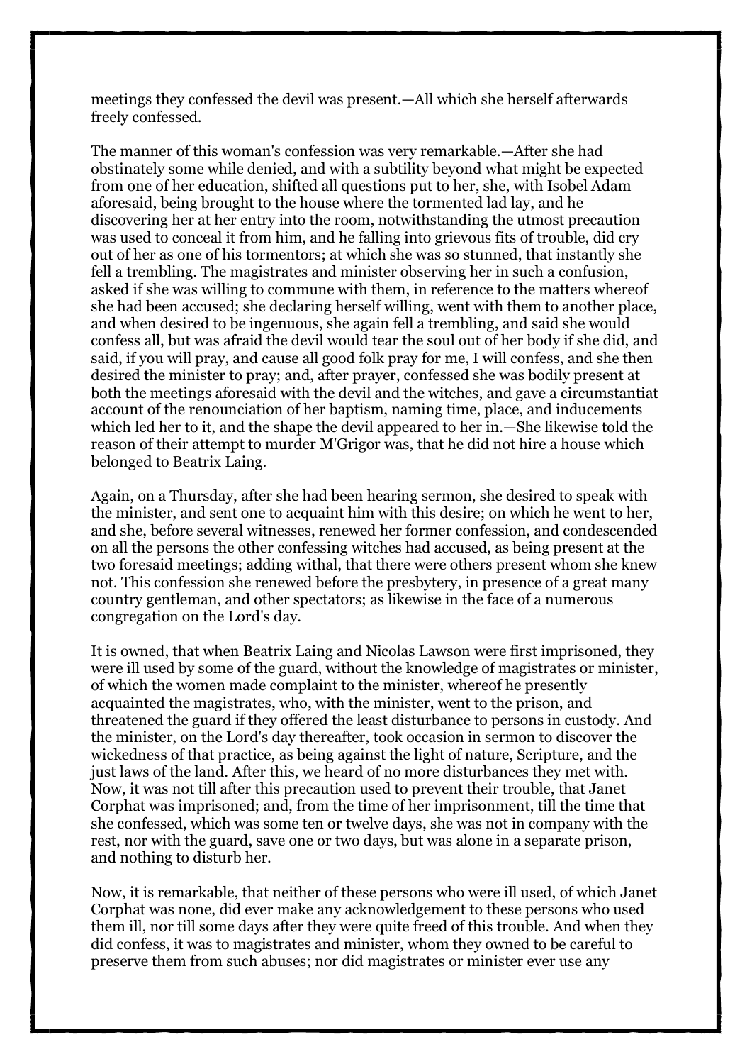meetings they confessed the devil was present.—All which she herself afterwards freely confessed.

The manner of this woman's confession was very remarkable.—After she had obstinately some while denied, and with a subtility beyond what might be expected from one of her education, shifted all questions put to her, she, with Isobel Adam aforesaid, being brought to the house where the tormented lad lay, and he discovering her at her entry into the room, notwithstanding the utmost precaution was used to conceal it from him, and he falling into grievous fits of trouble, did cry out of her as one of his tormentors; at which she was so stunned, that instantly she fell a trembling. The magistrates and minister observing her in such a confusion, asked if she was willing to commune with them, in reference to the matters whereof she had been accused; she declaring herself willing, went with them to another place, and when desired to be ingenuous, she again fell a trembling, and said she would confess all, but was afraid the devil would tear the soul out of her body if she did, and said, if you will pray, and cause all good folk pray for me, I will confess, and she then desired the minister to pray; and, after prayer, confessed she was bodily present at both the meetings aforesaid with the devil and the witches, and gave a circumstantiat account of the renounciation of her baptism, naming time, place, and inducements which led her to it, and the shape the devil appeared to her in.—She likewise told the reason of their attempt to murder M'Grigor was, that he did not hire a house which belonged to Beatrix Laing.

Again, on a Thursday, after she had been hearing sermon, she desired to speak with the minister, and sent one to acquaint him with this desire; on which he went to her, and she, before several witnesses, renewed her former confession, and condescended on all the persons the other confessing witches had accused, as being present at the two foresaid meetings; adding withal, that there were others present whom she knew not. This confession she renewed before the presbytery, in presence of a great many country gentleman, and other spectators; as likewise in the face of a numerous congregation on the Lord's day.

It is owned, that when Beatrix Laing and Nicolas Lawson were first imprisoned, they were ill used by some of the guard, without the knowledge of magistrates or minister, of which the women made complaint to the minister, whereof he presently acquainted the magistrates, who, with the minister, went to the prison, and threatened the guard if they offered the least disturbance to persons in custody. And the minister, on the Lord's day thereafter, took occasion in sermon to discover the wickedness of that practice, as being against the light of nature, Scripture, and the just laws of the land. After this, we heard of no more disturbances they met with. Now, it was not till after this precaution used to prevent their trouble, that Janet Corphat was imprisoned; and, from the time of her imprisonment, till the time that she confessed, which was some ten or twelve days, she was not in company with the rest, nor with the guard, save one or two days, but was alone in a separate prison, and nothing to disturb her.

Now, it is remarkable, that neither of these persons who were ill used, of which Janet Corphat was none, did ever make any acknowledgement to these persons who used them ill, nor till some days after they were quite freed of this trouble. And when they did confess, it was to magistrates and minister, whom they owned to be careful to preserve them from such abuses; nor did magistrates or minister ever use any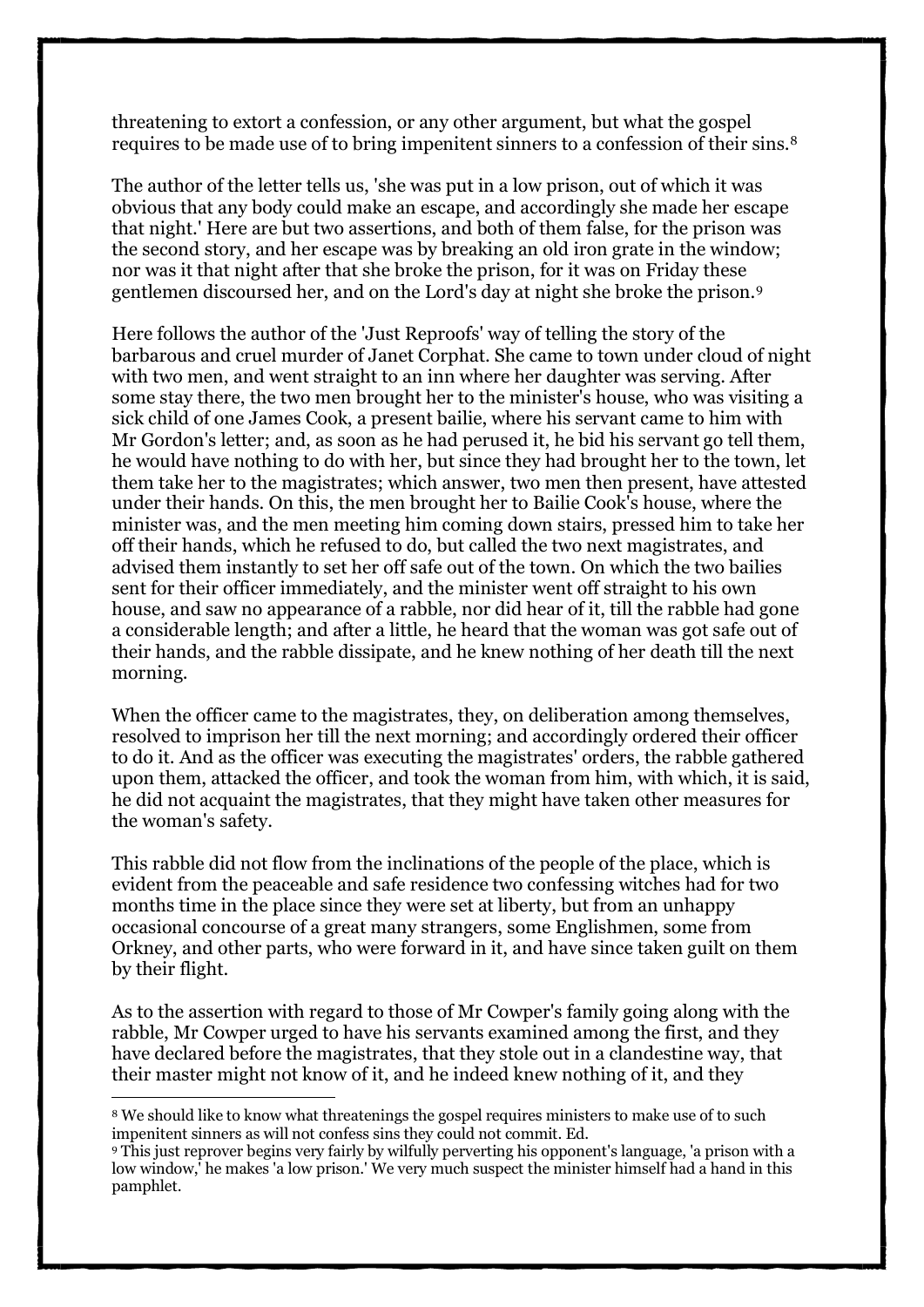threatening to extort a confession, or any other argument, but what the gospel requires to be made use of to bring impenitent sinners to a confession of their sins.[8]

The author of the letter tells us, 'she was put in a low prison, out of which it was obvious that any body could make an escape, and accordingly she made her escape that night.' Here are but two assertions, and both of them false, for the prison was the second story, and her escape was by breaking an old iron grate in the window; nor was it that night after that she broke the prison, for it was on Friday these gentlemen discoursed her, and on the Lord's day at night she broke the prison.[9]

Here follows the author of the 'Just Reproofs' way of telling the story of the barbarous and cruel murder of Janet Corphat. She came to town under cloud of night with two men, and went straight to an inn where her daughter was serving. After some stay there, the two men brought her to the minister's house, who was visiting a sick child of one James Cook, a present bailie, where his servant came to him with Mr Gordon's letter; and, as soon as he had perused it, he bid his servant go tell them, he would have nothing to do with her, but since they had brought her to the town, let them take her to the magistrates; which answer, two men then present, have attested under their hands. On this, the men brought her to Bailie Cook's house, where the minister was, and the men meeting him coming down stairs, pressed him to take her off their hands, which he refused to do, but called the two next magistrates, and advised them instantly to set her off safe out of the town. On which the two bailies sent for their officer immediately, and the minister went off straight to his own house, and saw no appearance of a rabble, nor did hear of it, till the rabble had gone a considerable length; and after a little, he heard that the woman was got safe out of their hands, and the rabble dissipate, and he knew nothing of her death till the next morning.

When the officer came to the magistrates, they, on deliberation among themselves, resolved to imprison her till the next morning; and accordingly ordered their officer to do it. And as the officer was executing the magistrates' orders, the rabble gathered upon them, attacked the officer, and took the woman from him, with which, it is said, he did not acquaint the magistrates, that they might have taken other measures for the woman's safety.

This rabble did not flow from the inclinations of the people of the place, which is evident from the peaceable and safe residence two confessing witches had for two months time in the place since they were set at liberty, but from an unhappy occasional concourse of a great many strangers, some Englishmen, some from Orkney, and other parts, who were forward in it, and have since taken guilt on them by their flight.

As to the assertion with regard to those of Mr Cowper's family going along with the rabble, Mr Cowper urged to have his servants examined among the first, and they have declared before the magistrates, that they stole out in a clandestine way, that their master might not know of it, and he indeed knew nothing of it, and they

---

[8] We should like to know what threatenings the gospel requires ministers to make use of to such impenitent sinners as will not confess sins they could not commit. Ed.

[9] This just reprover begins very fairly by wilfully perverting his opponent's language, 'a prison with a low window,' he makes 'a low prison.' We very much suspect the minister himself had a hand in this pamphlet.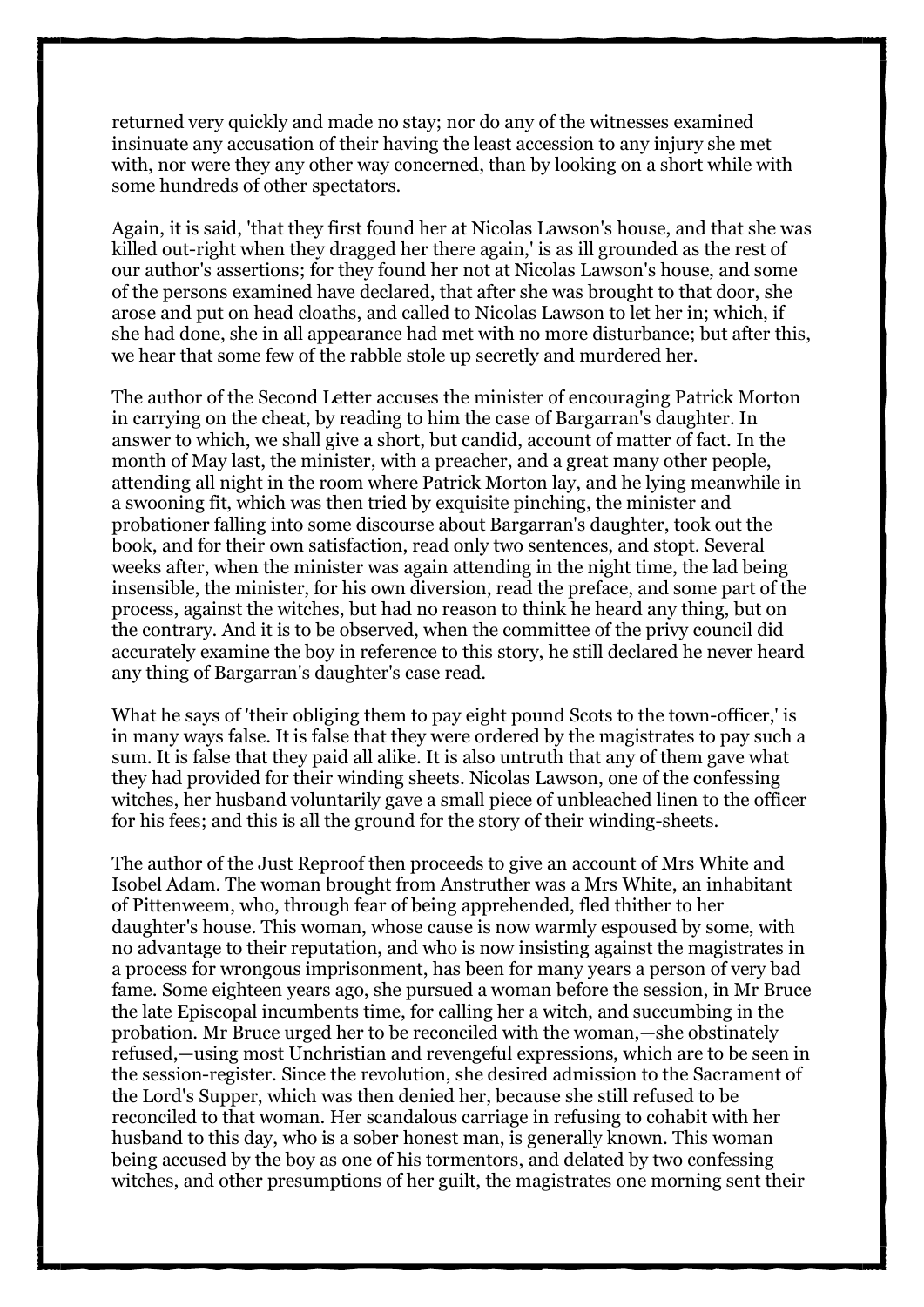returned very quickly and made no stay; nor do any of the witnesses examined insinuate any accusation of their having the least accession to any injury she met with, nor were they any other way concerned, than by looking on a short while with some hundreds of other spectators.

Again, it is said, 'that they first found her at Nicolas Lawson's house, and that she was killed out-right when they dragged her there again,' is as ill grounded as the rest of our author's assertions; for they found her not at Nicolas Lawson's house, and some of the persons examined have declared, that after she was brought to that door, she arose and put on head cloaths, and called to Nicolas Lawson to let her in; which, if she had done, she in all appearance had met with no more disturbance; but after this, we hear that some few of the rabble stole up secretly and murdered her.

The author of the Second Letter accuses the minister of encouraging Patrick Morton in carrying on the cheat, by reading to him the case of Bargarran's daughter. In answer to which, we shall give a short, but candid, account of matter of fact. In the month of May last, the minister, with a preacher, and a great many other people, attending all night in the room where Patrick Morton lay, and he lying meanwhile in a swooning fit, which was then tried by exquisite pinching, the minister and probationer falling into some discourse about Bargarran's daughter, took out the book, and for their own satisfaction, read only two sentences, and stopt. Several weeks after, when the minister was again attending in the night time, the lad being insensible, the minister, for his own diversion, read the preface, and some part of the process, against the witches, but had no reason to think he heard any thing, but on the contrary. And it is to be observed, when the committee of the privy council did accurately examine the boy in reference to this story, he still declared he never heard any thing of Bargarran's daughter's case read.

What he says of 'their obliging them to pay eight pound Scots to the town-officer,' is in many ways false. It is false that they were ordered by the magistrates to pay such a sum. It is false that they paid all alike. It is also untruth that any of them gave what they had provided for their winding sheets. Nicolas Lawson, one of the confessing witches, her husband voluntarily gave a small piece of unbleached linen to the officer for his fees; and this is all the ground for the story of their winding-sheets.

The author of the Just Reproof then proceeds to give an account of Mrs White and Isobel Adam. The woman brought from Anstruther was a Mrs White, an inhabitant of Pittenweem, who, through fear of being apprehended, fled thither to her daughter's house. This woman, whose cause is now warmly espoused by some, with no advantage to their reputation, and who is now insisting against the magistrates in a process for wrongous imprisonment, has been for many years a person of very bad fame. Some eighteen years ago, she pursued a woman before the session, in Mr Bruce the late Episcopal incumbents time, for calling her a witch, and succumbing in the probation. Mr Bruce urged her to be reconciled with the woman,—she obstinately refused,—using most Unchristian and revengeful expressions, which are to be seen in the session-register. Since the revolution, she desired admission to the Sacrament of the Lord's Supper, which was then denied her, because she still refused to be reconciled to that woman. Her scandalous carriage in refusing to cohabit with her husband to this day, who is a sober honest man, is generally known. This woman being accused by the boy as one of his tormentors, and delated by two confessing witches, and other presumptions of her guilt, the magistrates one morning sent their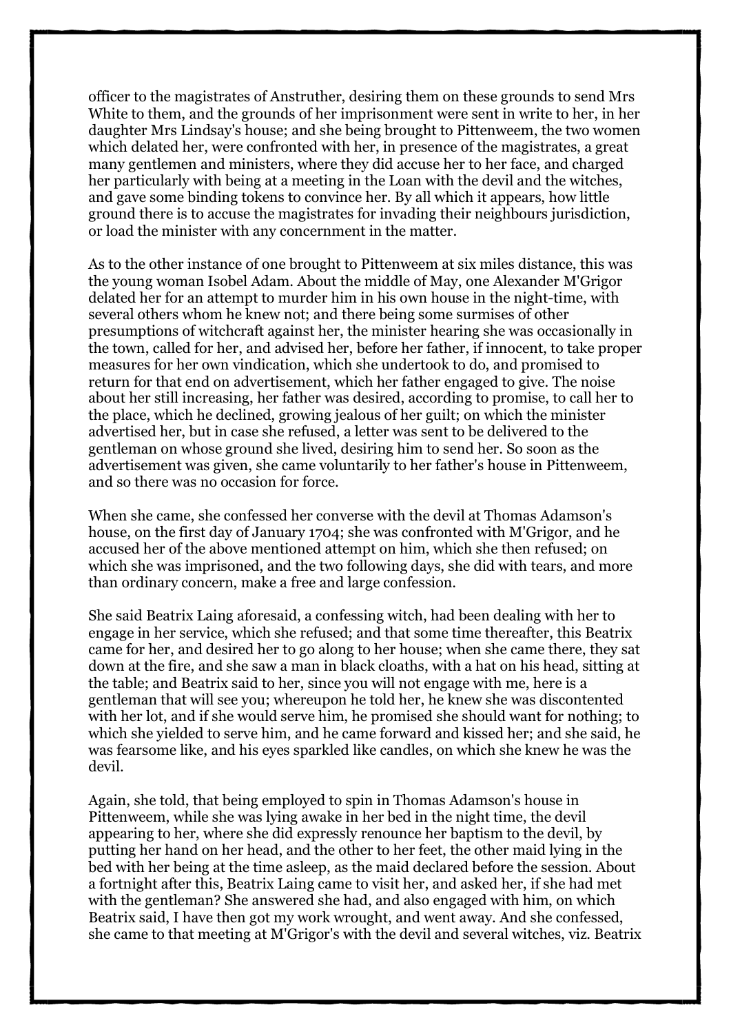officer to the magistrates of Anstruther, desiring them on these grounds to send Mrs White to them, and the grounds of her imprisonment were sent in write to her, in her daughter Mrs Lindsay's house; and she being brought to Pittenweem, the two women which delated her, were confronted with her, in presence of the magistrates, a great many gentlemen and ministers, where they did accuse her to her face, and charged her particularly with being at a meeting in the Loan with the devil and the witches, and gave some binding tokens to convince her. By all which it appears, how little ground there is to accuse the magistrates for invading their neighbours jurisdiction, or load the minister with any concernment in the matter.

As to the other instance of one brought to Pittenweem at six miles distance, this was the young woman Isobel Adam. About the middle of May, one Alexander M'Grigor delated her for an attempt to murder him in his own house in the night-time, with several others whom he knew not; and there being some surmises of other presumptions of witchcraft against her, the minister hearing she was occasionally in the town, called for her, and advised her, before her father, if innocent, to take proper measures for her own vindication, which she undertook to do, and promised to return for that end on advertisement, which her father engaged to give. The noise about her still increasing, her father was desired, according to promise, to call her to the place, which he declined, growing jealous of her guilt; on which the minister advertised her, but in case she refused, a letter was sent to be delivered to the gentleman on whose ground she lived, desiring him to send her. So soon as the advertisement was given, she came voluntarily to her father's house in Pittenweem, and so there was no occasion for force.

When she came, she confessed her converse with the devil at Thomas Adamson's house, on the first day of January 1704; she was confronted with M'Grigor, and he accused her of the above mentioned attempt on him, which she then refused; on which she was imprisoned, and the two following days, she did with tears, and more than ordinary concern, make a free and large confession.

She said Beatrix Laing aforesaid, a confessing witch, had been dealing with her to engage in her service, which she refused; and that some time thereafter, this Beatrix came for her, and desired her to go along to her house; when she came there, they sat down at the fire, and she saw a man in black cloaths, with a hat on his head, sitting at the table; and Beatrix said to her, since you will not engage with me, here is a gentleman that will see you; whereupon he told her, he knew she was discontented with her lot, and if she would serve him, he promised she should want for nothing; to which she yielded to serve him, and he came forward and kissed her; and she said, he was fearsome like, and his eyes sparkled like candles, on which she knew he was the devil.

Again, she told, that being employed to spin in Thomas Adamson's house in Pittenweem, while she was lying awake in her bed in the night time, the devil appearing to her, where she did expressly renounce her baptism to the devil, by putting her hand on her head, and the other to her feet, the other maid lying in the bed with her being at the time asleep, as the maid declared before the session. About a fortnight after this, Beatrix Laing came to visit her, and asked her, if she had met with the gentleman? She answered she had, and also engaged with him, on which Beatrix said, I have then got my work wrought, and went away. And she confessed, she came to that meeting at M'Grigor's with the devil and several witches, viz. Beatrix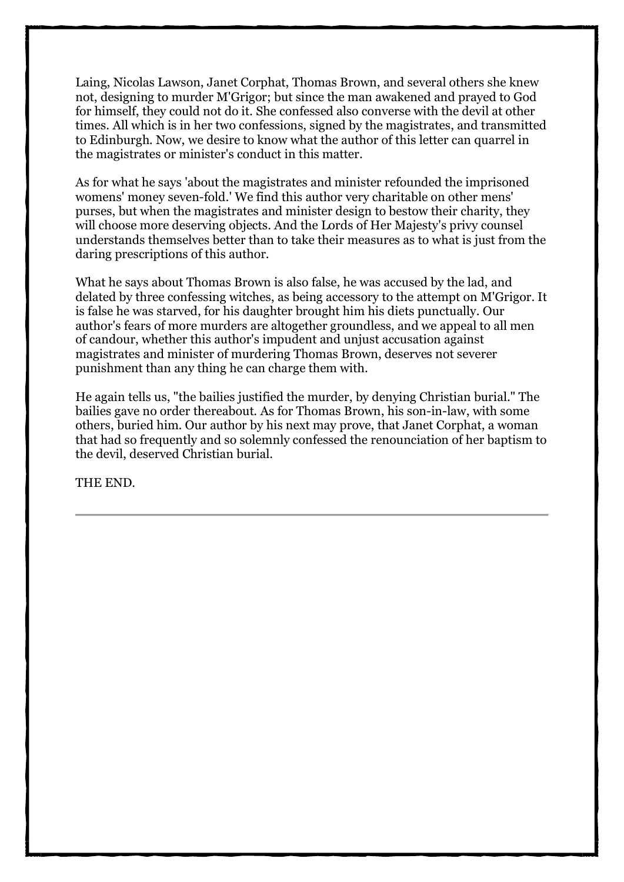Laing, Nicolas Lawson, Janet Corphat, Thomas Brown, and several others she knew not, designing to murder M'Grigor; but since the man awakened and prayed to God for himself, they could not do it. She confessed also converse with the devil at other times. All which is in her two confessions, signed by the magistrates, and transmitted to Edinburgh. Now, we desire to know what the author of this letter can quarrel in the magistrates or minister's conduct in this matter.

As for what he says 'about the magistrates and minister refounded the imprisoned womens' money seven-fold.' We find this author very charitable on other mens' purses, but when the magistrates and minister design to bestow their charity, they will choose more deserving objects. And the Lords of Her Majesty's privy counsel understands themselves better than to take their measures as to what is just from the daring prescriptions of this author.

What he says about Thomas Brown is also false, he was accused by the lad, and delated by three confessing witches, as being accessory to the attempt on M'Grigor. It is false he was starved, for his daughter brought him his diets punctually. Our author's fears of more murders are altogether groundless, and we appeal to all men of candour, whether this author's impudent and unjust accusation against magistrates and minister of murdering Thomas Brown, deserves not severer punishment than any thing he can charge them with.

He again tells us, "the bailies justified the murder, by denying Christian burial." The bailies gave no order thereabout. As for Thomas Brown, his son-in-law, with some others, buried him. Our author by his next may prove, that Janet Corphat, a woman that had so frequently and so solemnly confessed the renounciation of her baptism to the devil, deserved Christian burial.

THE END.

---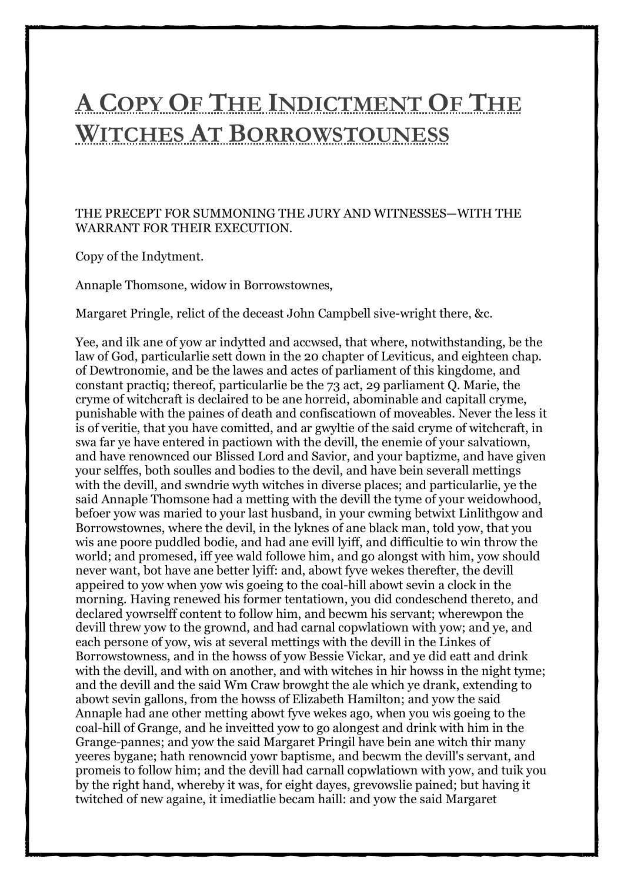# A Copy Of The Indictment Of The Witches At Borrowstouness

THE PRECEPT FOR SUMMONING THE JURY AND WITNESSES—WITH THE WARRANT FOR THEIR EXECUTION.

Copy of the Indytment.

Annaple Thomsone, widow in Borrowstownes,

Margaret Pringle, relict of the deceast John Campbell sive-wright there, &c.

Yee, and ilk ane of yow ar indytted and accwsed, that where, notwithstanding, be the law of God, particularlie sett down in the 20 chapter of Leviticus, and eighteen chap. of Dewtronomie, and be the lawes and actes of parliament of this kingdome, and constant practiq; thereof, particularlie be the 73 act, 29 parliament Q. Marie, the cryme of witchcraft is declaired to be ane horreid, abominable and capitall cryme, punishable with the paines of death and confiscatiown of moveables. Never the less it is of veritie, that you have comitted, and ar gwyltie of the said cryme of witchcraft, in swa far ye have entered in pactiown with the devill, the enemie of your salvatiown, and have renownced our Blissed Lord and Savior, and your baptizme, and have given your selffes, both soulles and bodies to the devil, and have bein severall mettings with the devill, and swndrie wyth witches in diverse places; and particularlie, ye the said Annaple Thomsone had a metting with the devill the tyme of your weidowhood, befoer yow was maried to your last husband, in your cwming betwixt Linlithgow and Borrowstownes, where the devil, in the lyknes of ane black man, told yow, that you wis ane poore puddled bodie, and had ane evill lyiff, and difficultie to win throw the world; and promesed, iff yee wald followe him, and go alongst with him, yow should never want, bot have ane better lyiff: and, abowt fyve wekes therefter, the devill appeired to yow when yow wis goeing to the coal-hill abowt sevin a clock in the morning. Having renewed his former tentatiown, you did condeschend thereto, and declared yowrselff content to follow him, and becwm his servant; wherewpon the devill threw yow to the grownd, and had carnal copwlatiown with yow; and ye, and each persone of yow, wis at several mettings with the devill in the Linkes of Borrowstowness, and in the howss of yow Bessie Vickar, and ye did eatt and drink with the devill, and with on another, and with witches in hir howss in the night tyme; and the devill and the said Wm Craw browght the ale which ye drank, extending to abowt sevin gallons, from the howss of Elizabeth Hamilton; and yow the said Annaple had ane other metting abowt fyve wekes ago, when you wis goeing to the coal-hill of Grange, and he inveitted yow to go alongest and drink with him in the Grange-pannes; and yow the said Margaret Pringil have bein ane witch thir many yeeres bygane; hath renowncid yowr baptisme, and becwm the devill's servant, and promeis to follow him; and the devill had carnall copwlatiown with yow, and tuik you by the right hand, whereby it was, for eight dayes, grevowslie pained; but having it twitched of new againe, it imediatlie becam haill: and yow the said Margaret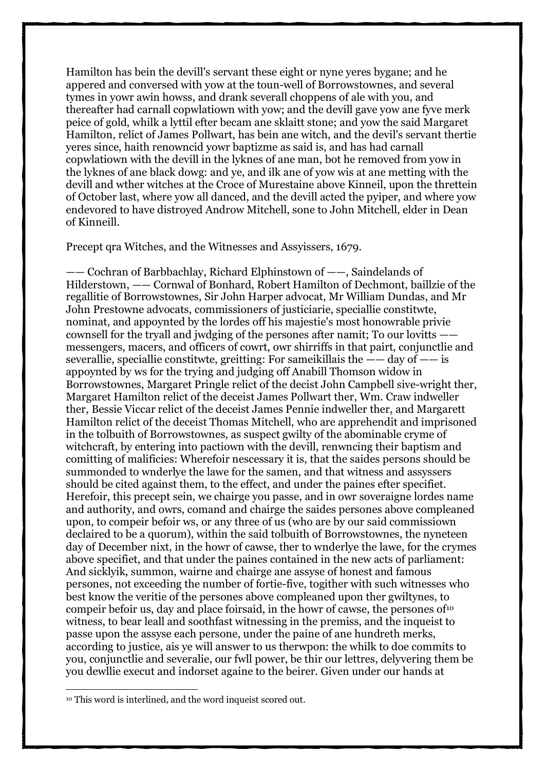Hamilton has bein the devill's servant these eight or nyne yeres bygane; and he appered and conversed with yow at the toun-well of Borrowstownes, and several tymes in yowr awin howss, and drank severall choppens of ale with you, and thereafter had carnall copwlatiown with yow; and the devill gave yow ane fyve merk peice of gold, whilk a lyttil efter becam ane sklaitt stone; and yow the said Margaret Hamilton, relict of James Pollwart, has bein ane witch, and the devil's servant thertie yeres since, haith renowncid yowr baptizme as said is, and has had carnall copwlatiown with the devill in the lyknes of ane man, bot he removed from yow in the lyknes of ane black dowg: and ye, and ilk ane of yow wis at ane metting with the devill and wther witches at the Croce of Murestaine above Kinneil, upon the threttein of October last, where yow all danced, and the devill acted the pyiper, and where yow endevored to have distroyed Androw Mitchell, sone to John Mitchell, elder in Dean of Kinneill.

Precept qra Witches, and the Witnesses and Assyissers, 1679.

—— Cochran of Barbbachlay, Richard Elphinstown of ——, Saindelands of Hilderstown, —— Cornwal of Bonhard, Robert Hamilton of Dechmont, baillzie of the regallitie of Borrowstownes, Sir John Harper advocat, Mr William Dundas, and Mr John Prestowne advocats, commissioners of justiciarie, speciallie constitwte, nominat, and appoynted by the lordes off his majestie's most honowrable privie cownsell for the tryall and jwdging of the persones after namit; To our lovitts —— messengers, macers, and officers of cowrt, owr shirriffs in that pairt, conjunctlie and severallie, speciallie constitwte, greitting: For sameikillais the —— day of —— is appoynted by ws for the trying and judging off Anabill Thomson widow in Borrowstownes, Margaret Pringle relict of the decist John Campbell sive-wright ther, Margaret Hamilton relict of the deceist James Pollwart ther, Wm. Craw indweller ther, Bessie Viccar relict of the deceist James Pennie indweller ther, and Margarett Hamilton relict of the deceist Thomas Mitchell, who are apprehendit and imprisoned in the tolbuith of Borrowstownes, as suspect gwilty of the abominable cryme of witchcraft, by entering into pactiown with the devill, renwncing their baptism and comitting of malificies: Wherefoir nescessary it is, that the saides persons should be summonded to wnderlye the lawe for the samen, and that witness and assyssers should be cited against them, to the effect, and under the paines efter specifiet. Herefoir, this precept sein, we chairge you passe, and in owr soveraigne lordes name and authority, and owrs, comand and chairge the saides persones above compleaned upon, to compeir befoir ws, or any three of us (who are by our said commissiown declaired to be a quorum), within the said tolbuith of Borrowstownes, the nyneteen day of December nixt, in the howr of cawse, ther to wnderlye the lawe, for the crymes above specifiet, and that under the paines contained in the new acts of parliament: And sicklyik, summon, wairne and chairge ane assyse of honest and famous persones, not exceeding the number of fortie-five, togither with such witnesses who best know the veritie of the persones above compleaned upon ther gwiltynes, to compeir befoir us, day and place foirsaid, in the howr of cawse, the persones of[10] witness, to bear leall and soothfast witnessing in the premiss, and the inqueist to passe upon the assyse each persone, under the paine of ane hundreth merks, according to justice, ais ye will answer to us therwpon: the whilk to doe commits to you, conjunctlie and severalie, our fwll power, be thir our lettres, delyvering them be you dewllie execut and indorset againe to the beirer. Given under our hands at

---

[10] This word is interlined, and the word inqueist scored out.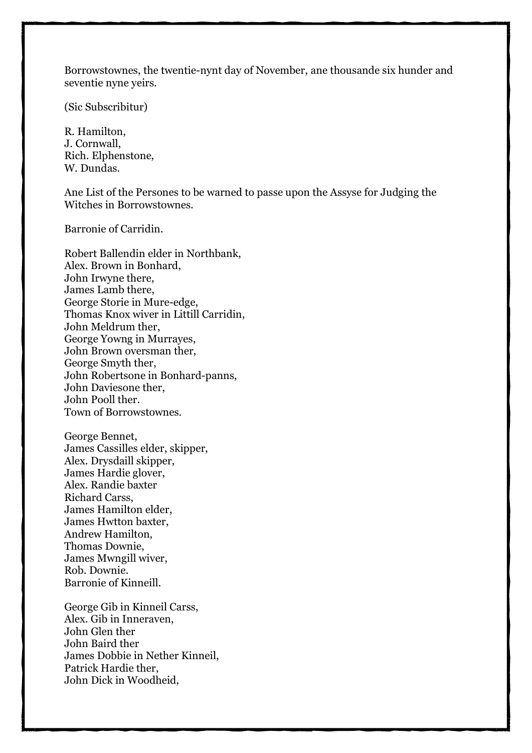Borrowstownes, the twentie-nynt day of November, ane thousande six hunder and seventie nyne yeirs.

(Sic Subscribitur)

R. Hamilton,
J. Cornwall,
Rich. Elphenstone,
W. Dundas.

Ane List of the Persones to be warned to passe upon the Assyse for Judging the Witches in Borrowstownes.

Barronie of Carridin.

Robert Ballendin elder in Northbank,
Alex. Brown in Bonhard,
John Irwyne there,
James Lamb there,
George Storie in Mure-edge,
Thomas Knox wiver in Littill Carridin,
John Meldrum ther,
George Yowng in Murrayes,
John Brown oversman ther,
George Smyth ther,
John Robertsone in Bonhard-panns,
John Daviesone ther,
John Pooll ther.
Town of Borrowstownes.

George Bennet,
James Cassilles elder, skipper,
Alex. Drysdaill skipper,
James Hardie glover,
Alex. Randie baxter
Richard Carss,
James Hamilton elder,
James Hwtton baxter,
Andrew Hamilton,
Thomas Downie,
James Mwngill wiver,
Rob. Downie.
Barronie of Kinneill.

George Gib in Kinneil Carss,
Alex. Gib in Inneraven,
John Glen ther
John Baird ther
James Dobbie in Nether Kinneil,
Patrick Hardie ther,
John Dick in Woodheid,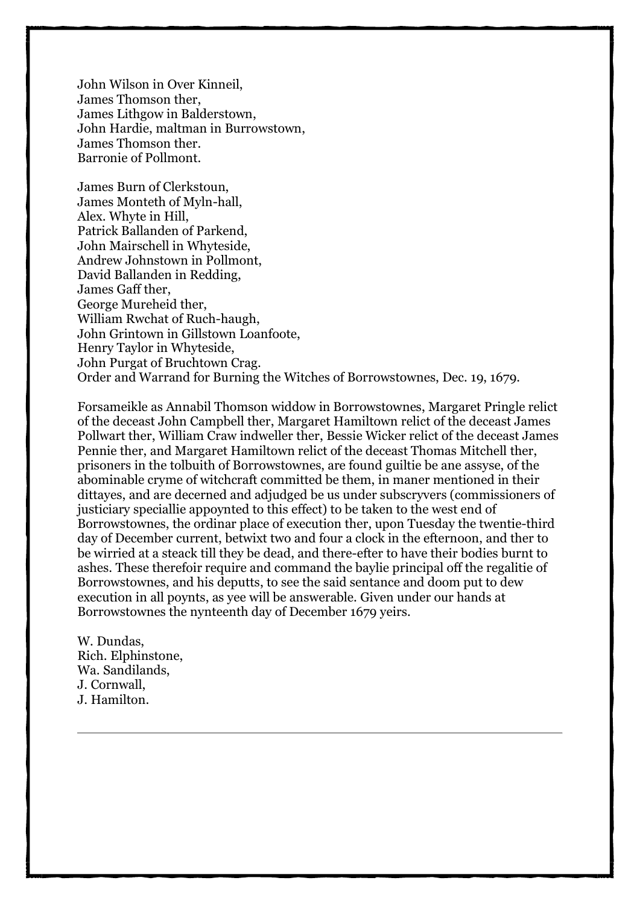John Wilson in Over Kinneil,
James Thomson ther,
James Lithgow in Balderstown,
John Hardie, maltman in Burrowstown,
James Thomson ther.
Barronie of Pollmont.

James Burn of Clerkstoun,
James Monteth of Myln-hall,
Alex. Whyte in Hill,
Patrick Ballanden of Parkend,
John Mairschell in Whyteside,
Andrew Johnstown in Pollmont,
David Ballanden in Redding,
James Gaff ther,
George Mureheid ther,
William Rwchat of Ruch-haugh,
John Grintown in Gillstown Loanfoote,
Henry Taylor in Whyteside,
John Purgat of Bruchtown Crag.
Order and Warrand for Burning the Witches of Borrowstownes, Dec. 19, 1679.

Forsameikle as Annabil Thomson widdow in Borrowstownes, Margaret Pringle relict of the deceast John Campbell ther, Margaret Hamiltown relict of the deceast James Pollwart ther, William Craw indweller ther, Bessie Wicker relict of the deceast James Pennie ther, and Margaret Hamiltown relict of the deceast Thomas Mitchell ther, prisoners in the tolbuith of Borrowstownes, are found guiltie be ane assyse, of the abominable cryme of witchcraft committed be them, in maner mentioned in their dittayes, and are decerned and adjudged be us under subscryvers (commissioners of justiciary speciallie appoynted to this effect) to be taken to the west end of Borrowstownes, the ordinar place of execution ther, upon Tuesday the twentie-third day of December current, betwixt two and four a clock in the efternoon, and ther to be wirried at a steack till they be dead, and there-efter to have their bodies burnt to ashes. These therefoir require and command the baylie principal off the regalitie of Borrowstownes, and his deputts, to see the said sentance and doom put to dew execution in all poynts, as yee will be answerable. Given under our hands at Borrowstownes the nynteenth day of December 1679 yeirs.

W. Dundas,
Rich. Elphinstone,
Wa. Sandilands,
J. Cornwall,
J. Hamilton.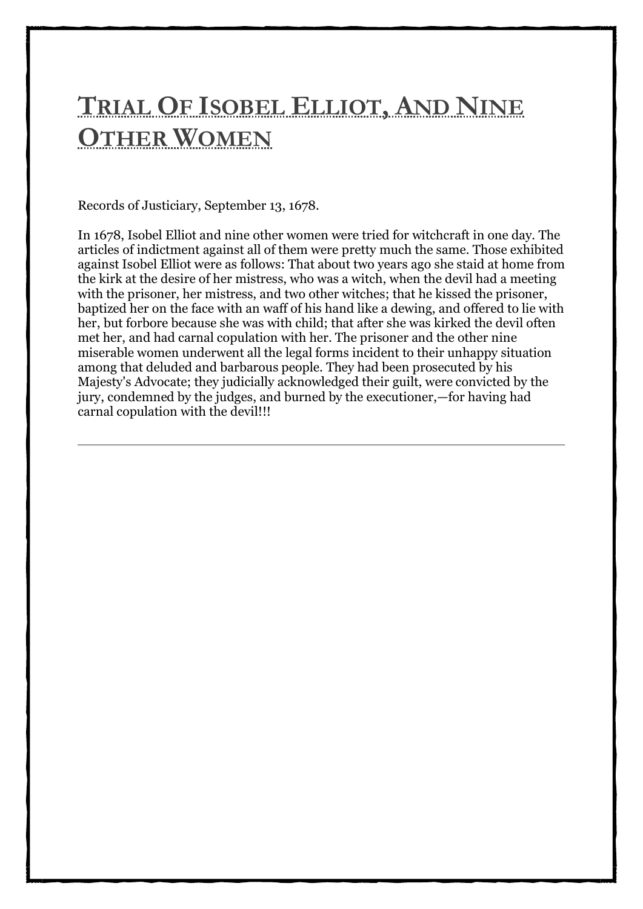# Trial Of Isobel Elliot, And Nine Other Women

Records of Justiciary, September 13, 1678.

In 1678, Isobel Elliot and nine other women were tried for witchcraft in one day. The articles of indictment against all of them were pretty much the same. Those exhibited against Isobel Elliot were as follows: That about two years ago she staid at home from the kirk at the desire of her mistress, who was a witch, when the devil had a meeting with the prisoner, her mistress, and two other witches; that he kissed the prisoner, baptized her on the face with an waff of his hand like a dewing, and offered to lie with her, but forbore because she was with child; that after she was kirked the devil often met her, and had carnal copulation with her. The prisoner and the other nine miserable women underwent all the legal forms incident to their unhappy situation among that deluded and barbarous people. They had been prosecuted by his Majesty's Advocate; they judicially acknowledged their guilt, were convicted by the jury, condemned by the judges, and burned by the executioner,—for having had carnal copulation with the devil!!!

---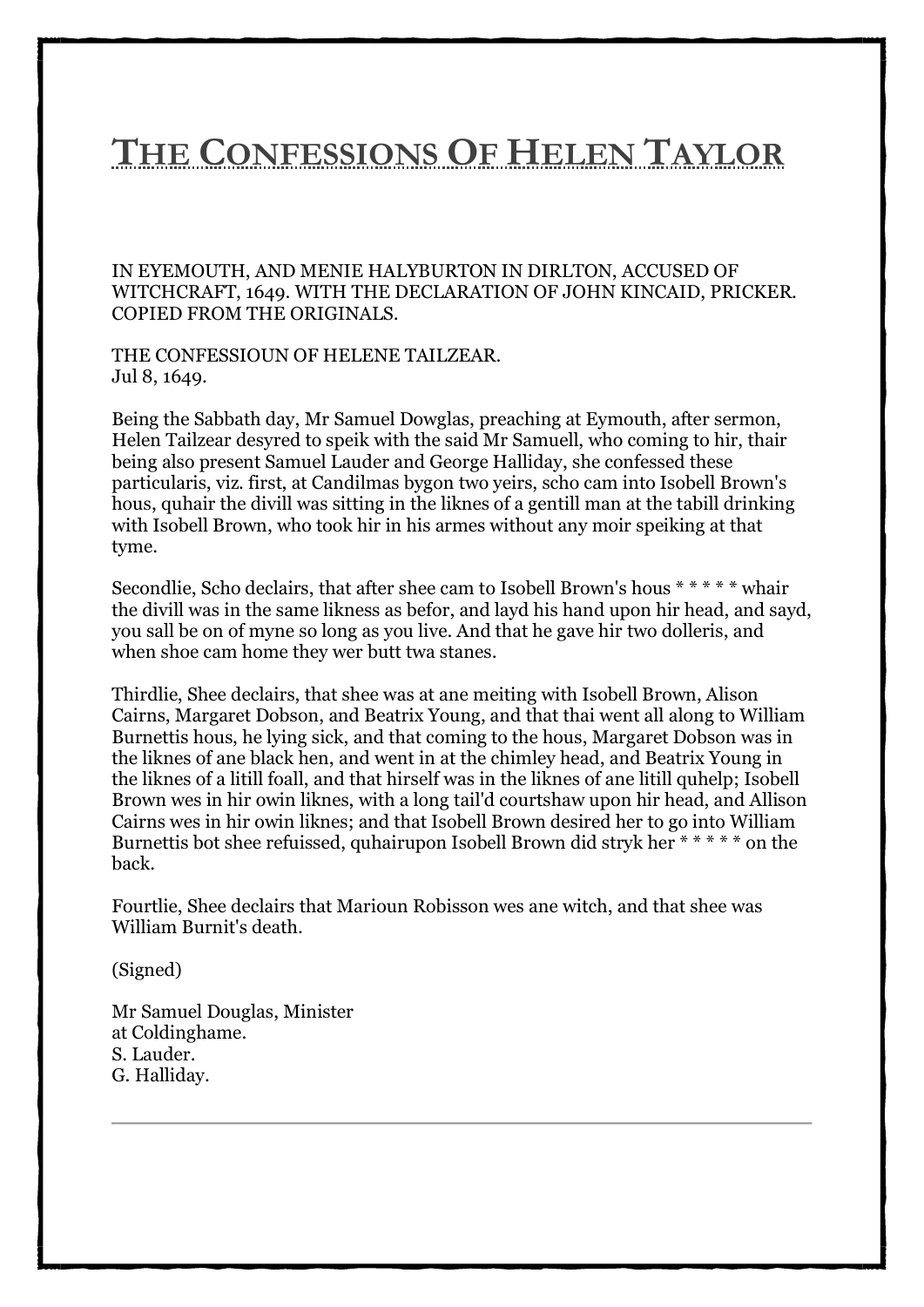# The Confessions Of Helen Taylor

IN EYEMOUTH, AND MENIE HALYBURTON IN DIRLTON, ACCUSED OF WITCHCRAFT, 1649. WITH THE DECLARATION OF JOHN KINCAID, PRICKER. COPIED FROM THE ORIGINALS.

THE CONFESSIOUN OF HELENE TAILZEAR.
Jul 8, 1649.

Being the Sabbath day, Mr Samuel Dowglas, preaching at Eymouth, after sermon, Helen Tailzear desyred to speik with the said Mr Samuell, who coming to hir, thair being also present Samuel Lauder and George Halliday, she confessed these particularis, viz. first, at Candilmas bygon two yeirs, scho cam into Isobell Brown's hous, quhair the divill was sitting in the liknes of a gentill man at the tabill drinking with Isobell Brown, who took hir in his armes without any moir speiking at that tyme.

Secondlie, Scho declairs, that after shee cam to Isobell Brown's hous * * * * * whair the divill was in the same likness as befor, and layd his hand upon hir head, and sayd, you sall be on of myne so long as you live. And that he gave hir two dolleris, and when shoe cam home they wer butt twa stanes.

Thirdlie, Shee declairs, that shee was at ane meiting with Isobell Brown, Alison Cairns, Margaret Dobson, and Beatrix Young, and that thai went all along to William Burnettis hous, he lying sick, and that coming to the hous, Margaret Dobson was in the liknes of ane black hen, and went in at the chimley head, and Beatrix Young in the liknes of a litill foall, and that hirself was in the liknes of ane litill quhelp; Isobell Brown wes in hir owin liknes, with a long tail'd courtshaw upon hir head, and Allison Cairns wes in hir owin liknes; and that Isobell Brown desired her to go into William Burnettis bot shee refuissed, quhairupon Isobell Brown did stryk her * * * * * on the back.

Fourtlie, Shee declairs that Marioun Robisson wes ane witch, and that shee was William Burnit's death.

(Signed)

Mr Samuel Douglas, Minister
at Coldinghame.
S. Lauder.
G. Halliday.

---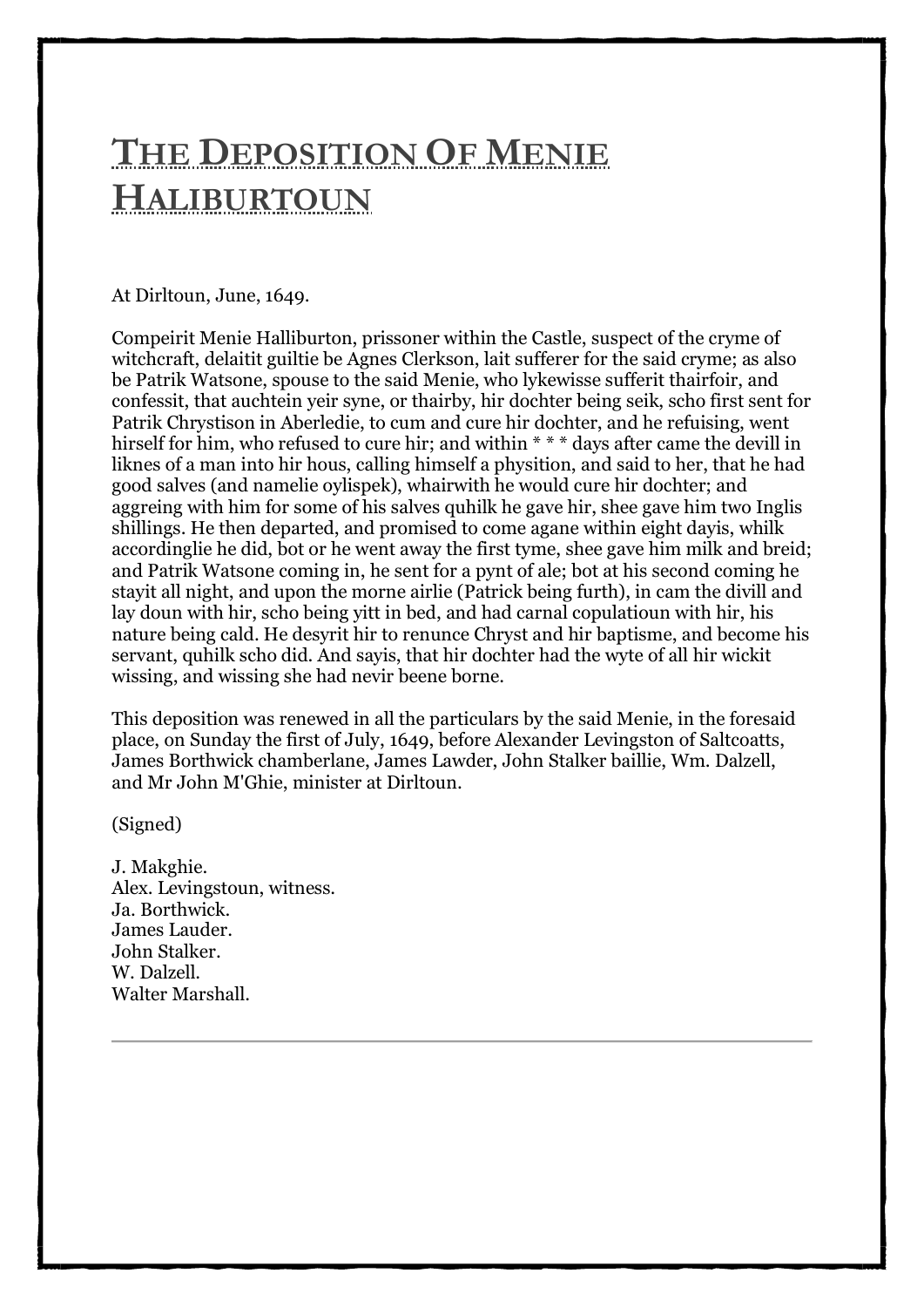# THE DEPOSITION OF MENIE HALIBURTOUN

At Dirltoun, June, 1649.

Compeirit Menie Halliburton, prissoner within the Castle, suspect of the cryme of witchcraft, delaitit guiltie be Agnes Clerkson, lait sufferer for the said cryme; as also be Patrik Watsone, spouse to the said Menie, who lykewisse sufferit thairfoir, and confessit, that auchtein yeir syne, or thairby, hir dochter being seik, scho first sent for Patrik Chrystison in Aberledie, to cum and cure hir dochter, and he refuising, went hirself for him, who refused to cure hir; and within * * * days after came the devill in liknes of a man into hir hous, calling himself a physition, and said to her, that he had good salves (and namelie oylispek), whairwith he would cure hir dochter; and aggreing with him for some of his salves quhilk he gave hir, shee gave him two Inglis shillings. He then departed, and promised to come agane within eight dayis, whilk accordinglie he did, bot or he went away the first tyme, shee gave him milk and breid; and Patrik Watsone coming in, he sent for a pynt of ale; bot at his second coming he stayit all night, and upon the morne airlie (Patrick being furth), in cam the divill and lay doun with hir, scho being yitt in bed, and had carnal copulatioun with hir, his nature being cald. He desyrit hir to renunce Chryst and hir baptisme, and become his servant, quhilk scho did. And sayis, that hir dochter had the wyte of all hir wickit wissing, and wissing she had nevir beene borne.

This deposition was renewed in all the particulars by the said Menie, in the foresaid place, on Sunday the first of July, 1649, before Alexander Levingston of Saltcoatts, James Borthwick chamberlane, James Lawder, John Stalker baillie, Wm. Dalzell, and Mr John M'Ghie, minister at Dirltoun.

(Signed)

J. Makghie.  
Alex. Levingstoun, witness.  
Ja. Borthwick.  
James Lauder.  
John Stalker.  
W. Dalzell.  
Walter Marshall.

---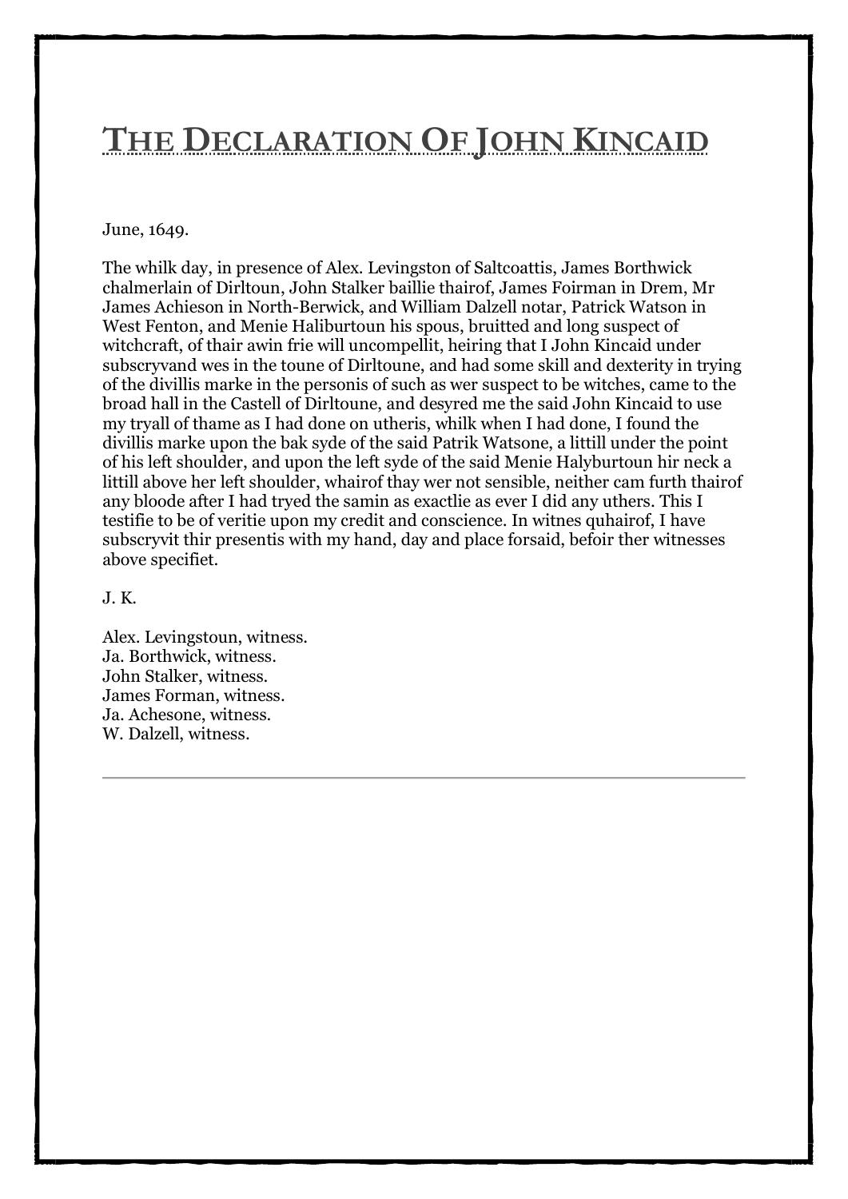# The Declaration Of John Kincaid

June, 1649.

The whilk day, in presence of Alex. Levingston of Saltcoattis, James Borthwick chalmerlain of Dirltoun, John Stalker baillie thairof, James Foirman in Drem, Mr James Achieson in North-Berwick, and William Dalzell notar, Patrick Watson in West Fenton, and Menie Haliburtoun his spous, bruitted and long suspect of witchcraft, of thair awin frie will uncompellit, heiring that I John Kincaid under subscryvand wes in the toune of Dirltoune, and had some skill and dexterity in trying of the divillis marke in the personis of such as wer suspect to be witches, came to the broad hall in the Castell of Dirltoune, and desyred me the said John Kincaid to use my tryall of thame as I had done on utheris, whilk when I had done, I found the divillis marke upon the bak syde of the said Patrik Watsone, a littill under the point of his left shoulder, and upon the left syde of the said Menie Halyburtoun hir neck a littill above her left shoulder, whairof thay wer not sensible, neither cam furth thairof any bloode after I had tryed the samin as exactlie as ever I did any uthers. This I testifie to be of veritie upon my credit and conscience. In witnes quhairof, I have subscryvit thir presentis with my hand, day and place forsaid, befoir ther witnesses above specifiet.

J. K.

Alex. Levingstoun, witness.
Ja. Borthwick, witness.
John Stalker, witness.
James Forman, witness.
Ja. Achesone, witness.
W. Dalzell, witness.

---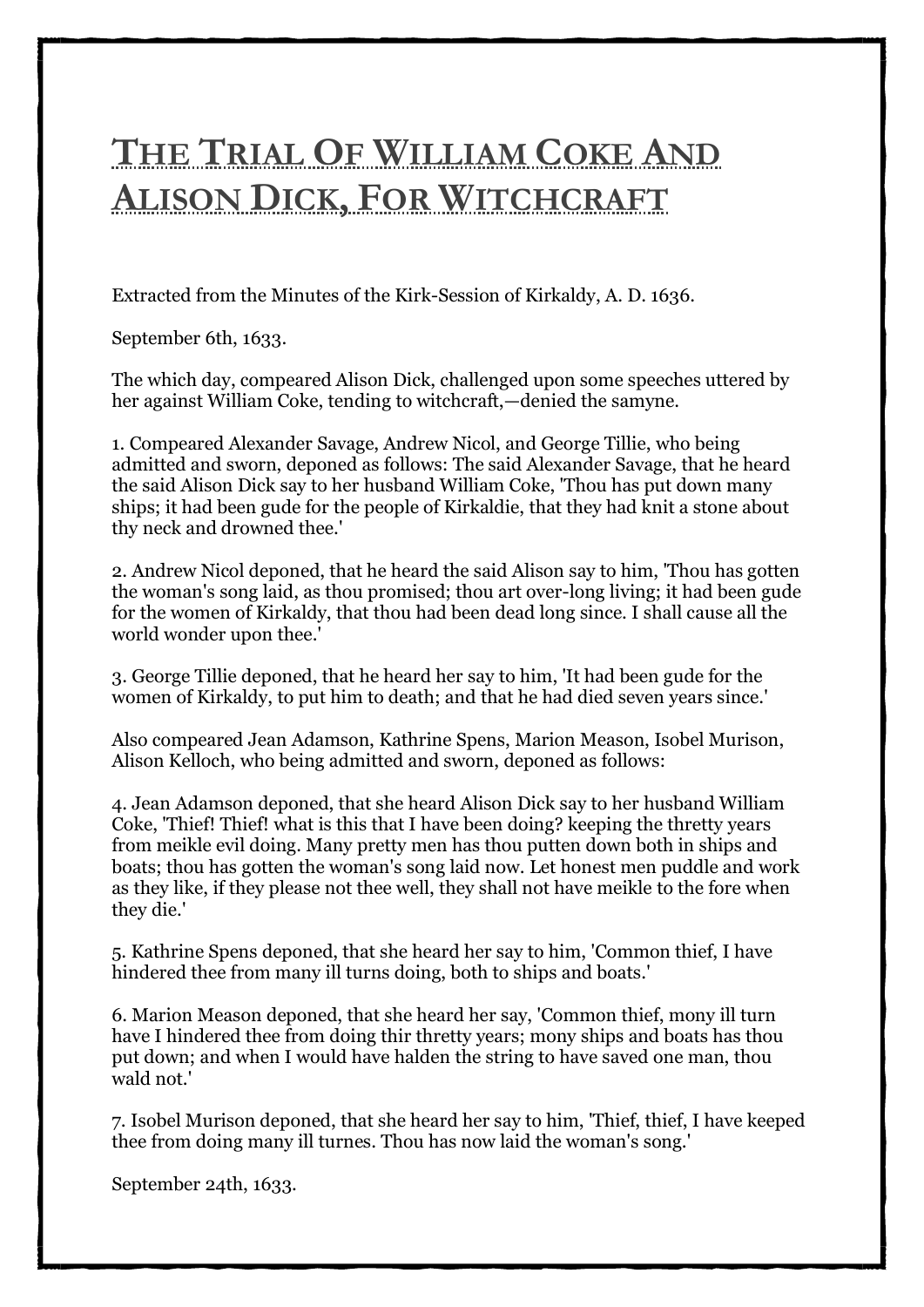# The Trial Of William Coke And Alison Dick, For Witchcraft

Extracted from the Minutes of the Kirk-Session of Kirkaldy, A. D. 1636.

September 6th, 1633.

The which day, compeared Alison Dick, challenged upon some speeches uttered by her against William Coke, tending to witchcraft,—denied the samyne.

1. Compeared Alexander Savage, Andrew Nicol, and George Tillie, who being admitted and sworn, deponed as follows: The said Alexander Savage, that he heard the said Alison Dick say to her husband William Coke, 'Thou has put down many ships; it had been gude for the people of Kirkaldie, that they had knit a stone about thy neck and drowned thee.'

2. Andrew Nicol deponed, that he heard the said Alison say to him, 'Thou has gotten the woman's song laid, as thou promised; thou art over-long living; it had been gude for the women of Kirkaldy, that thou had been dead long since. I shall cause all the world wonder upon thee.'

3. George Tillie deponed, that he heard her say to him, 'It had been gude for the women of Kirkaldy, to put him to death; and that he had died seven years since.'

Also compeared Jean Adamson, Kathrine Spens, Marion Meason, Isobel Murison, Alison Kelloch, who being admitted and sworn, deponed as follows:

4. Jean Adamson deponed, that she heard Alison Dick say to her husband William Coke, 'Thief! Thief! what is this that I have been doing? keeping the thretty years from meikle evil doing. Many pretty men has thou putten down both in ships and boats; thou has gotten the woman's song laid now. Let honest men puddle and work as they like, if they please not thee well, they shall not have meikle to the fore when they die.'

5. Kathrine Spens deponed, that she heard her say to him, 'Common thief, I have hindered thee from many ill turns doing, both to ships and boats.'

6. Marion Meason deponed, that she heard her say, 'Common thief, mony ill turn have I hindered thee from doing thir thretty years; mony ships and boats has thou put down; and when I would have halden the string to have saved one man, thou wald not.'

7. Isobel Murison deponed, that she heard her say to him, 'Thief, thief, I have keeped thee from doing many ill turnes. Thou has now laid the woman's song.'

September 24th, 1633.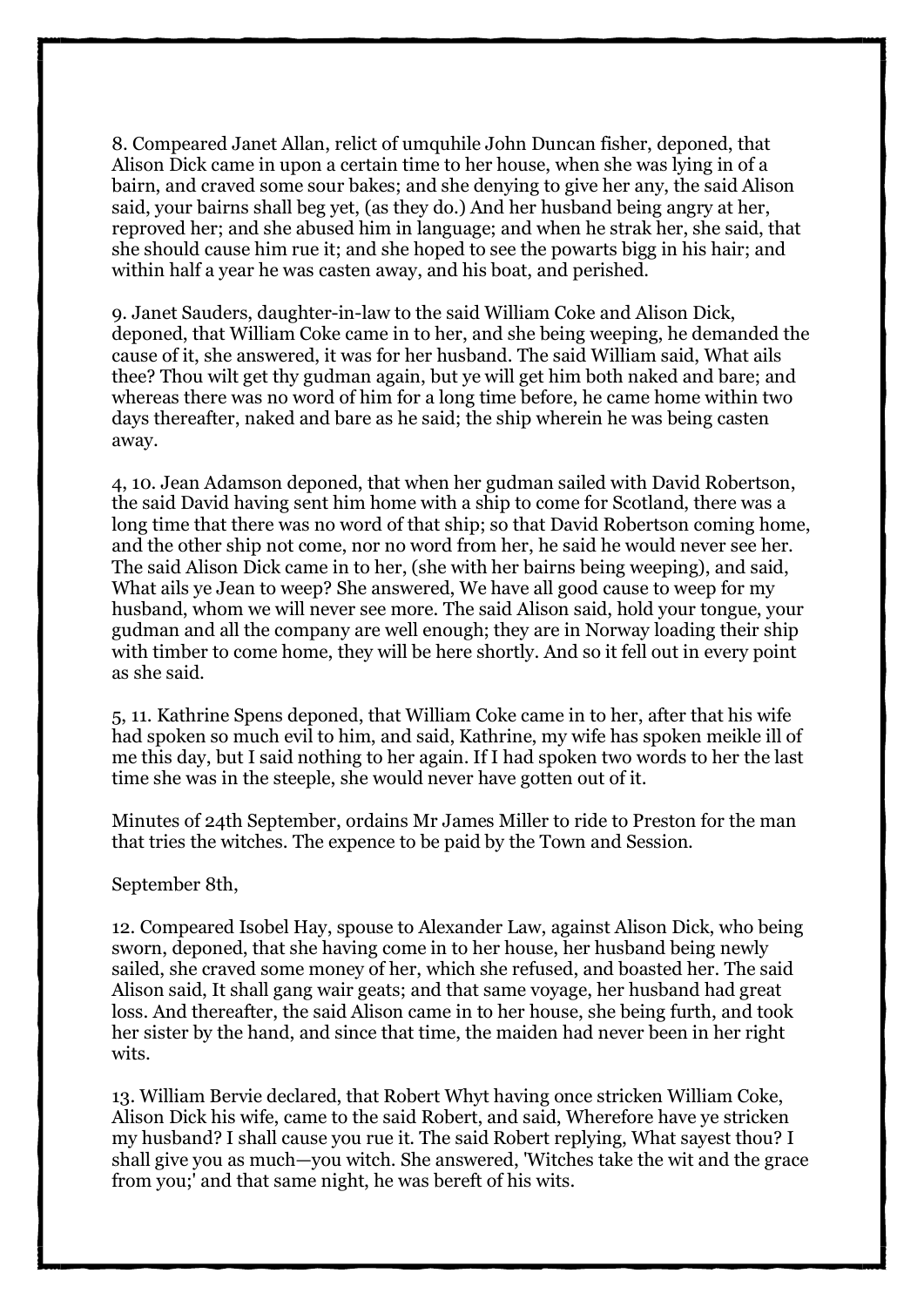8. Compeared Janet Allan, relict of umquhile John Duncan fisher, deponed, that Alison Dick came in upon a certain time to her house, when she was lying in of a bairn, and craved some sour bakes; and she denying to give her any, the said Alison said, your bairns shall beg yet, (as they do.) And her husband being angry at her, reproved her; and she abused him in language; and when he strak her, she said, that she should cause him rue it; and she hoped to see the powarts bigg in his hair; and within half a year he was casten away, and his boat, and perished.

9. Janet Sauders, daughter-in-law to the said William Coke and Alison Dick, deponed, that William Coke came in to her, and she being weeping, he demanded the cause of it, she answered, it was for her husband. The said William said, What ails thee? Thou wilt get thy gudman again, but ye will get him both naked and bare; and whereas there was no word of him for a long time before, he came home within two days thereafter, naked and bare as he said; the ship wherein he was being casten away.

4, 10. Jean Adamson deponed, that when her gudman sailed with David Robertson, the said David having sent him home with a ship to come for Scotland, there was a long time that there was no word of that ship; so that David Robertson coming home, and the other ship not come, nor no word from her, he said he would never see her. The said Alison Dick came in to her, (she with her bairns being weeping), and said, What ails ye Jean to weep? She answered, We have all good cause to weep for my husband, whom we will never see more. The said Alison said, hold your tongue, your gudman and all the company are well enough; they are in Norway loading their ship with timber to come home, they will be here shortly. And so it fell out in every point as she said.

5, 11. Kathrine Spens deponed, that William Coke came in to her, after that his wife had spoken so much evil to him, and said, Kathrine, my wife has spoken meikle ill of me this day, but I said nothing to her again. If I had spoken two words to her the last time she was in the steeple, she would never have gotten out of it.

Minutes of 24th September, ordains Mr James Miller to ride to Preston for the man that tries the witches. The expence to be paid by the Town and Session.

September 8th,

12. Compeared Isobel Hay, spouse to Alexander Law, against Alison Dick, who being sworn, deponed, that she having come in to her house, her husband being newly sailed, she craved some money of her, which she refused, and boasted her. The said Alison said, It shall gang wair geats; and that same voyage, her husband had great loss. And thereafter, the said Alison came in to her house, she being furth, and took her sister by the hand, and since that time, the maiden had never been in her right wits.

13. William Bervie declared, that Robert Whyt having once stricken William Coke, Alison Dick his wife, came to the said Robert, and said, Wherefore have ye stricken my husband? I shall cause you rue it. The said Robert replying, What sayest thou? I shall give you as much—you witch. She answered, 'Witches take the wit and the grace from you;' and that same night, he was bereft of his wits.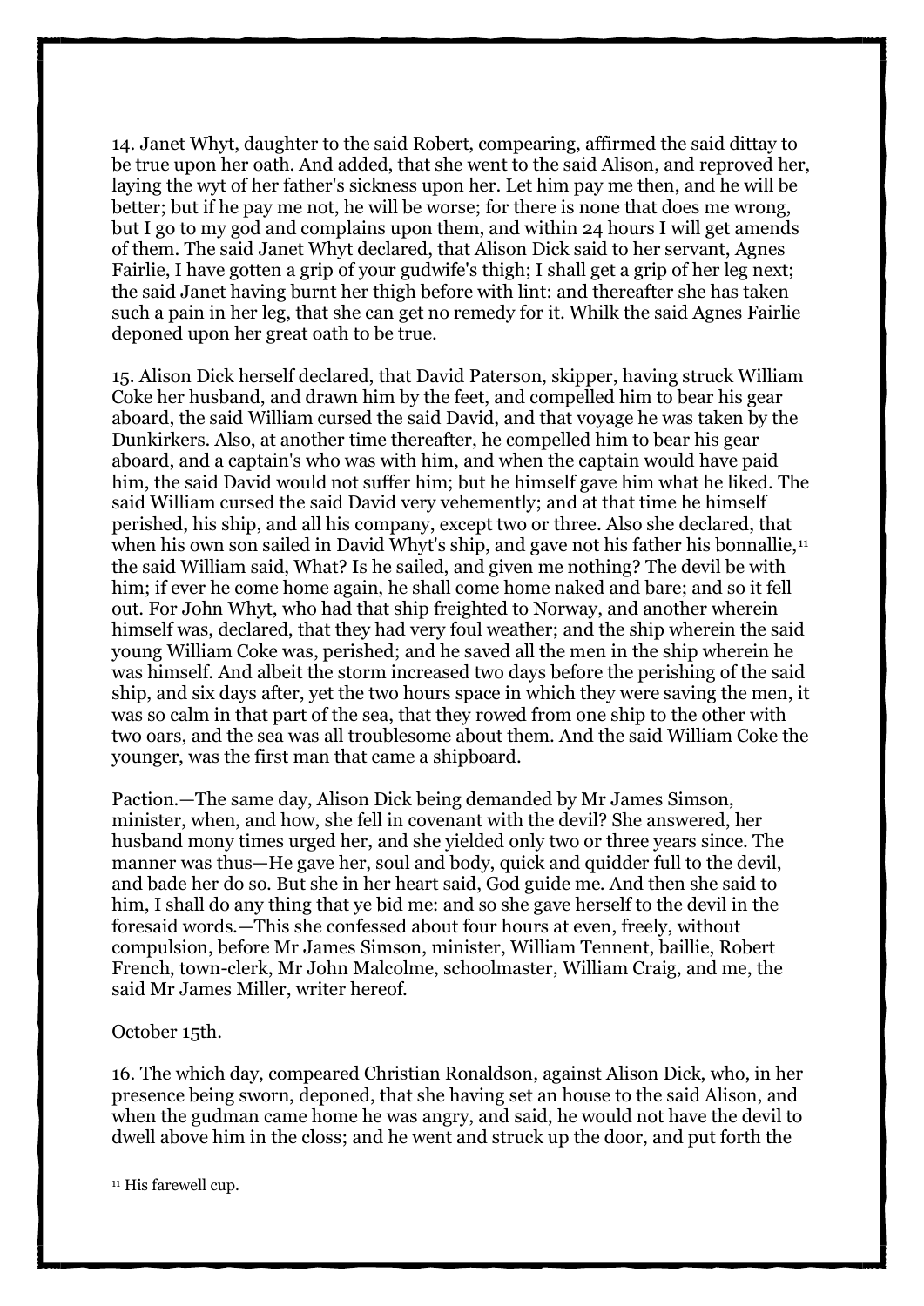14. Janet Whyt, daughter to the said Robert, compearing, affirmed the said dittay to be true upon her oath. And added, that she went to the said Alison, and reproved her, laying the wyt of her father's sickness upon her. Let him pay me then, and he will be better; but if he pay me not, he will be worse; for there is none that does me wrong, but I go to my god and complains upon them, and within 24 hours I will get amends of them. The said Janet Whyt declared, that Alison Dick said to her servant, Agnes Fairlie, I have gotten a grip of your gudwife's thigh; I shall get a grip of her leg next; the said Janet having burnt her thigh before with lint: and thereafter she has taken such a pain in her leg, that she can get no remedy for it. Whilk the said Agnes Fairlie deponed upon her great oath to be true.

15. Alison Dick herself declared, that David Paterson, skipper, having struck William Coke her husband, and drawn him by the feet, and compelled him to bear his gear aboard, the said William cursed the said David, and that voyage he was taken by the Dunkirkers. Also, at another time thereafter, he compelled him to bear his gear aboard, and a captain's who was with him, and when the captain would have paid him, the said David would not suffer him; but he himself gave him what he liked. The said William cursed the said David very vehemently; and at that time he himself perished, his ship, and all his company, except two or three. Also she declared, that when his own son sailed in David Whyt's ship, and gave not his father his bonnallie,[11] the said William said, What? Is he sailed, and given me nothing? The devil be with him; if ever he come home again, he shall come home naked and bare; and so it fell out. For John Whyt, who had that ship freighted to Norway, and another wherein himself was, declared, that they had very foul weather; and the ship wherein the said young William Coke was, perished; and he saved all the men in the ship wherein he was himself. And albeit the storm increased two days before the perishing of the said ship, and six days after, yet the two hours space in which they were saving the men, it was so calm in that part of the sea, that they rowed from one ship to the other with two oars, and the sea was all troublesome about them. And the said William Coke the younger, was the first man that came a shipboard.

Paction.—The same day, Alison Dick being demanded by Mr James Simson, minister, when, and how, she fell in covenant with the devil? She answered, her husband mony times urged her, and she yielded only two or three years since. The manner was thus—He gave her, soul and body, quick and quidder full to the devil, and bade her do so. But she in her heart said, God guide me. And then she said to him, I shall do any thing that ye bid me: and so she gave herself to the devil in the foresaid words.—This she confessed about four hours at even, freely, without compulsion, before Mr James Simson, minister, William Tennent, baillie, Robert French, town-clerk, Mr John Malcolme, schoolmaster, William Craig, and me, the said Mr James Miller, writer hereof.

October 15th.

16. The which day, compeared Christian Ronaldson, against Alison Dick, who, in her presence being sworn, deponed, that she having set an house to the said Alison, and when the gudman came home he was angry, and said, he would not have the devil to dwell above him in the closs; and he went and struck up the door, and put forth the

---

[11] His farewell cup.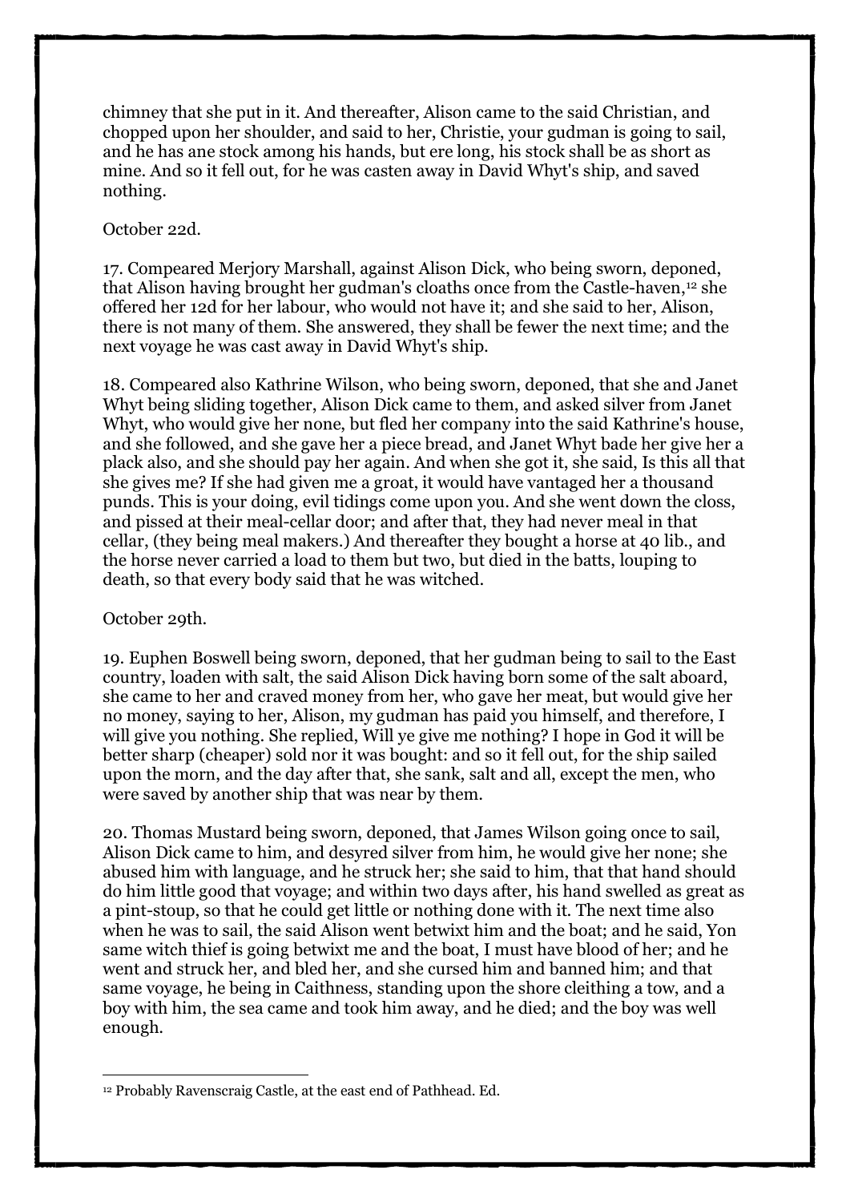chimney that she put in it. And thereafter, Alison came to the said Christian, and chopped upon her shoulder, and said to her, Christie, your gudman is going to sail, and he has ane stock among his hands, but ere long, his stock shall be as short as mine. And so it fell out, for he was casten away in David Whyt's ship, and saved nothing.

October 22d.

17. Compeared Merjory Marshall, against Alison Dick, who being sworn, deponed, that Alison having brought her gudman's cloaths once from the Castle-haven,[12] she offered her 12d for her labour, who would not have it; and she said to her, Alison, there is not many of them. She answered, they shall be fewer the next time; and the next voyage he was cast away in David Whyt's ship.

18. Compeared also Kathrine Wilson, who being sworn, deponed, that she and Janet Whyt being sliding together, Alison Dick came to them, and asked silver from Janet Whyt, who would give her none, but fled her company into the said Kathrine's house, and she followed, and she gave her a piece bread, and Janet Whyt bade her give her a plack also, and she should pay her again. And when she got it, she said, Is this all that she gives me? If she had given me a groat, it would have vantaged her a thousand punds. This is your doing, evil tidings come upon you. And she went down the closs, and pissed at their meal-cellar door; and after that, they had never meal in that cellar, (they being meal makers.) And thereafter they bought a horse at 40 lib., and the horse never carried a load to them but two, but died in the batts, louping to death, so that every body said that he was witched.

October 29th.

19. Euphen Boswell being sworn, deponed, that her gudman being to sail to the East country, loaden with salt, the said Alison Dick having born some of the salt aboard, she came to her and craved money from her, who gave her meat, but would give her no money, saying to her, Alison, my gudman has paid you himself, and therefore, I will give you nothing. She replied, Will ye give me nothing? I hope in God it will be better sharp (cheaper) sold nor it was bought: and so it fell out, for the ship sailed upon the morn, and the day after that, she sank, salt and all, except the men, who were saved by another ship that was near by them.

20. Thomas Mustard being sworn, deponed, that James Wilson going once to sail, Alison Dick came to him, and desyred silver from him, he would give her none; she abused him with language, and he struck her; she said to him, that that hand should do him little good that voyage; and within two days after, his hand swelled as great as a pint-stoup, so that he could get little or nothing done with it. The next time also when he was to sail, the said Alison went betwixt him and the boat; and he said, Yon same witch thief is going betwixt me and the boat, I must have blood of her; and he went and struck her, and bled her, and she cursed him and banned him; and that same voyage, he being in Caithness, standing upon the shore cleithing a tow, and a boy with him, the sea came and took him away, and he died; and the boy was well enough.

---

[12] Probably Ravenscraig Castle, at the east end of Pathhead. Ed.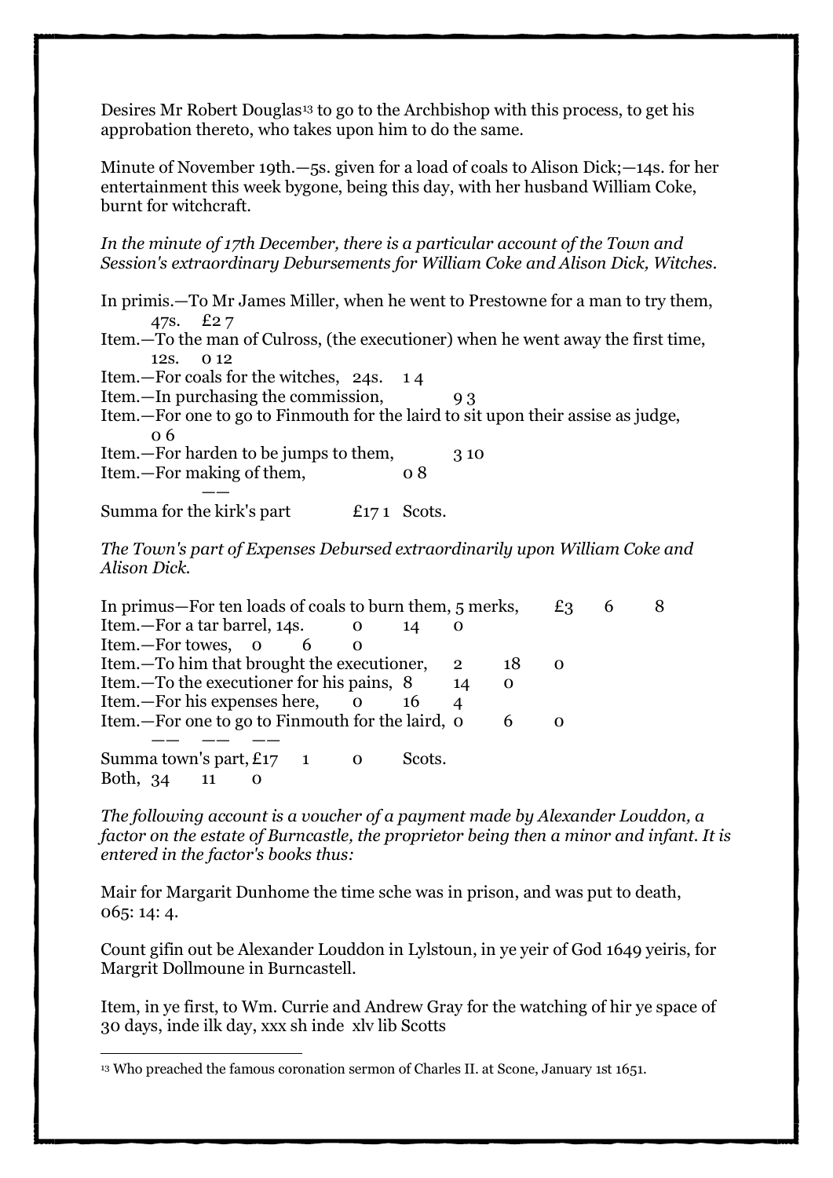Desires Mr Robert Douglas[13] to go to the Archbishop with this process, to get his approbation thereto, who takes upon him to do the same.

Minute of November 19th.—5s. given for a load of coals to Alison Dick;—14s. for her entertainment this week bygone, being this day, with her husband William Coke, burnt for witchcraft.

*In the minute of 17th December, there is a particular account of the Town and Session's extraordinary Debursements for William Coke and Alison Dick, Witches.*

In primis.—To Mr James Miller, when he went to Prestowne for a man to try them, 47s. £2 7

Item.—To the man of Culross, (the executioner) when he went away the first time, 12s. 0 12

Item.—For coals for the witches, 24s. 1 4

Item.—In purchasing the commission, 9 3

Item.—For one to go to Finmouth for the laird to sit upon their assise as judge, 0 6

Item.—For harden to be jumps to them, 3 10

Item.—For making of them, 0 8

——

Summa for the kirk's part £17 1 Scots.

*The Town's part of Expenses Debursed extraordinarily upon William Coke and Alison Dick.*

| | | | |
|---|---|---|---|
| In primus—For ten loads of coals to burn them, 5 merks, | £3 | 6 | 8 |
| Item.—For a tar barrel, 14s. | 0 | 14 | 0 |
| Item.—For towes, | 0 | 6 | 0 |
| Item.—To him that brought the executioner, | 2 | 18 | 0 |
| Item.—To the executioner for his pains, | 8 | 14 | 0 |
| Item.—For his expenses here, | 0 | 16 | 4 |
| Item.—For one to go to Finmouth for the laird, | 0 | 6 | 0 |
| | —— | —— | —— |
| Summa town's part, | £17 | 1 | 0 Scots. |
| Both, | 34 | 11 | 0 |

*The following account is a voucher of a payment made by Alexander Louddon, a factor on the estate of Burncastle, the proprietor being then a minor and infant. It is entered in the factor's books thus:*

Mair for Margarit Dunhome the time sche was in prison, and was put to death, 065: 14: 4.

Count gifin out be Alexander Louddon in Lylstoun, in ye yeir of God 1649 yeiris, for Margrit Dollmoune in Burncastell.

Item, in ye first, to Wm. Currie and Andrew Gray for the watching of hir ye space of 30 days, inde ilk day, xxx sh inde xlv lib Scotts

---

[13] Who preached the famous coronation sermon of Charles II. at Scone, January 1st 1651.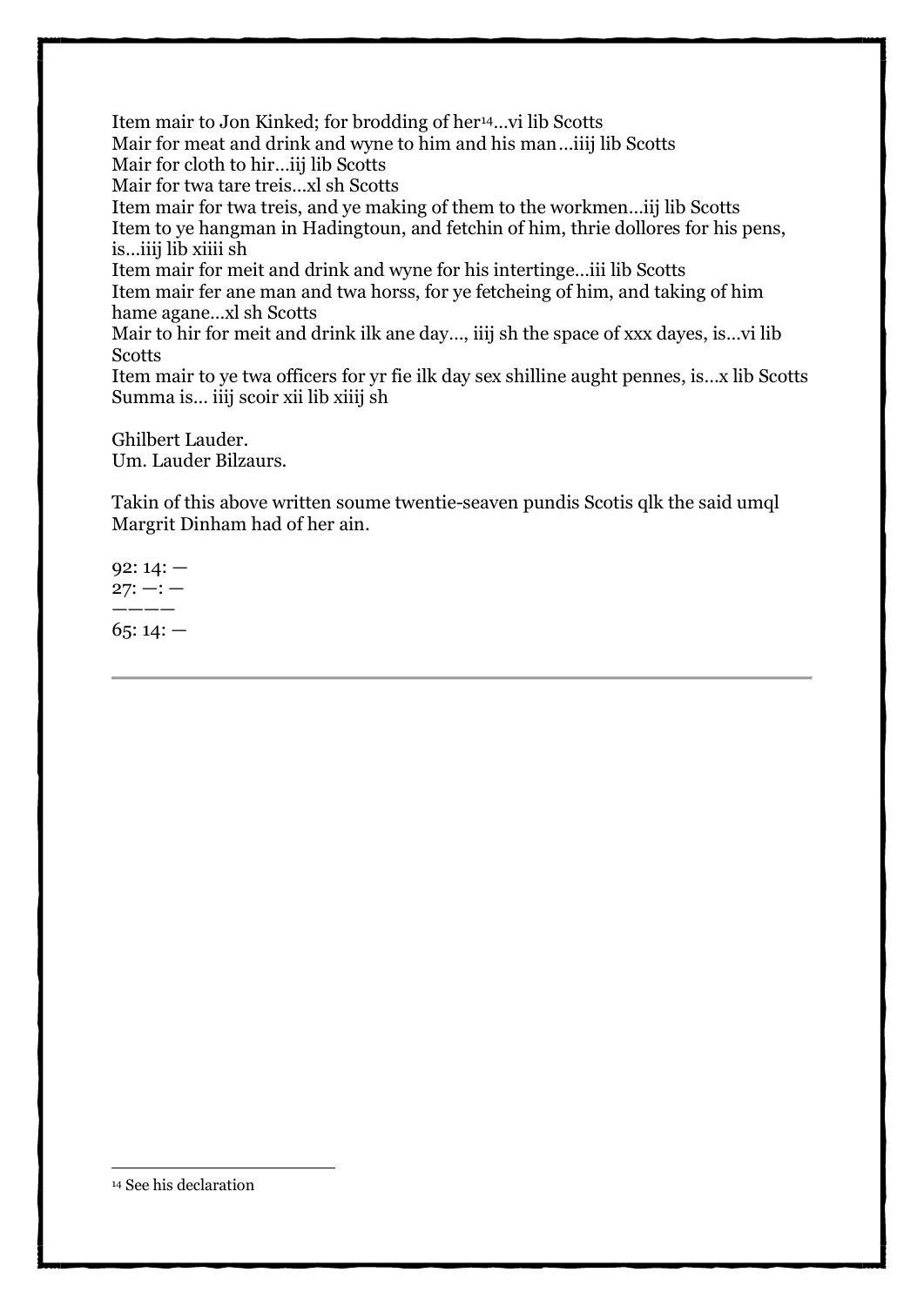Item mair to Jon Kinked; for brodding of her[14]…vi lib Scotts
Mair for meat and drink and wyne to him and his man…iiij lib Scotts
Mair for cloth to hir…iij lib Scotts
Mair for twa tare treis…xl sh Scotts
Item mair for twa treis, and ye making of them to the workmen…iij lib Scotts
Item to ye hangman in Hadingtoun, and fetchin of him, thrie dollores for his pens, is…iiij lib xiiii sh
Item mair for meit and drink and wyne for his intertinge…iii lib Scotts
Item mair fer ane man and twa horss, for ye fetcheing of him, and taking of him hame agane…xl sh Scotts
Mair to hir for meit and drink ilk ane day…, iiij sh the space of xxx dayes, is…vi lib Scotts
Item mair to ye twa officers for yr fie ilk day sex shilline aught pennes, is…x lib Scotts
Summa is… iiij scoir xii lib xiiij sh

Ghilbert Lauder.
Um. Lauder Bilzaurs.

Takin of this above written soume twentie-seaven pundis Scotis qlk the said umql Margrit Dinham had of her ain.

92: 14: —
27: —: —
————
65: 14: —

[14] See his declaration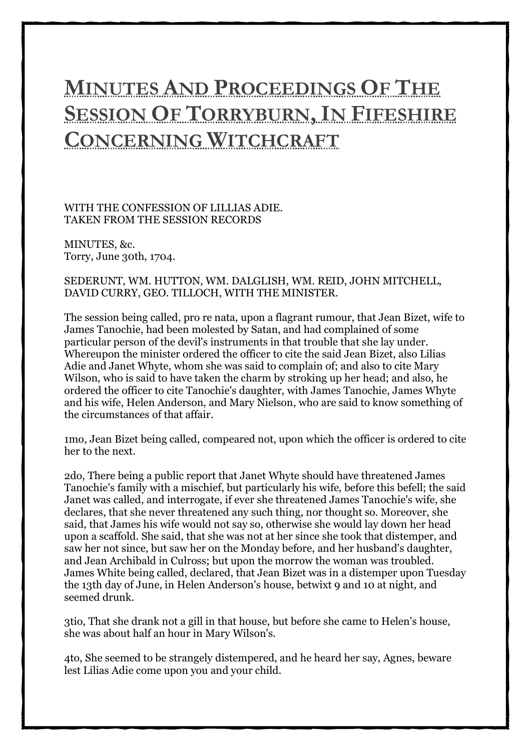# Minutes And Proceedings Of The Session Of Torryburn, In Fifeshire Concerning Witchcraft

WITH THE CONFESSION OF LILLIAS ADIE.
TAKEN FROM THE SESSION RECORDS

MINUTES, &c.
Torry, June 30th, 1704.

SEDERUNT, WM. HUTTON, WM. DALGLISH, WM. REID, JOHN MITCHELL, DAVID CURRY, GEO. TILLOCH, WITH THE MINISTER.

The session being called, pro re nata, upon a flagrant rumour, that Jean Bizet, wife to James Tanochie, had been molested by Satan, and had complained of some particular person of the devil's instruments in that trouble that she lay under. Whereupon the minister ordered the officer to cite the said Jean Bizet, also Lilias Adie and Janet Whyte, whom she was said to complain of; and also to cite Mary Wilson, who is said to have taken the charm by stroking up her head; and also, he ordered the officer to cite Tanochie's daughter, with James Tanochie, James Whyte and his wife, Helen Anderson, and Mary Nielson, who are said to know something of the circumstances of that affair.

1mo, Jean Bizet being called, compeared not, upon which the officer is ordered to cite her to the next.

2do, There being a public report that Janet Whyte should have threatened James Tanochie's family with a mischief, but particularly his wife, before this befell; the said Janet was called, and interrogate, if ever she threatened James Tanochie's wife, she declares, that she never threatened any such thing, nor thought so. Moreover, she said, that James his wife would not say so, otherwise she would lay down her head upon a scaffold. She said, that she was not at her since she took that distemper, and saw her not since, but saw her on the Monday before, and her husband's daughter, and Jean Archibald in Culross; but upon the morrow the woman was troubled. James White being called, declared, that Jean Bizet was in a distemper upon Tuesday the 13th day of June, in Helen Anderson's house, betwixt 9 and 10 at night, and seemed drunk.

3tio, That she drank not a gill in that house, but before she came to Helen's house, she was about half an hour in Mary Wilson's.

4to, She seemed to be strangely distempered, and he heard her say, Agnes, beware lest Lilias Adie come upon you and your child.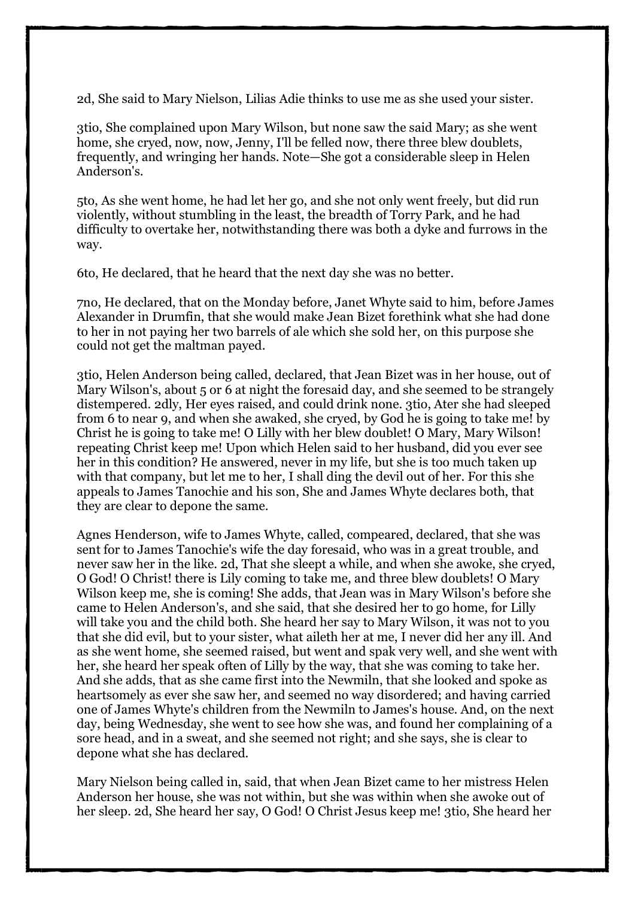2d, She said to Mary Nielson, Lilias Adie thinks to use me as she used your sister.

3tio, She complained upon Mary Wilson, but none saw the said Mary; as she went home, she cryed, now, now, Jenny, I'll be felled now, there three blew doublets, frequently, and wringing her hands. Note—She got a considerable sleep in Helen Anderson's.

5to, As she went home, he had let her go, and she not only went freely, but did run violently, without stumbling in the least, the breadth of Torry Park, and he had difficulty to overtake her, notwithstanding there was both a dyke and furrows in the way.

6to, He declared, that he heard that the next day she was no better.

7no, He declared, that on the Monday before, Janet Whyte said to him, before James Alexander in Drumfin, that she would make Jean Bizet forethink what she had done to her in not paying her two barrels of ale which she sold her, on this purpose she could not get the maltman payed.

3tio, Helen Anderson being called, declared, that Jean Bizet was in her house, out of Mary Wilson's, about 5 or 6 at night the foresaid day, and she seemed to be strangely distempered. 2dly, Her eyes raised, and could drink none. 3tio, Ater she had sleeped from 6 to near 9, and when she awaked, she cryed, by God he is going to take me! by Christ he is going to take me! O Lilly with her blew doublet! O Mary, Mary Wilson! repeating Christ keep me! Upon which Helen said to her husband, did you ever see her in this condition? He answered, never in my life, but she is too much taken up with that company, but let me to her, I shall ding the devil out of her. For this she appeals to James Tanochie and his son, She and James Whyte declares both, that they are clear to depone the same.

Agnes Henderson, wife to James Whyte, called, compeared, declared, that she was sent for to James Tanochie's wife the day foresaid, who was in a great trouble, and never saw her in the like. 2d, That she sleept a while, and when she awoke, she cryed, O God! O Christ! there is Lily coming to take me, and three blew doublets! O Mary Wilson keep me, she is coming! She adds, that Jean was in Mary Wilson's before she came to Helen Anderson's, and she said, that she desired her to go home, for Lilly will take you and the child both. She heard her say to Mary Wilson, it was not to you that she did evil, but to your sister, what aileth her at me, I never did her any ill. And as she went home, she seemed raised, but went and spak very well, and she went with her, she heard her speak often of Lilly by the way, that she was coming to take her. And she adds, that as she came first into the Newmiln, that she looked and spoke as heartsomely as ever she saw her, and seemed no way disordered; and having carried one of James Whyte's children from the Newmiln to James's house. And, on the next day, being Wednesday, she went to see how she was, and found her complaining of a sore head, and in a sweat, and she seemed not right; and she says, she is clear to depone what she has declared.

Mary Nielson being called in, said, that when Jean Bizet came to her mistress Helen Anderson her house, she was not within, but she was within when she awoke out of her sleep. 2d, She heard her say, O God! O Christ Jesus keep me! 3tio, She heard her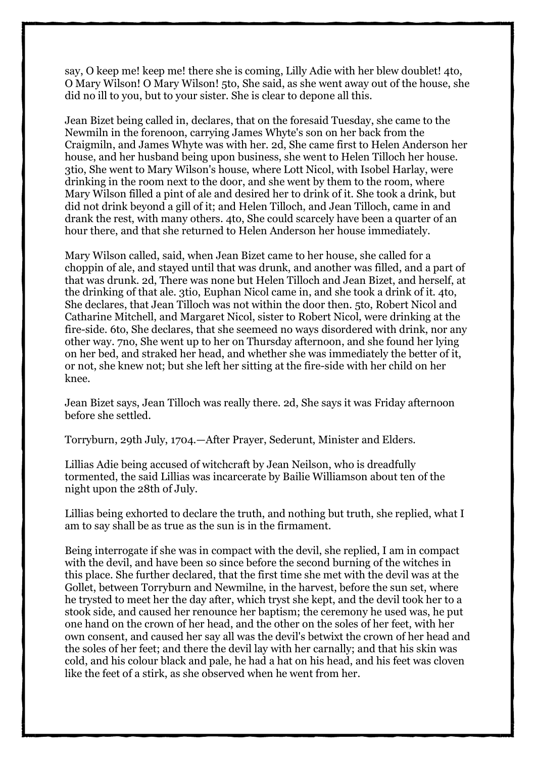say, O keep me! keep me! there she is coming, Lilly Adie with her blew doublet! 4to, O Mary Wilson! O Mary Wilson! 5to, She said, as she went away out of the house, she did no ill to you, but to your sister. She is clear to depone all this.

Jean Bizet being called in, declares, that on the foresaid Tuesday, she came to the Newmiln in the forenoon, carrying James Whyte's son on her back from the Craigmiln, and James Whyte was with her. 2d, She came first to Helen Anderson her house, and her husband being upon business, she went to Helen Tilloch her house. 3tio, She went to Mary Wilson's house, where Lott Nicol, with Isobel Harlay, were drinking in the room next to the door, and she went by them to the room, where Mary Wilson filled a pint of ale and desired her to drink of it. She took a drink, but did not drink beyond a gill of it; and Helen Tilloch, and Jean Tilloch, came in and drank the rest, with many others. 4to, She could scarcely have been a quarter of an hour there, and that she returned to Helen Anderson her house immediately.

Mary Wilson called, said, when Jean Bizet came to her house, she called for a choppin of ale, and stayed until that was drunk, and another was filled, and a part of that was drunk. 2d, There was none but Helen Tilloch and Jean Bizet, and herself, at the drinking of that ale. 3tio, Euphan Nicol came in, and she took a drink of it. 4to, She declares, that Jean Tilloch was not within the door then. 5to, Robert Nicol and Catharine Mitchell, and Margaret Nicol, sister to Robert Nicol, were drinking at the fire-side. 6to, She declares, that she seemeed no ways disordered with drink, nor any other way. 7no, She went up to her on Thursday afternoon, and she found her lying on her bed, and straked her head, and whether she was immediately the better of it, or not, she knew not; but she left her sitting at the fire-side with her child on her knee.

Jean Bizet says, Jean Tilloch was really there. 2d, She says it was Friday afternoon before she settled.

Torryburn, 29th July, 1704.—After Prayer, Sederunt, Minister and Elders.

Lillias Adie being accused of witchcraft by Jean Neilson, who is dreadfully tormented, the said Lillias was incarcerate by Bailie Williamson about ten of the night upon the 28th of July.

Lillias being exhorted to declare the truth, and nothing but truth, she replied, what I am to say shall be as true as the sun is in the firmament.

Being interrogate if she was in compact with the devil, she replied, I am in compact with the devil, and have been so since before the second burning of the witches in this place. She further declared, that the first time she met with the devil was at the Gollet, between Torryburn and Newmilne, in the harvest, before the sun set, where he trysted to meet her the day after, which tryst she kept, and the devil took her to a stook side, and caused her renounce her baptism; the ceremony he used was, he put one hand on the crown of her head, and the other on the soles of her feet, with her own consent, and caused her say all was the devil's betwixt the crown of her head and the soles of her feet; and there the devil lay with her carnally; and that his skin was cold, and his colour black and pale, he had a hat on his head, and his feet was cloven like the feet of a stirk, as she observed when he went from her.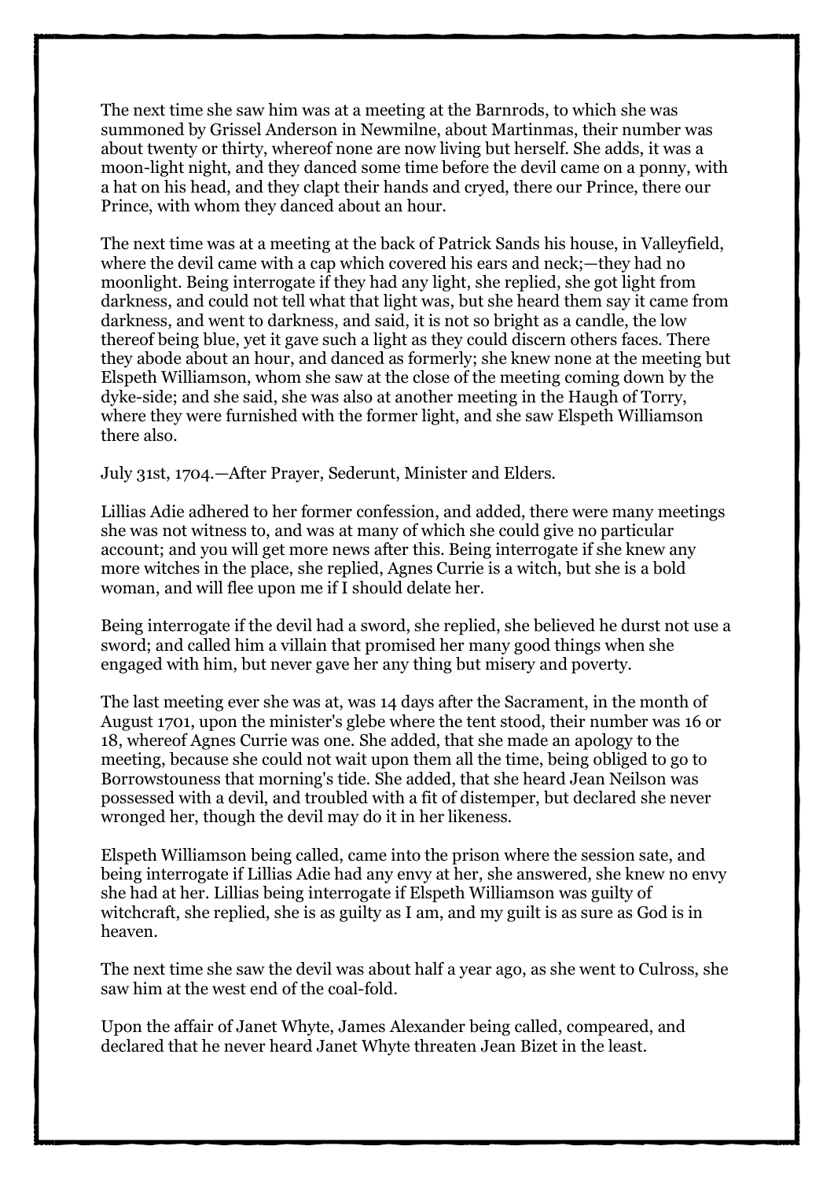The next time she saw him was at a meeting at the Barnrods, to which she was summoned by Grissel Anderson in Newmilne, about Martinmas, their number was about twenty or thirty, whereof none are now living but herself. She adds, it was a moon-light night, and they danced some time before the devil came on a ponny, with a hat on his head, and they clapt their hands and cryed, there our Prince, there our Prince, with whom they danced about an hour.

The next time was at a meeting at the back of Patrick Sands his house, in Valleyfield, where the devil came with a cap which covered his ears and neck;—they had no moonlight. Being interrogate if they had any light, she replied, she got light from darkness, and could not tell what that light was, but she heard them say it came from darkness, and went to darkness, and said, it is not so bright as a candle, the low thereof being blue, yet it gave such a light as they could discern others faces. There they abode about an hour, and danced as formerly; she knew none at the meeting but Elspeth Williamson, whom she saw at the close of the meeting coming down by the dyke-side; and she said, she was also at another meeting in the Haugh of Torry, where they were furnished with the former light, and she saw Elspeth Williamson there also.

July 31st, 1704.—After Prayer, Sederunt, Minister and Elders.

Lillias Adie adhered to her former confession, and added, there were many meetings she was not witness to, and was at many of which she could give no particular account; and you will get more news after this. Being interrogate if she knew any more witches in the place, she replied, Agnes Currie is a witch, but she is a bold woman, and will flee upon me if I should delate her.

Being interrogate if the devil had a sword, she replied, she believed he durst not use a sword; and called him a villain that promised her many good things when she engaged with him, but never gave her any thing but misery and poverty.

The last meeting ever she was at, was 14 days after the Sacrament, in the month of August 1701, upon the minister's glebe where the tent stood, their number was 16 or 18, whereof Agnes Currie was one. She added, that she made an apology to the meeting, because she could not wait upon them all the time, being obliged to go to Borrowstouness that morning's tide. She added, that she heard Jean Neilson was possessed with a devil, and troubled with a fit of distemper, but declared she never wronged her, though the devil may do it in her likeness.

Elspeth Williamson being called, came into the prison where the session sate, and being interrogate if Lillias Adie had any envy at her, she answered, she knew no envy she had at her. Lillias being interrogate if Elspeth Williamson was guilty of witchcraft, she replied, she is as guilty as I am, and my guilt is as sure as God is in heaven.

The next time she saw the devil was about half a year ago, as she went to Culross, she saw him at the west end of the coal-fold.

Upon the affair of Janet Whyte, James Alexander being called, compeared, and declared that he never heard Janet Whyte threaten Jean Bizet in the least.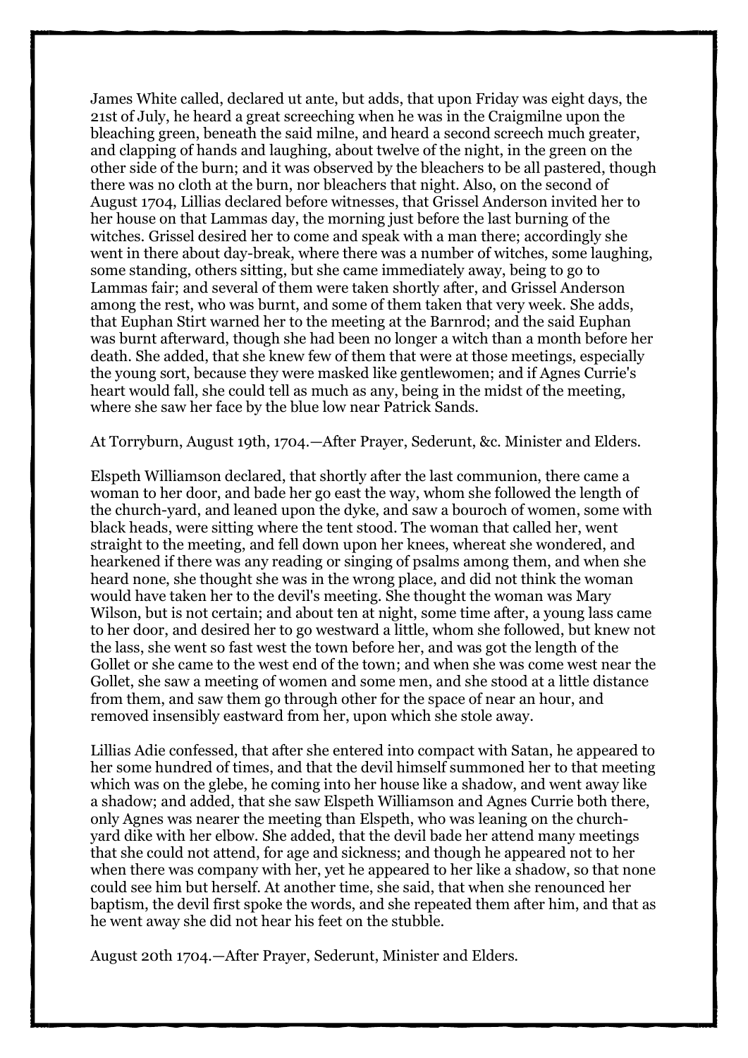James White called, declared ut ante, but adds, that upon Friday was eight days, the 21st of July, he heard a great screeching when he was in the Craigmilne upon the bleaching green, beneath the said milne, and heard a second screech much greater, and clapping of hands and laughing, about twelve of the night, in the green on the other side of the burn; and it was observed by the bleachers to be all pastered, though there was no cloth at the burn, nor bleachers that night. Also, on the second of August 1704, Lillias declared before witnesses, that Grissel Anderson invited her to her house on that Lammas day, the morning just before the last burning of the witches. Grissel desired her to come and speak with a man there; accordingly she went in there about day-break, where there was a number of witches, some laughing, some standing, others sitting, but she came immediately away, being to go to Lammas fair; and several of them were taken shortly after, and Grissel Anderson among the rest, who was burnt, and some of them taken that very week. She adds, that Euphan Stirt warned her to the meeting at the Barnrod; and the said Euphan was burnt afterward, though she had been no longer a witch than a month before her death. She added, that she knew few of them that were at those meetings, especially the young sort, because they were masked like gentlewomen; and if Agnes Currie's heart would fall, she could tell as much as any, being in the midst of the meeting, where she saw her face by the blue low near Patrick Sands.

At Torryburn, August 19th, 1704.—After Prayer, Sederunt, &c. Minister and Elders.

Elspeth Williamson declared, that shortly after the last communion, there came a woman to her door, and bade her go east the way, whom she followed the length of the church-yard, and leaned upon the dyke, and saw a bouroch of women, some with black heads, were sitting where the tent stood. The woman that called her, went straight to the meeting, and fell down upon her knees, whereat she wondered, and hearkened if there was any reading or singing of psalms among them, and when she heard none, she thought she was in the wrong place, and did not think the woman would have taken her to the devil's meeting. She thought the woman was Mary Wilson, but is not certain; and about ten at night, some time after, a young lass came to her door, and desired her to go westward a little, whom she followed, but knew not the lass, she went so fast west the town before her, and was got the length of the Gollet or she came to the west end of the town; and when she was come west near the Gollet, she saw a meeting of women and some men, and she stood at a little distance from them, and saw them go through other for the space of near an hour, and removed insensibly eastward from her, upon which she stole away.

Lillias Adie confessed, that after she entered into compact with Satan, he appeared to her some hundred of times, and that the devil himself summoned her to that meeting which was on the glebe, he coming into her house like a shadow, and went away like a shadow; and added, that she saw Elspeth Williamson and Agnes Currie both there, only Agnes was nearer the meeting than Elspeth, who was leaning on the church-yard dike with her elbow. She added, that the devil bade her attend many meetings that she could not attend, for age and sickness; and though he appeared not to her when there was company with her, yet he appeared to her like a shadow, so that none could see him but herself. At another time, she said, that when she renounced her baptism, the devil first spoke the words, and she repeated them after him, and that as he went away she did not hear his feet on the stubble.

August 20th 1704.—After Prayer, Sederunt, Minister and Elders.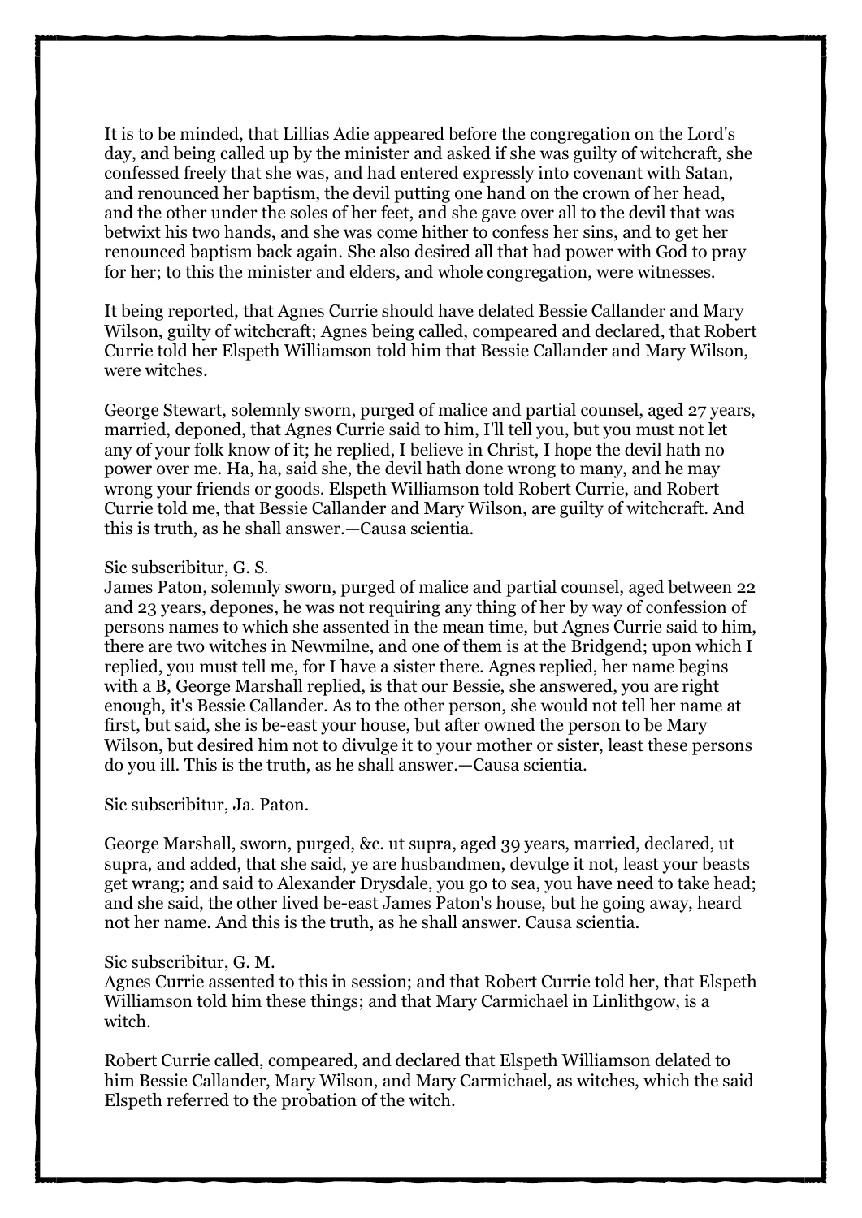It is to be minded, that Lillias Adie appeared before the congregation on the Lord's day, and being called up by the minister and asked if she was guilty of witchcraft, she confessed freely that she was, and had entered expressly into covenant with Satan, and renounced her baptism, the devil putting one hand on the crown of her head, and the other under the soles of her feet, and she gave over all to the devil that was betwixt his two hands, and she was come hither to confess her sins, and to get her renounced baptism back again. She also desired all that had power with God to pray for her; to this the minister and elders, and whole congregation, were witnesses.

It being reported, that Agnes Currie should have delated Bessie Callander and Mary Wilson, guilty of witchcraft; Agnes being called, compeared and declared, that Robert Currie told her Elspeth Williamson told him that Bessie Callander and Mary Wilson, were witches.

George Stewart, solemnly sworn, purged of malice and partial counsel, aged 27 years, married, deponed, that Agnes Currie said to him, I'll tell you, but you must not let any of your folk know of it; he replied, I believe in Christ, I hope the devil hath no power over me. Ha, ha, said she, the devil hath done wrong to many, and he may wrong your friends or goods. Elspeth Williamson told Robert Currie, and Robert Currie told me, that Bessie Callander and Mary Wilson, are guilty of witchcraft. And this is truth, as he shall answer.—Causa scientia.

Sic subscribitur, G. S.

James Paton, solemnly sworn, purged of malice and partial counsel, aged between 22 and 23 years, depones, he was not requiring any thing of her by way of confession of persons names to which she assented in the mean time, but Agnes Currie said to him, there are two witches in Newmilne, and one of them is at the Bridgend; upon which I replied, you must tell me, for I have a sister there. Agnes replied, her name begins with a B, George Marshall replied, is that our Bessie, she answered, you are right enough, it's Bessie Callander. As to the other person, she would not tell her name at first, but said, she is be-east your house, but after owned the person to be Mary Wilson, but desired him not to divulge it to your mother or sister, least these persons do you ill. This is the truth, as he shall answer.—Causa scientia.

Sic subscribitur, Ja. Paton.

George Marshall, sworn, purged, &c. ut supra, aged 39 years, married, declared, ut supra, and added, that she said, ye are husbandmen, devulge it not, least your beasts get wrang; and said to Alexander Drysdale, you go to sea, you have need to take head; and she said, the other lived be-east James Paton's house, but he going away, heard not her name. And this is the truth, as he shall answer. Causa scientia.

Sic subscribitur, G. M.

Agnes Currie assented to this in session; and that Robert Currie told her, that Elspeth Williamson told him these things; and that Mary Carmichael in Linlithgow, is a witch.

Robert Currie called, compeared, and declared that Elspeth Williamson delated to him Bessie Callander, Mary Wilson, and Mary Carmichael, as witches, which the said Elspeth referred to the probation of the witch.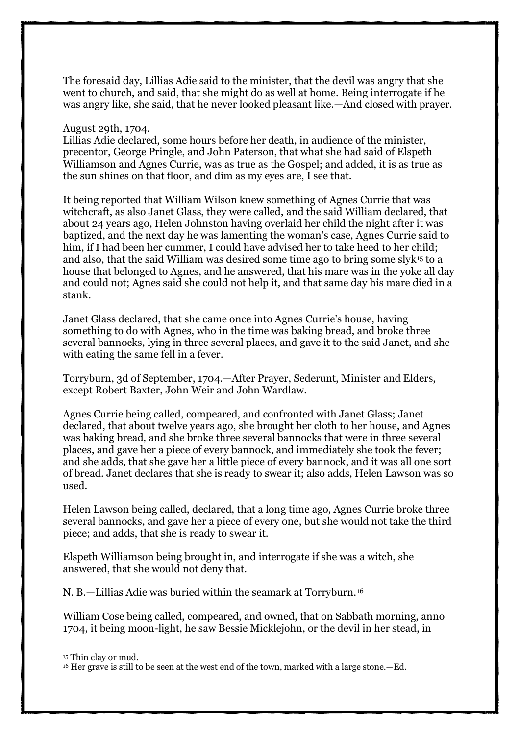The foresaid day, Lillias Adie said to the minister, that the devil was angry that she went to church, and said, that she might do as well at home. Being interrogate if he was angry like, she said, that he never looked pleasant like.—And closed with prayer.

August 29th, 1704.
Lillias Adie declared, some hours before her death, in audience of the minister, precentor, George Pringle, and John Paterson, that what she had said of Elspeth Williamson and Agnes Currie, was as true as the Gospel; and added, it is as true as the sun shines on that floor, and dim as my eyes are, I see that.

It being reported that William Wilson knew something of Agnes Currie that was witchcraft, as also Janet Glass, they were called, and the said William declared, that about 24 years ago, Helen Johnston having overlaid her child the night after it was baptized, and the next day he was lamenting the woman's case, Agnes Currie said to him, if I had been her cummer, I could have advised her to take heed to her child; and also, that the said William was desired some time ago to bring some slyk[15] to a house that belonged to Agnes, and he answered, that his mare was in the yoke all day and could not; Agnes said she could not help it, and that same day his mare died in a stank.

Janet Glass declared, that she came once into Agnes Currie's house, having something to do with Agnes, who in the time was baking bread, and broke three several bannocks, lying in three several places, and gave it to the said Janet, and she with eating the same fell in a fever.

Torryburn, 3d of September, 1704.—After Prayer, Sederunt, Minister and Elders, except Robert Baxter, John Weir and John Wardlaw.

Agnes Currie being called, compeared, and confronted with Janet Glass; Janet declared, that about twelve years ago, she brought her cloth to her house, and Agnes was baking bread, and she broke three several bannocks that were in three several places, and gave her a piece of every bannock, and immediately she took the fever; and she adds, that she gave her a little piece of every bannock, and it was all one sort of bread. Janet declares that she is ready to swear it; also adds, Helen Lawson was so used.

Helen Lawson being called, declared, that a long time ago, Agnes Currie broke three several bannocks, and gave her a piece of every one, but she would not take the third piece; and adds, that she is ready to swear it.

Elspeth Williamson being brought in, and interrogate if she was a witch, she answered, that she would not deny that.

N. B.—Lillias Adie was buried within the seamark at Torryburn.[16]

William Cose being called, compeared, and owned, that on Sabbath morning, anno 1704, it being moon-light, he saw Bessie Micklejohn, or the devil in her stead, in

---

[15] Thin clay or mud.

[16] Her grave is still to be seen at the west end of the town, marked with a large stone.—Ed.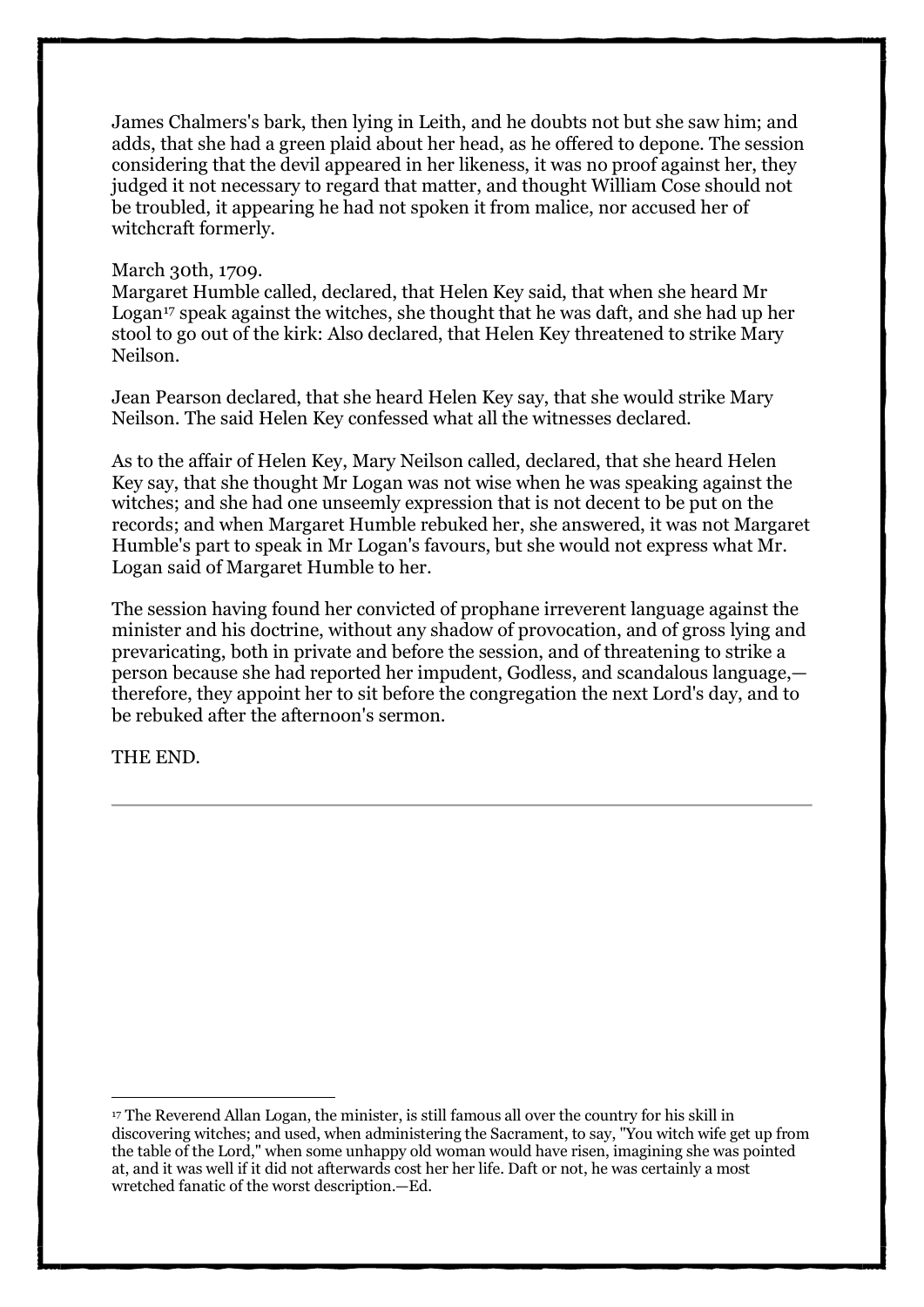James Chalmers's bark, then lying in Leith, and he doubts not but she saw him; and adds, that she had a green plaid about her head, as he offered to depone. The session considering that the devil appeared in her likeness, it was no proof against her, they judged it not necessary to regard that matter, and thought William Cose should not be troubled, it appearing he had not spoken it from malice, nor accused her of witchcraft formerly.

March 30th, 1709.
Margaret Humble called, declared, that Helen Key said, that when she heard Mr Logan[17] speak against the witches, she thought that he was daft, and she had up her stool to go out of the kirk: Also declared, that Helen Key threatened to strike Mary Neilson.

Jean Pearson declared, that she heard Helen Key say, that she would strike Mary Neilson. The said Helen Key confessed what all the witnesses declared.

As to the affair of Helen Key, Mary Neilson called, declared, that she heard Helen Key say, that she thought Mr Logan was not wise when he was speaking against the witches; and she had one unseemly expression that is not decent to be put on the records; and when Margaret Humble rebuked her, she answered, it was not Margaret Humble's part to speak in Mr Logan's favours, but she would not express what Mr. Logan said of Margaret Humble to her.

The session having found her convicted of prophane irreverent language against the minister and his doctrine, without any shadow of provocation, and of gross lying and prevaricating, both in private and before the session, and of threatening to strike a person because she had reported her impudent, Godless, and scandalous language,—therefore, they appoint her to sit before the congregation the next Lord's day, and to be rebuked after the afternoon's sermon.

THE END.

---

[17] The Reverend Allan Logan, the minister, is still famous all over the country for his skill in discovering witches; and used, when administering the Sacrament, to say, "You witch wife get up from the table of the Lord," when some unhappy old woman would have risen, imagining she was pointed at, and it was well if it did not afterwards cost her her life. Daft or not, he was certainly a most wretched fanatic of the worst description.—Ed.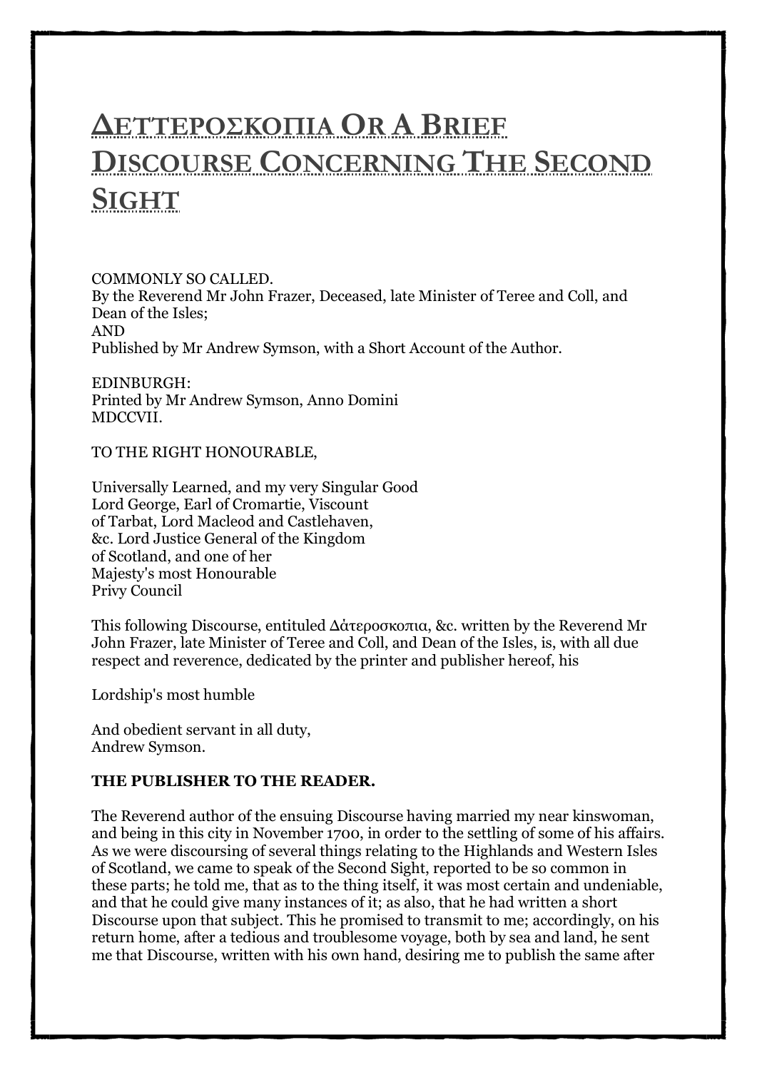# ΔΕΤΤΕΡΟΣΚΟΠΙΑ Or A Brief Discourse Concerning The Second Sight

COMMONLY SO CALLED.
By the Reverend Mr John Frazer, Deceased, late Minister of Teree and Coll, and Dean of the Isles;
AND
Published by Mr Andrew Symson, with a Short Account of the Author.

EDINBURGH:
Printed by Mr Andrew Symson, Anno Domini
MDCCVII.

TO THE RIGHT HONOURABLE,

Universally Learned, and my very Singular Good
Lord George, Earl of Cromartie, Viscount
of Tarbat, Lord Macleod and Castlehaven,
&c. Lord Justice General of the Kingdom
of Scotland, and one of her
Majesty's most Honourable
Privy Council

This following Discourse, entituled Δάτεροσκοπια, &c. written by the Reverend Mr John Frazer, late Minister of Teree and Coll, and Dean of the Isles, is, with all due respect and reverence, dedicated by the printer and publisher hereof, his

Lordship's most humble

And obedient servant in all duty,
Andrew Symson.

**THE PUBLISHER TO THE READER.**

The Reverend author of the ensuing Discourse having married my near kinswoman, and being in this city in November 1700, in order to the settling of some of his affairs. As we were discoursing of several things relating to the Highlands and Western Isles of Scotland, we came to speak of the Second Sight, reported to be so common in these parts; he told me, that as to the thing itself, it was most certain and undeniable, and that he could give many instances of it; as also, that he had written a short Discourse upon that subject. This he promised to transmit to me; accordingly, on his return home, after a tedious and troublesome voyage, both by sea and land, he sent me that Discourse, written with his own hand, desiring me to publish the same after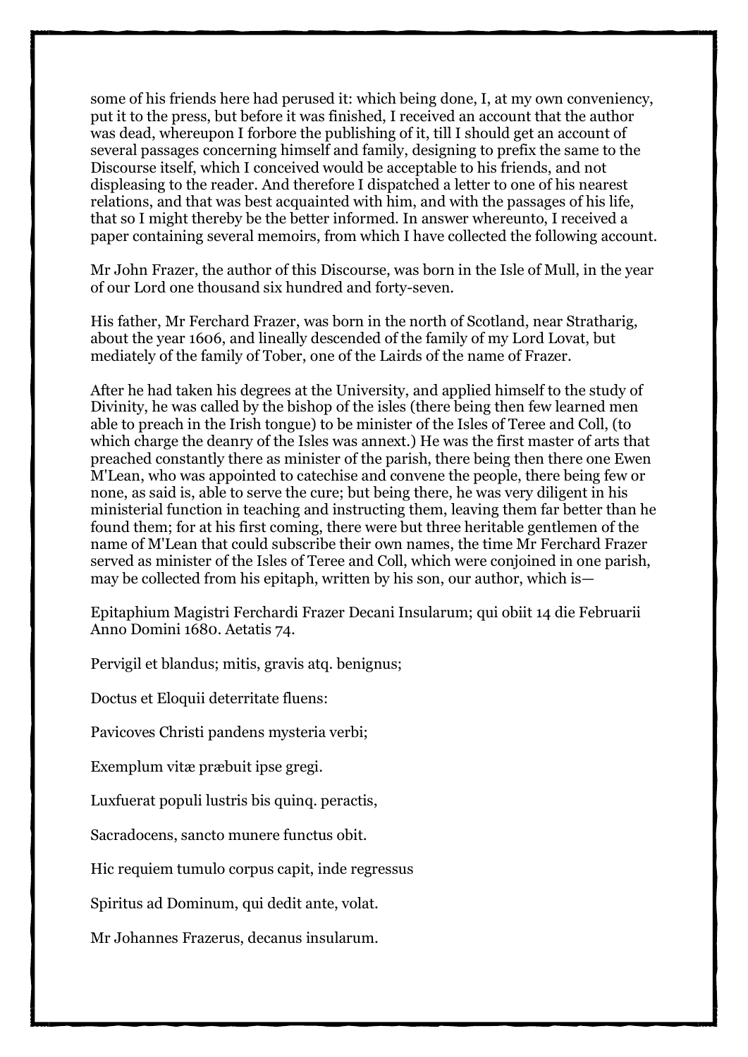some of his friends here had perused it: which being done, I, at my own conveniency, put it to the press, but before it was finished, I received an account that the author was dead, whereupon I forbore the publishing of it, till I should get an account of several passages concerning himself and family, designing to prefix the same to the Discourse itself, which I conceived would be acceptable to his friends, and not displeasing to the reader. And therefore I dispatched a letter to one of his nearest relations, and that was best acquainted with him, and with the passages of his life, that so I might thereby be the better informed. In answer whereunto, I received a paper containing several memoirs, from which I have collected the following account.

Mr John Frazer, the author of this Discourse, was born in the Isle of Mull, in the year of our Lord one thousand six hundred and forty-seven.

His father, Mr Ferchard Frazer, was born in the north of Scotland, near Stratharig, about the year 1606, and lineally descended of the family of my Lord Lovat, but mediately of the family of Tober, one of the Lairds of the name of Frazer.

After he had taken his degrees at the University, and applied himself to the study of Divinity, he was called by the bishop of the isles (there being then few learned men able to preach in the Irish tongue) to be minister of the Isles of Teree and Coll, (to which charge the deanry of the Isles was annext.) He was the first master of arts that preached constantly there as minister of the parish, there being then there one Ewen M'Lean, who was appointed to catechise and convene the people, there being few or none, as said is, able to serve the cure; but being there, he was very diligent in his ministerial function in teaching and instructing them, leaving them far better than he found them; for at his first coming, there were but three heritable gentlemen of the name of M'Lean that could subscribe their own names, the time Mr Ferchard Frazer served as minister of the Isles of Teree and Coll, which were conjoined in one parish, may be collected from his epitaph, written by his son, our author, which is—

Epitaphium Magistri Ferchardi Frazer Decani Insularum; qui obiit 14 die Februarii Anno Domini 1680. Aetatis 74.

Pervigil et blandus; mitis, gravis atq. benignus;

Doctus et Eloquii deterritate fluens:

Pavicoves Christi pandens mysteria verbi;

Exemplum vitæ præbuit ipse gregi.

Luxfuerat populi lustris bis quinq. peractis,

Sacradocens, sancto munere functus obit.

Hic requiem tumulo corpus capit, inde regressus

Spiritus ad Dominum, qui dedit ante, volat.

Mr Johannes Frazerus, decanus insularum.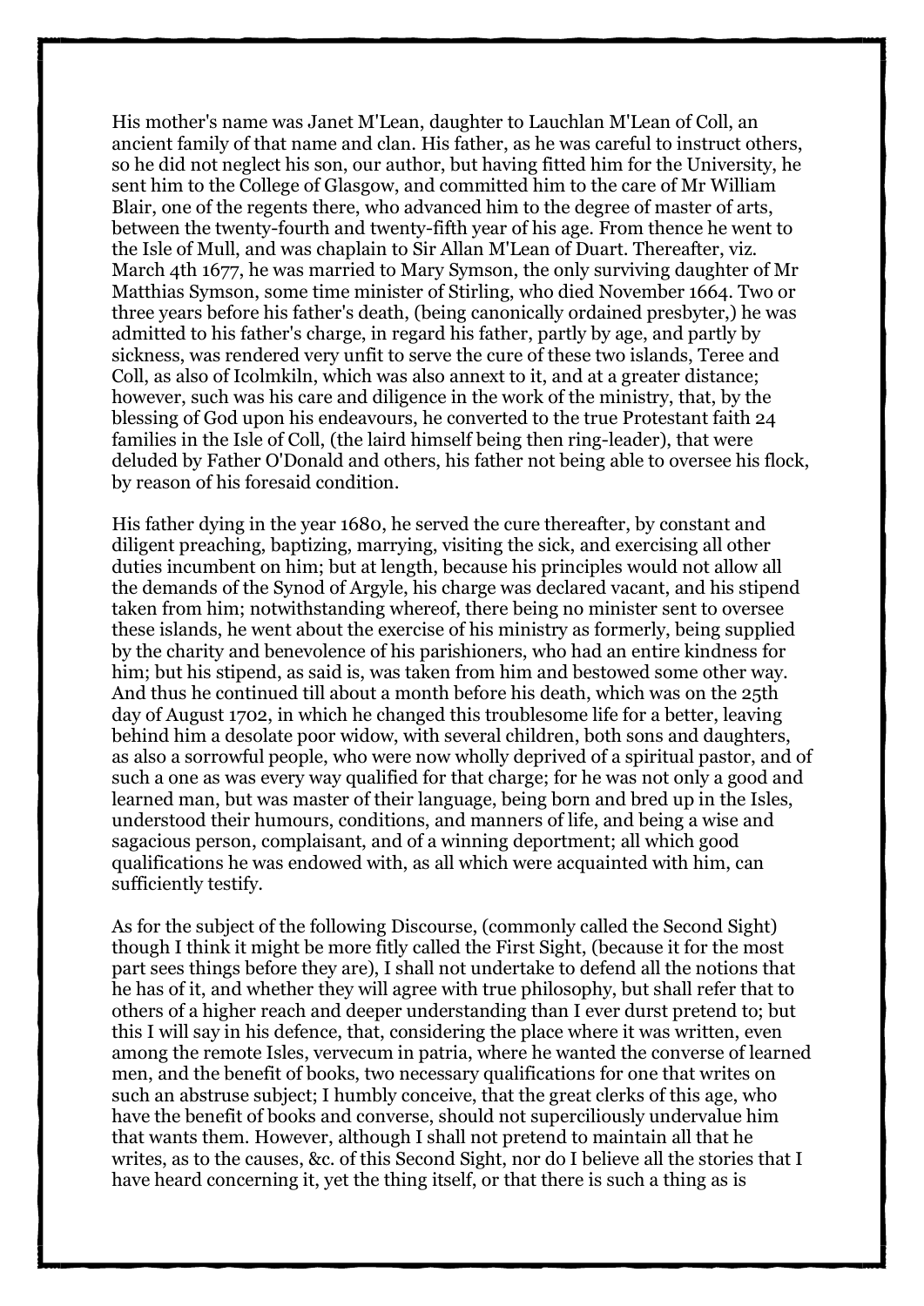His mother's name was Janet M'Lean, daughter to Lauchlan M'Lean of Coll, an ancient family of that name and clan. His father, as he was careful to instruct others, so he did not neglect his son, our author, but having fitted him for the University, he sent him to the College of Glasgow, and committed him to the care of Mr William Blair, one of the regents there, who advanced him to the degree of master of arts, between the twenty-fourth and twenty-fifth year of his age. From thence he went to the Isle of Mull, and was chaplain to Sir Allan M'Lean of Duart. Thereafter, viz. March 4th 1677, he was married to Mary Symson, the only surviving daughter of Mr Matthias Symson, some time minister of Stirling, who died November 1664. Two or three years before his father's death, (being canonically ordained presbyter,) he was admitted to his father's charge, in regard his father, partly by age, and partly by sickness, was rendered very unfit to serve the cure of these two islands, Teree and Coll, as also of Icolmkiln, which was also annext to it, and at a greater distance; however, such was his care and diligence in the work of the ministry, that, by the blessing of God upon his endeavours, he converted to the true Protestant faith 24 families in the Isle of Coll, (the laird himself being then ring-leader), that were deluded by Father O'Donald and others, his father not being able to oversee his flock, by reason of his foresaid condition.

His father dying in the year 1680, he served the cure thereafter, by constant and diligent preaching, baptizing, marrying, visiting the sick, and exercising all other duties incumbent on him; but at length, because his principles would not allow all the demands of the Synod of Argyle, his charge was declared vacant, and his stipend taken from him; notwithstanding whereof, there being no minister sent to oversee these islands, he went about the exercise of his ministry as formerly, being supplied by the charity and benevolence of his parishioners, who had an entire kindness for him; but his stipend, as said is, was taken from him and bestowed some other way. And thus he continued till about a month before his death, which was on the 25th day of August 1702, in which he changed this troublesome life for a better, leaving behind him a desolate poor widow, with several children, both sons and daughters, as also a sorrowful people, who were now wholly deprived of a spiritual pastor, and of such a one as was every way qualified for that charge; for he was not only a good and learned man, but was master of their language, being born and bred up in the Isles, understood their humours, conditions, and manners of life, and being a wise and sagacious person, complaisant, and of a winning deportment; all which good qualifications he was endowed with, as all which were acquainted with him, can sufficiently testify.

As for the subject of the following Discourse, (commonly called the Second Sight) though I think it might be more fitly called the First Sight, (because it for the most part sees things before they are), I shall not undertake to defend all the notions that he has of it, and whether they will agree with true philosophy, but shall refer that to others of a higher reach and deeper understanding than I ever durst pretend to; but this I will say in his defence, that, considering the place where it was written, even among the remote Isles, vervecum in patria, where he wanted the converse of learned men, and the benefit of books, two necessary qualifications for one that writes on such an abstruse subject; I humbly conceive, that the great clerks of this age, who have the benefit of books and converse, should not superciliously undervalue him that wants them. However, although I shall not pretend to maintain all that he writes, as to the causes, &c. of this Second Sight, nor do I believe all the stories that I have heard concerning it, yet the thing itself, or that there is such a thing as is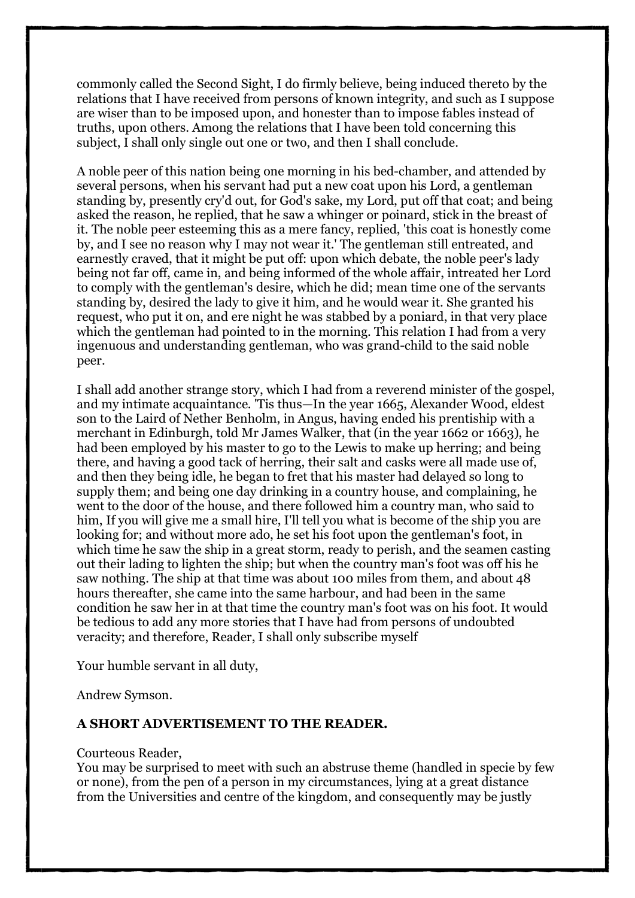commonly called the Second Sight, I do firmly believe, being induced thereto by the relations that I have received from persons of known integrity, and such as I suppose are wiser than to be imposed upon, and honester than to impose fables instead of truths, upon others. Among the relations that I have been told concerning this subject, I shall only single out one or two, and then I shall conclude.

A noble peer of this nation being one morning in his bed-chamber, and attended by several persons, when his servant had put a new coat upon his Lord, a gentleman standing by, presently cry'd out, for God's sake, my Lord, put off that coat; and being asked the reason, he replied, that he saw a whinger or poinard, stick in the breast of it. The noble peer esteeming this as a mere fancy, replied, 'this coat is honestly come by, and I see no reason why I may not wear it.' The gentleman still entreated, and earnestly craved, that it might be put off: upon which debate, the noble peer's lady being not far off, came in, and being informed of the whole affair, intreated her Lord to comply with the gentleman's desire, which he did; mean time one of the servants standing by, desired the lady to give it him, and he would wear it. She granted his request, who put it on, and ere night he was stabbed by a poniard, in that very place which the gentleman had pointed to in the morning. This relation I had from a very ingenuous and understanding gentleman, who was grand-child to the said noble peer.

I shall add another strange story, which I had from a reverend minister of the gospel, and my intimate acquaintance. 'Tis thus—In the year 1665, Alexander Wood, eldest son to the Laird of Nether Benholm, in Angus, having ended his prentiship with a merchant in Edinburgh, told Mr James Walker, that (in the year 1662 or 1663), he had been employed by his master to go to the Lewis to make up herring; and being there, and having a good tack of herring, their salt and casks were all made use of, and then they being idle, he began to fret that his master had delayed so long to supply them; and being one day drinking in a country house, and complaining, he went to the door of the house, and there followed him a country man, who said to him, If you will give me a small hire, I'll tell you what is become of the ship you are looking for; and without more ado, he set his foot upon the gentleman's foot, in which time he saw the ship in a great storm, ready to perish, and the seamen casting out their lading to lighten the ship; but when the country man's foot was off his he saw nothing. The ship at that time was about 100 miles from them, and about 48 hours thereafter, she came into the same harbour, and had been in the same condition he saw her in at that time the country man's foot was on his foot. It would be tedious to add any more stories that I have had from persons of undoubted veracity; and therefore, Reader, I shall only subscribe myself

Your humble servant in all duty,

Andrew Symson.

### A SHORT ADVERTISEMENT TO THE READER.

Courteous Reader,
You may be surprised to meet with such an abstruse theme (handled in specie by few or none), from the pen of a person in my circumstances, lying at a great distance from the Universities and centre of the kingdom, and consequently may be justly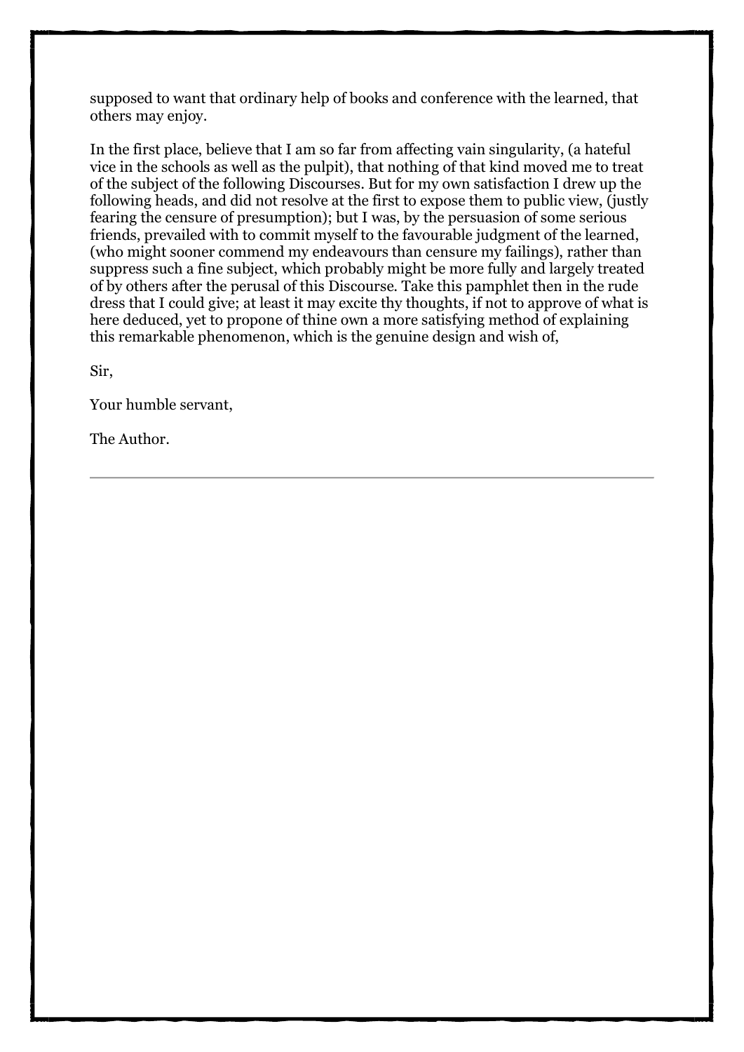supposed to want that ordinary help of books and conference with the learned, that others may enjoy.

In the first place, believe that I am so far from affecting vain singularity, (a hateful vice in the schools as well as the pulpit), that nothing of that kind moved me to treat of the subject of the following Discourses. But for my own satisfaction I drew up the following heads, and did not resolve at the first to expose them to public view, (justly fearing the censure of presumption); but I was, by the persuasion of some serious friends, prevailed with to commit myself to the favourable judgment of the learned, (who might sooner commend my endeavours than censure my failings), rather than suppress such a fine subject, which probably might be more fully and largely treated of by others after the perusal of this Discourse. Take this pamphlet then in the rude dress that I could give; at least it may excite thy thoughts, if not to approve of what is here deduced, yet to propone of thine own a more satisfying method of explaining this remarkable phenomenon, which is the genuine design and wish of,

Sir,

Your humble servant,

The Author.

---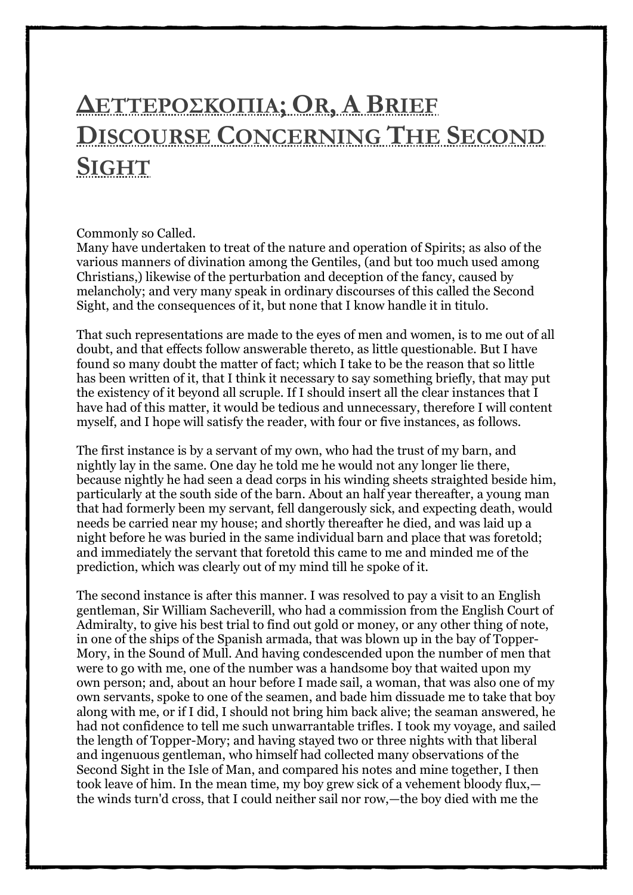# ΔΕΥΤΕΡΟΣΚΟΠΙΑ; Or, A Brief Discourse Concerning The Second Sight

Commonly so Called.
Many have undertaken to treat of the nature and operation of Spirits; as also of the various manners of divination among the Gentiles, (and but too much used among Christians,) likewise of the perturbation and deception of the fancy, caused by melancholy; and very many speak in ordinary discourses of this called the Second Sight, and the consequences of it, but none that I know handle it in titulo.

That such representations are made to the eyes of men and women, is to me out of all doubt, and that effects follow answerable thereto, as little questionable. But I have found so many doubt the matter of fact; which I take to be the reason that so little has been written of it, that I think it necessary to say something briefly, that may put the existency of it beyond all scruple. If I should insert all the clear instances that I have had of this matter, it would be tedious and unnecessary, therefore I will content myself, and I hope will satisfy the reader, with four or five instances, as follows.

The first instance is by a servant of my own, who had the trust of my barn, and nightly lay in the same. One day he told me he would not any longer lie there, because nightly he had seen a dead corps in his winding sheets straighted beside him, particularly at the south side of the barn. About an half year thereafter, a young man that had formerly been my servant, fell dangerously sick, and expecting death, would needs be carried near my house; and shortly thereafter he died, and was laid up a night before he was buried in the same individual barn and place that was foretold; and immediately the servant that foretold this came to me and minded me of the prediction, which was clearly out of my mind till he spoke of it.

The second instance is after this manner. I was resolved to pay a visit to an English gentleman, Sir William Sacheverill, who had a commission from the English Court of Admiralty, to give his best trial to find out gold or money, or any other thing of note, in one of the ships of the Spanish armada, that was blown up in the bay of Topper-Mory, in the Sound of Mull. And having condescended upon the number of men that were to go with me, one of the number was a handsome boy that waited upon my own person; and, about an hour before I made sail, a woman, that was also one of my own servants, spoke to one of the seamen, and bade him dissuade me to take that boy along with me, or if I did, I should not bring him back alive; the seaman answered, he had not confidence to tell me such unwarrantable trifles. I took my voyage, and sailed the length of Topper-Mory; and having stayed two or three nights with that liberal and ingenuous gentleman, who himself had collected many observations of the Second Sight in the Isle of Man, and compared his notes and mine together, I then took leave of him. In the mean time, my boy grew sick of a vehement bloody flux,—the winds turn'd cross, that I could neither sail nor row,—the boy died with me the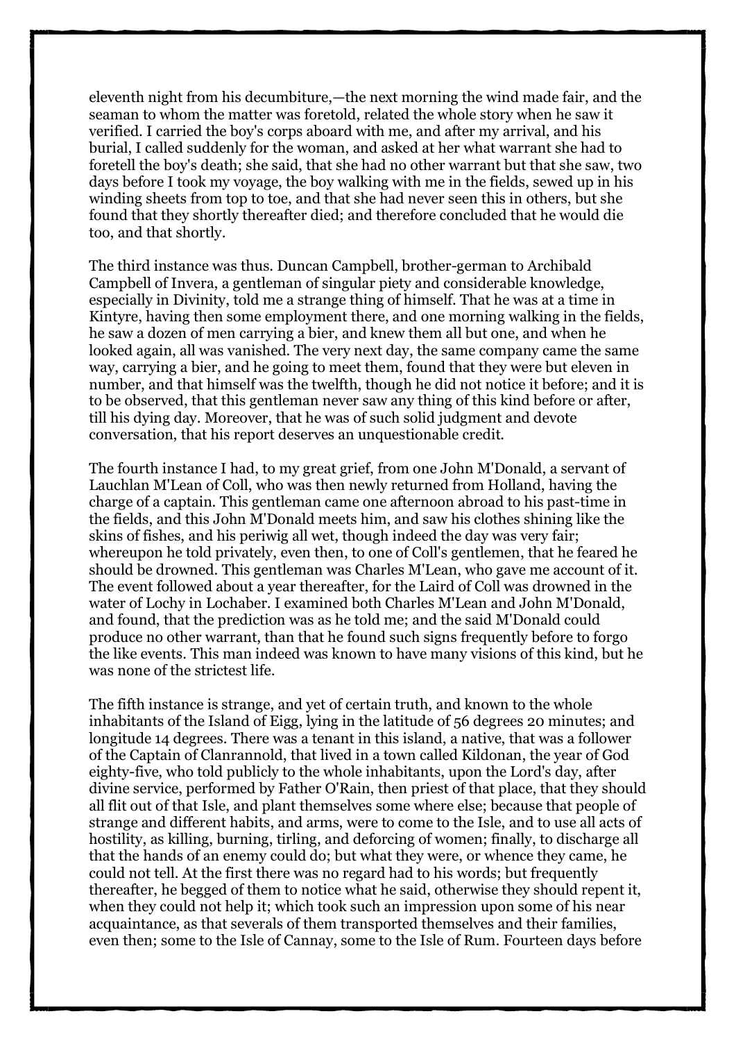eleventh night from his decumbiture,—the next morning the wind made fair, and the seaman to whom the matter was foretold, related the whole story when he saw it verified. I carried the boy's corps aboard with me, and after my arrival, and his burial, I called suddenly for the woman, and asked at her what warrant she had to foretell the boy's death; she said, that she had no other warrant but that she saw, two days before I took my voyage, the boy walking with me in the fields, sewed up in his winding sheets from top to toe, and that she had never seen this in others, but she found that they shortly thereafter died; and therefore concluded that he would die too, and that shortly.

The third instance was thus. Duncan Campbell, brother-german to Archibald Campbell of Invera, a gentleman of singular piety and considerable knowledge, especially in Divinity, told me a strange thing of himself. That he was at a time in Kintyre, having then some employment there, and one morning walking in the fields, he saw a dozen of men carrying a bier, and knew them all but one, and when he looked again, all was vanished. The very next day, the same company came the same way, carrying a bier, and he going to meet them, found that they were but eleven in number, and that himself was the twelfth, though he did not notice it before; and it is to be observed, that this gentleman never saw any thing of this kind before or after, till his dying day. Moreover, that he was of such solid judgment and devote conversation, that his report deserves an unquestionable credit.

The fourth instance I had, to my great grief, from one John M'Donald, a servant of Lauchlan M'Lean of Coll, who was then newly returned from Holland, having the charge of a captain. This gentleman came one afternoon abroad to his past-time in the fields, and this John M'Donald meets him, and saw his clothes shining like the skins of fishes, and his periwig all wet, though indeed the day was very fair; whereupon he told privately, even then, to one of Coll's gentlemen, that he feared he should be drowned. This gentleman was Charles M'Lean, who gave me account of it. The event followed about a year thereafter, for the Laird of Coll was drowned in the water of Lochy in Lochaber. I examined both Charles M'Lean and John M'Donald, and found, that the prediction was as he told me; and the said M'Donald could produce no other warrant, than that he found such signs frequently before to forgo the like events. This man indeed was known to have many visions of this kind, but he was none of the strictest life.

The fifth instance is strange, and yet of certain truth, and known to the whole inhabitants of the Island of Eigg, lying in the latitude of 56 degrees 20 minutes; and longitude 14 degrees. There was a tenant in this island, a native, that was a follower of the Captain of Clanrannold, that lived in a town called Kildonan, the year of God eighty-five, who told publicly to the whole inhabitants, upon the Lord's day, after divine service, performed by Father O'Rain, then priest of that place, that they should all flit out of that Isle, and plant themselves some where else; because that people of strange and different habits, and arms, were to come to the Isle, and to use all acts of hostility, as killing, burning, tirling, and deforcing of women; finally, to discharge all that the hands of an enemy could do; but what they were, or whence they came, he could not tell. At the first there was no regard had to his words; but frequently thereafter, he begged of them to notice what he said, otherwise they should repent it, when they could not help it; which took such an impression upon some of his near acquaintance, as that severals of them transported themselves and their families, even then; some to the Isle of Cannay, some to the Isle of Rum. Fourteen days before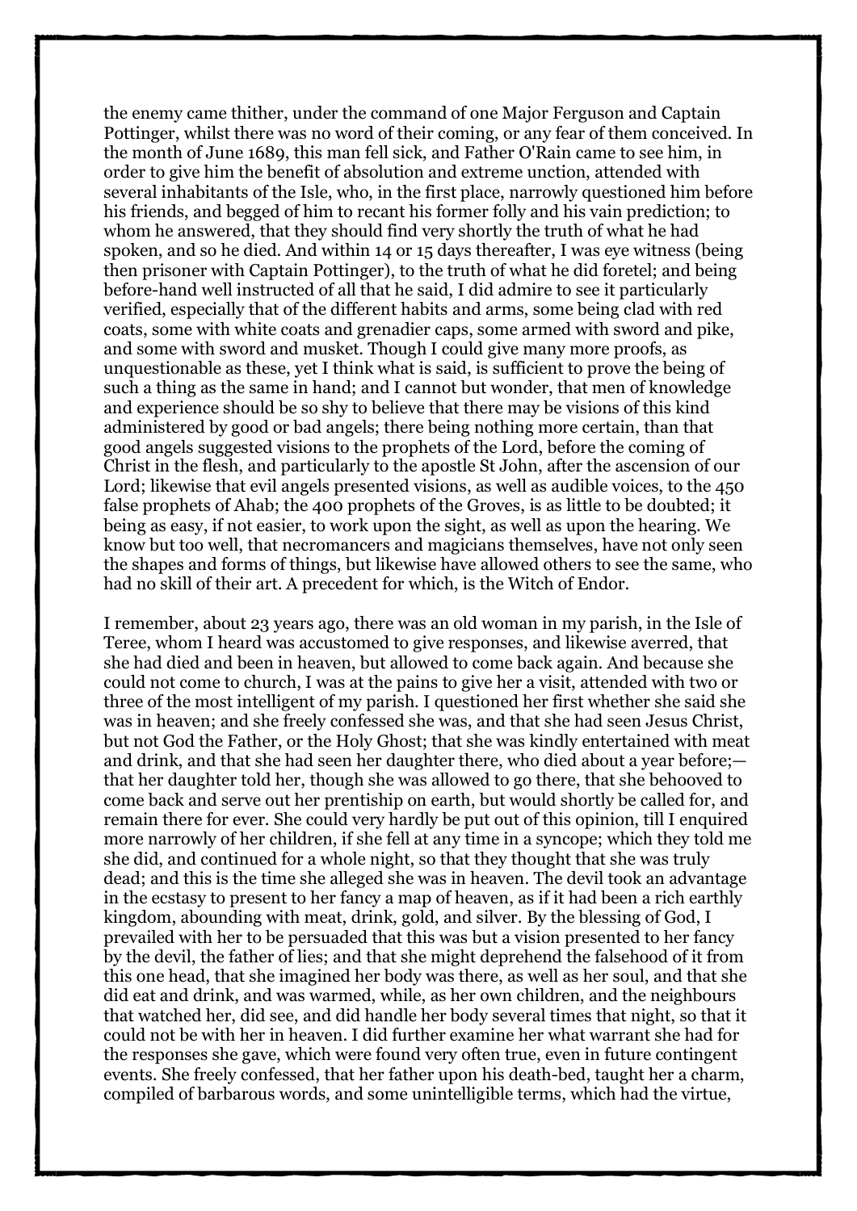the enemy came thither, under the command of one Major Ferguson and Captain Pottinger, whilst there was no word of their coming, or any fear of them conceived. In the month of June 1689, this man fell sick, and Father O'Rain came to see him, in order to give him the benefit of absolution and extreme unction, attended with several inhabitants of the Isle, who, in the first place, narrowly questioned him before his friends, and begged of him to recant his former folly and his vain prediction; to whom he answered, that they should find very shortly the truth of what he had spoken, and so he died. And within 14 or 15 days thereafter, I was eye witness (being then prisoner with Captain Pottinger), to the truth of what he did foretel; and being before-hand well instructed of all that he said, I did admire to see it particularly verified, especially that of the different habits and arms, some being clad with red coats, some with white coats and grenadier caps, some armed with sword and pike, and some with sword and musket. Though I could give many more proofs, as unquestionable as these, yet I think what is said, is sufficient to prove the being of such a thing as the same in hand; and I cannot but wonder, that men of knowledge and experience should be so shy to believe that there may be visions of this kind administered by good or bad angels; there being nothing more certain, than that good angels suggested visions to the prophets of the Lord, before the coming of Christ in the flesh, and particularly to the apostle St John, after the ascension of our Lord; likewise that evil angels presented visions, as well as audible voices, to the 450 false prophets of Ahab; the 400 prophets of the Groves, is as little to be doubted; it being as easy, if not easier, to work upon the sight, as well as upon the hearing. We know but too well, that necromancers and magicians themselves, have not only seen the shapes and forms of things, but likewise have allowed others to see the same, who had no skill of their art. A precedent for which, is the Witch of Endor.

I remember, about 23 years ago, there was an old woman in my parish, in the Isle of Teree, whom I heard was accustomed to give responses, and likewise averred, that she had died and been in heaven, but allowed to come back again. And because she could not come to church, I was at the pains to give her a visit, attended with two or three of the most intelligent of my parish. I questioned her first whether she said she was in heaven; and she freely confessed she was, and that she had seen Jesus Christ, but not God the Father, or the Holy Ghost; that she was kindly entertained with meat and drink, and that she had seen her daughter there, who died about a year before;—that her daughter told her, though she was allowed to go there, that she behooved to come back and serve out her prentiship on earth, but would shortly be called for, and remain there for ever. She could very hardly be put out of this opinion, till I enquired more narrowly of her children, if she fell at any time in a syncope; which they told me she did, and continued for a whole night, so that they thought that she was truly dead; and this is the time she alleged she was in heaven. The devil took an advantage in the ecstasy to present to her fancy a map of heaven, as if it had been a rich earthly kingdom, abounding with meat, drink, gold, and silver. By the blessing of God, I prevailed with her to be persuaded that this was but a vision presented to her fancy by the devil, the father of lies; and that she might deprehend the falsehood of it from this one head, that she imagined her body was there, as well as her soul, and that she did eat and drink, and was warmed, while, as her own children, and the neighbours that watched her, did see, and did handle her body several times that night, so that it could not be with her in heaven. I did further examine her what warrant she had for the responses she gave, which were found very often true, even in future contingent events. She freely confessed, that her father upon his death-bed, taught her a charm, compiled of barbarous words, and some unintelligible terms, which had the virtue,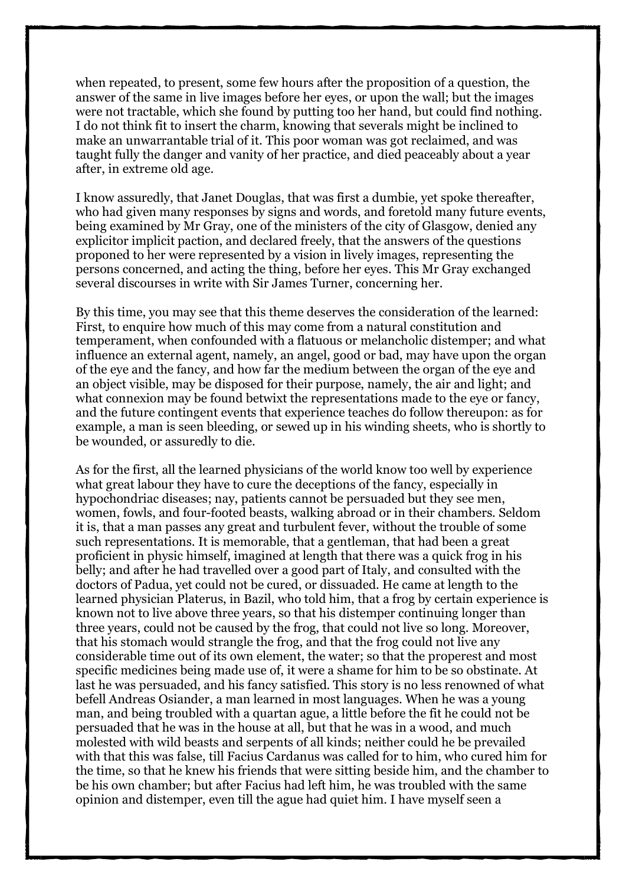when repeated, to present, some few hours after the proposition of a question, the answer of the same in live images before her eyes, or upon the wall; but the images were not tractable, which she found by putting too her hand, but could find nothing. I do not think fit to insert the charm, knowing that severals might be inclined to make an unwarrantable trial of it. This poor woman was got reclaimed, and was taught fully the danger and vanity of her practice, and died peaceably about a year after, in extreme old age.

I know assuredly, that Janet Douglas, that was first a dumbie, yet spoke thereafter, who had given many responses by signs and words, and foretold many future events, being examined by Mr Gray, one of the ministers of the city of Glasgow, denied any explicitor implicit paction, and declared freely, that the answers of the questions proponed to her were represented by a vision in lively images, representing the persons concerned, and acting the thing, before her eyes. This Mr Gray exchanged several discourses in write with Sir James Turner, concerning her.

By this time, you may see that this theme deserves the consideration of the learned: First, to enquire how much of this may come from a natural constitution and temperament, when confounded with a flatuous or melancholic distemper; and what influence an external agent, namely, an angel, good or bad, may have upon the organ of the eye and the fancy, and how far the medium between the organ of the eye and an object visible, may be disposed for their purpose, namely, the air and light; and what connexion may be found betwixt the representations made to the eye or fancy, and the future contingent events that experience teaches do follow thereupon: as for example, a man is seen bleeding, or sewed up in his winding sheets, who is shortly to be wounded, or assuredly to die.

As for the first, all the learned physicians of the world know too well by experience what great labour they have to cure the deceptions of the fancy, especially in hypochondriac diseases; nay, patients cannot be persuaded but they see men, women, fowls, and four-footed beasts, walking abroad or in their chambers. Seldom it is, that a man passes any great and turbulent fever, without the trouble of some such representations. It is memorable, that a gentleman, that had been a great proficient in physic himself, imagined at length that there was a quick frog in his belly; and after he had travelled over a good part of Italy, and consulted with the doctors of Padua, yet could not be cured, or dissuaded. He came at length to the learned physician Platerus, in Bazil, who told him, that a frog by certain experience is known not to live above three years, so that his distemper continuing longer than three years, could not be caused by the frog, that could not live so long. Moreover, that his stomach would strangle the frog, and that the frog could not live any considerable time out of its own element, the water; so that the properest and most specific medicines being made use of, it were a shame for him to be so obstinate. At last he was persuaded, and his fancy satisfied. This story is no less renowned of what befell Andreas Osiander, a man learned in most languages. When he was a young man, and being troubled with a quartan ague, a little before the fit he could not be persuaded that he was in the house at all, but that he was in a wood, and much molested with wild beasts and serpents of all kinds; neither could he be prevailed with that this was false, till Facius Cardanus was called for to him, who cured him for the time, so that he knew his friends that were sitting beside him, and the chamber to be his own chamber; but after Facius had left him, he was troubled with the same opinion and distemper, even till the ague had quiet him. I have myself seen a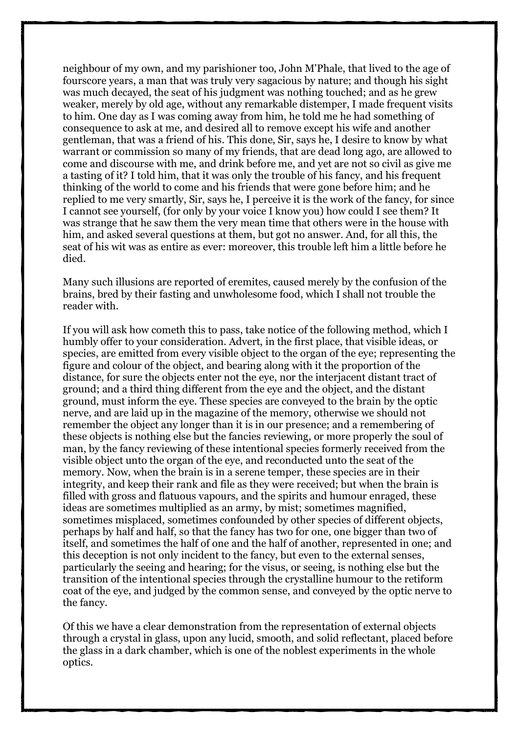neighbour of my own, and my parishioner too, John M'Phale, that lived to the age of fourscore years, a man that was truly very sagacious by nature; and though his sight was much decayed, the seat of his judgment was nothing touched; and as he grew weaker, merely by old age, without any remarkable distemper, I made frequent visits to him. One day as I was coming away from him, he told me he had something of consequence to ask at me, and desired all to remove except his wife and another gentleman, that was a friend of his. This done, Sir, says he, I desire to know by what warrant or commission so many of my friends, that are dead long ago, are allowed to come and discourse with me, and drink before me, and yet are not so civil as give me a tasting of it? I told him, that it was only the trouble of his fancy, and his frequent thinking of the world to come and his friends that were gone before him; and he replied to me very smartly, Sir, says he, I perceive it is the work of the fancy, for since I cannot see yourself, (for only by your voice I know you) how could I see them? It was strange that he saw them the very mean time that others were in the house with him, and asked several questions at them, but got no answer. And, for all this, the seat of his wit was as entire as ever: moreover, this trouble left him a little before he died.

Many such illusions are reported of eremites, caused merely by the confusion of the brains, bred by their fasting and unwholesome food, which I shall not trouble the reader with.

If you will ask how cometh this to pass, take notice of the following method, which I humbly offer to your consideration. Advert, in the first place, that visible ideas, or species, are emitted from every visible object to the organ of the eye; representing the figure and colour of the object, and bearing along with it the proportion of the distance, for sure the objects enter not the eye, nor the interjacent distant tract of ground; and a third thing different from the eye and the object, and the distant ground, must inform the eye. These species are conveyed to the brain by the optic nerve, and are laid up in the magazine of the memory, otherwise we should not remember the object any longer than it is in our presence; and a remembering of these objects is nothing else but the fancies reviewing, or more properly the soul of man, by the fancy reviewing of these intentional species formerly received from the visible object unto the organ of the eye, and reconducted unto the seat of the memory. Now, when the brain is in a serene temper, these species are in their integrity, and keep their rank and file as they were received; but when the brain is filled with gross and flatuous vapours, and the spirits and humour enraged, these ideas are sometimes multiplied as an army, by mist; sometimes magnified, sometimes misplaced, sometimes confounded by other species of different objects, perhaps by half and half, so that the fancy has two for one, one bigger than two of itself, and sometimes the half of one and the half of another, represented in one; and this deception is not only incident to the fancy, but even to the external senses, particularly the seeing and hearing; for the visus, or seeing, is nothing else but the transition of the intentional species through the crystalline humour to the retiform coat of the eye, and judged by the common sense, and conveyed by the optic nerve to the fancy.

Of this we have a clear demonstration from the representation of external objects through a crystal in glass, upon any lucid, smooth, and solid reflectant, placed before the glass in a dark chamber, which is one of the noblest experiments in the whole optics.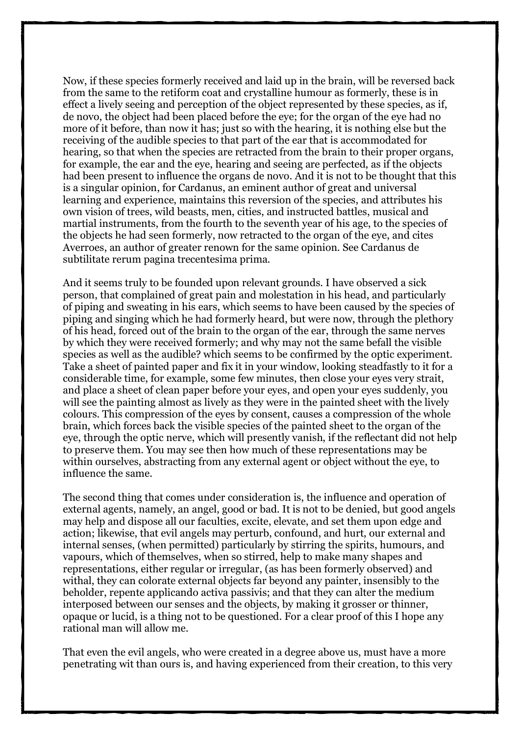Now, if these species formerly received and laid up in the brain, will be reversed back from the same to the retiform coat and crystalline humour as formerly, these is in effect a lively seeing and perception of the object represented by these species, as if, de novo, the object had been placed before the eye; for the organ of the eye had no more of it before, than now it has; just so with the hearing, it is nothing else but the receiving of the audible species to that part of the ear that is accommodated for hearing, so that when the species are retracted from the brain to their proper organs, for example, the ear and the eye, hearing and seeing are perfected, as if the objects had been present to influence the organs de novo. And it is not to be thought that this is a singular opinion, for Cardanus, an eminent author of great and universal learning and experience, maintains this reversion of the species, and attributes his own vision of trees, wild beasts, men, cities, and instructed battles, musical and martial instruments, from the fourth to the seventh year of his age, to the species of the objects he had seen formerly, now retracted to the organ of the eye, and cites Averroes, an author of greater renown for the same opinion. See Cardanus de subtilitate rerum pagina trecentesima prima.

And it seems truly to be founded upon relevant grounds. I have observed a sick person, that complained of great pain and molestation in his head, and particularly of piping and sweating in his ears, which seems to have been caused by the species of piping and singing which he had formerly heard, but were now, through the plethory of his head, forced out of the brain to the organ of the ear, through the same nerves by which they were received formerly; and why may not the same befall the visible species as well as the audible? which seems to be confirmed by the optic experiment. Take a sheet of painted paper and fix it in your window, looking steadfastly to it for a considerable time, for example, some few minutes, then close your eyes very strait, and place a sheet of clean paper before your eyes, and open your eyes suddenly, you will see the painting almost as lively as they were in the painted sheet with the lively colours. This compression of the eyes by consent, causes a compression of the whole brain, which forces back the visible species of the painted sheet to the organ of the eye, through the optic nerve, which will presently vanish, if the reflectant did not help to preserve them. You may see then how much of these representations may be within ourselves, abstracting from any external agent or object without the eye, to influence the same.

The second thing that comes under consideration is, the influence and operation of external agents, namely, an angel, good or bad. It is not to be denied, but good angels may help and dispose all our faculties, excite, elevate, and set them upon edge and action; likewise, that evil angels may perturb, confound, and hurt, our external and internal senses, (when permitted) particularly by stirring the spirits, humours, and vapours, which of themselves, when so stirred, help to make many shapes and representations, either regular or irregular, (as has been formerly observed) and withal, they can colorate external objects far beyond any painter, insensibly to the beholder, repente applicando activa passivis; and that they can alter the medium interposed between our senses and the objects, by making it grosser or thinner, opaque or lucid, is a thing not to be questioned. For a clear proof of this I hope any rational man will allow me.

That even the evil angels, who were created in a degree above us, must have a more penetrating wit than ours is, and having experienced from their creation, to this very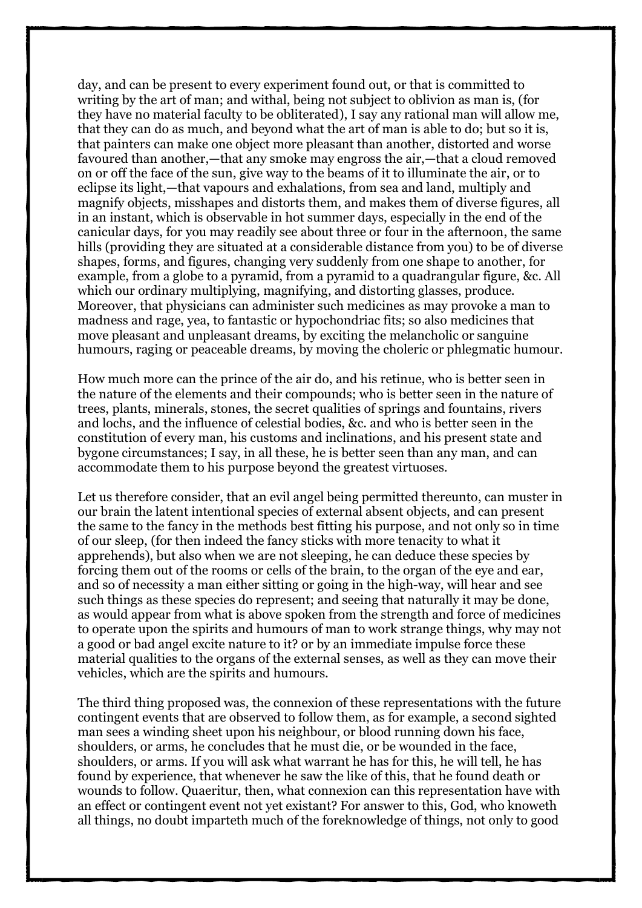day, and can be present to every experiment found out, or that is committed to writing by the art of man; and withal, being not subject to oblivion as man is, (for they have no material faculty to be obliterated), I say any rational man will allow me, that they can do as much, and beyond what the art of man is able to do; but so it is, that painters can make one object more pleasant than another, distorted and worse favoured than another,—that any smoke may engross the air,—that a cloud removed on or off the face of the sun, give way to the beams of it to illuminate the air, or to eclipse its light,—that vapours and exhalations, from sea and land, multiply and magnify objects, misshapes and distorts them, and makes them of diverse figures, all in an instant, which is observable in hot summer days, especially in the end of the canicular days, for you may readily see about three or four in the afternoon, the same hills (providing they are situated at a considerable distance from you) to be of diverse shapes, forms, and figures, changing very suddenly from one shape to another, for example, from a globe to a pyramid, from a pyramid to a quadrangular figure, &c. All which our ordinary multiplying, magnifying, and distorting glasses, produce. Moreover, that physicians can administer such medicines as may provoke a man to madness and rage, yea, to fantastic or hypochondriac fits; so also medicines that move pleasant and unpleasant dreams, by exciting the melancholic or sanguine humours, raging or peaceable dreams, by moving the choleric or phlegmatic humour.

How much more can the prince of the air do, and his retinue, who is better seen in the nature of the elements and their compounds; who is better seen in the nature of trees, plants, minerals, stones, the secret qualities of springs and fountains, rivers and lochs, and the influence of celestial bodies, &c. and who is better seen in the constitution of every man, his customs and inclinations, and his present state and bygone circumstances; I say, in all these, he is better seen than any man, and can accommodate them to his purpose beyond the greatest virtuoses.

Let us therefore consider, that an evil angel being permitted thereunto, can muster in our brain the latent intentional species of external absent objects, and can present the same to the fancy in the methods best fitting his purpose, and not only so in time of our sleep, (for then indeed the fancy sticks with more tenacity to what it apprehends), but also when we are not sleeping, he can deduce these species by forcing them out of the rooms or cells of the brain, to the organ of the eye and ear, and so of necessity a man either sitting or going in the high-way, will hear and see such things as these species do represent; and seeing that naturally it may be done, as would appear from what is above spoken from the strength and force of medicines to operate upon the spirits and humours of man to work strange things, why may not a good or bad angel excite nature to it? or by an immediate impulse force these material qualities to the organs of the external senses, as well as they can move their vehicles, which are the spirits and humours.

The third thing proposed was, the connexion of these representations with the future contingent events that are observed to follow them, as for example, a second sighted man sees a winding sheet upon his neighbour, or blood running down his face, shoulders, or arms, he concludes that he must die, or be wounded in the face, shoulders, or arms. If you will ask what warrant he has for this, he will tell, he has found by experience, that whenever he saw the like of this, that he found death or wounds to follow. Quaeritur, then, what connexion can this representation have with an effect or contingent event not yet existant? For answer to this, God, who knoweth all things, no doubt imparteth much of the foreknowledge of things, not only to good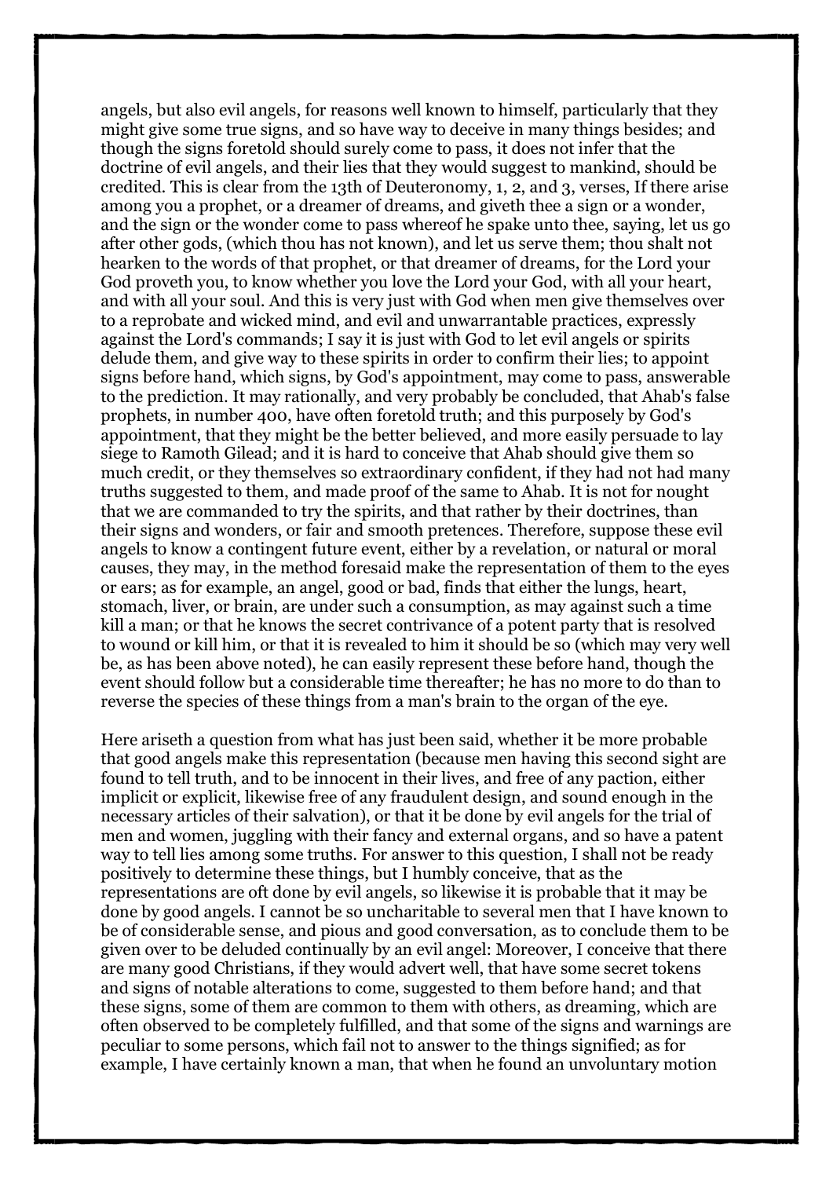angels, but also evil angels, for reasons well known to himself, particularly that they might give some true signs, and so have way to deceive in many things besides; and though the signs foretold should surely come to pass, it does not infer that the doctrine of evil angels, and their lies that they would suggest to mankind, should be credited. This is clear from the 13th of Deuteronomy, 1, 2, and 3, verses, If there arise among you a prophet, or a dreamer of dreams, and giveth thee a sign or a wonder, and the sign or the wonder come to pass whereof he spake unto thee, saying, let us go after other gods, (which thou has not known), and let us serve them; thou shalt not hearken to the words of that prophet, or that dreamer of dreams, for the Lord your God proveth you, to know whether you love the Lord your God, with all your heart, and with all your soul. And this is very just with God when men give themselves over to a reprobate and wicked mind, and evil and unwarrantable practices, expressly against the Lord's commands; I say it is just with God to let evil angels or spirits delude them, and give way to these spirits in order to confirm their lies; to appoint signs before hand, which signs, by God's appointment, may come to pass, answerable to the prediction. It may rationally, and very probably be concluded, that Ahab's false prophets, in number 400, have often foretold truth; and this purposely by God's appointment, that they might be the better believed, and more easily persuade to lay siege to Ramoth Gilead; and it is hard to conceive that Ahab should give them so much credit, or they themselves so extraordinary confident, if they had not had many truths suggested to them, and made proof of the same to Ahab. It is not for nought that we are commanded to try the spirits, and that rather by their doctrines, than their signs and wonders, or fair and smooth pretences. Therefore, suppose these evil angels to know a contingent future event, either by a revelation, or natural or moral causes, they may, in the method foresaid make the representation of them to the eyes or ears; as for example, an angel, good or bad, finds that either the lungs, heart, stomach, liver, or brain, are under such a consumption, as may against such a time kill a man; or that he knows the secret contrivance of a potent party that is resolved to wound or kill him, or that it is revealed to him it should be so (which may very well be, as has been above noted), he can easily represent these before hand, though the event should follow but a considerable time thereafter; he has no more to do than to reverse the species of these things from a man's brain to the organ of the eye.

Here ariseth a question from what has just been said, whether it be more probable that good angels make this representation (because men having this second sight are found to tell truth, and to be innocent in their lives, and free of any paction, either implicit or explicit, likewise free of any fraudulent design, and sound enough in the necessary articles of their salvation), or that it be done by evil angels for the trial of men and women, juggling with their fancy and external organs, and so have a patent way to tell lies among some truths. For answer to this question, I shall not be ready positively to determine these things, but I humbly conceive, that as the representations are oft done by evil angels, so likewise it is probable that it may be done by good angels. I cannot be so uncharitable to several men that I have known to be of considerable sense, and pious and good conversation, as to conclude them to be given over to be deluded continually by an evil angel: Moreover, I conceive that there are many good Christians, if they would advert well, that have some secret tokens and signs of notable alterations to come, suggested to them before hand; and that these signs, some of them are common to them with others, as dreaming, which are often observed to be completely fulfilled, and that some of the signs and warnings are peculiar to some persons, which fail not to answer to the things signified; as for example, I have certainly known a man, that when he found an unvoluntary motion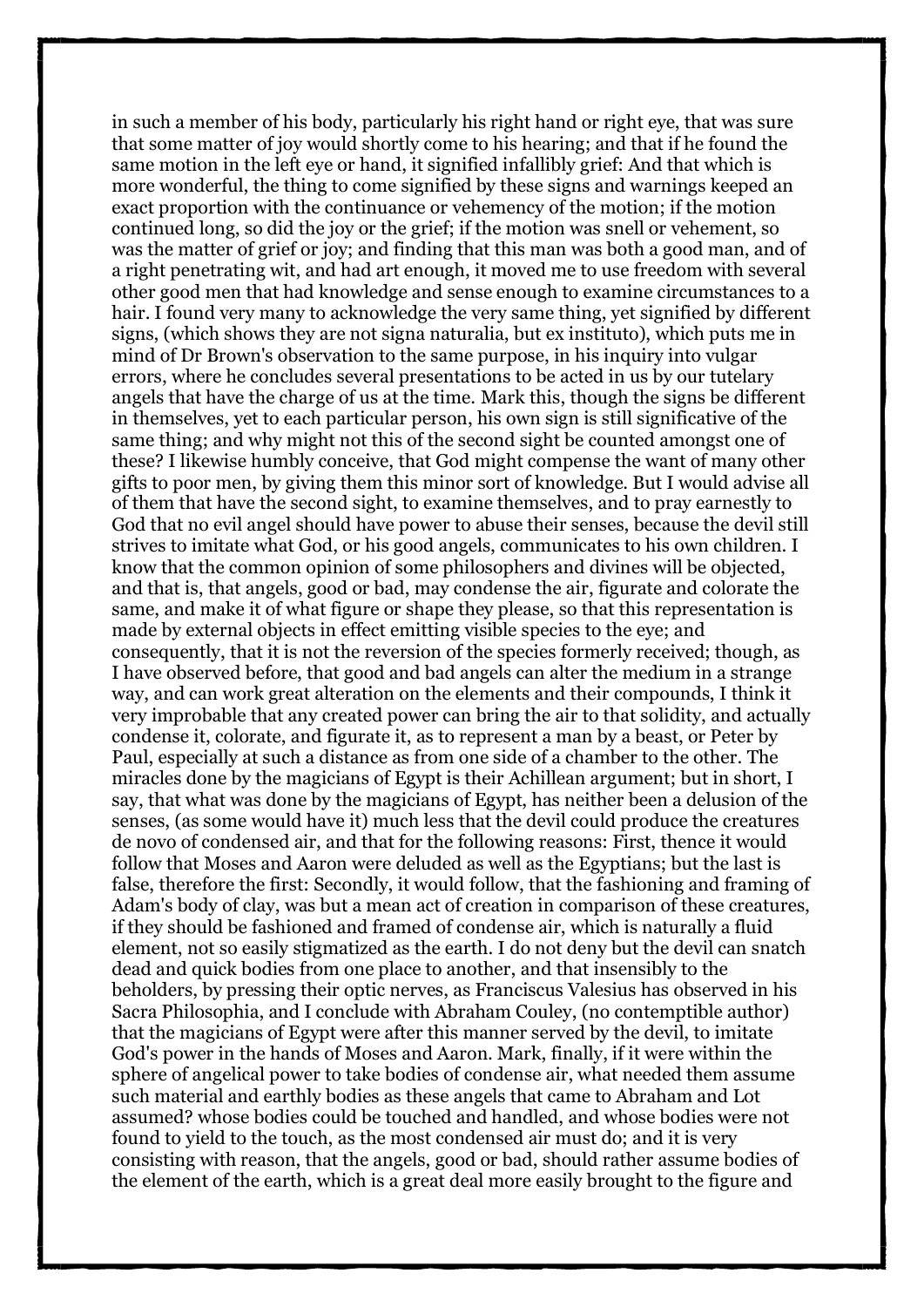in such a member of his body, particularly his right hand or right eye, that was sure that some matter of joy would shortly come to his hearing; and that if he found the same motion in the left eye or hand, it signified infallibly grief: And that which is more wonderful, the thing to come signified by these signs and warnings keeped an exact proportion with the continuance or vehemency of the motion; if the motion continued long, so did the joy or the grief; if the motion was snell or vehement, so was the matter of grief or joy; and finding that this man was both a good man, and of a right penetrating wit, and had art enough, it moved me to use freedom with several other good men that had knowledge and sense enough to examine circumstances to a hair. I found very many to acknowledge the very same thing, yet signified by different signs, (which shows they are not signa naturalia, but ex instituto), which puts me in mind of Dr Brown's observation to the same purpose, in his inquiry into vulgar errors, where he concludes several presentations to be acted in us by our tutelary angels that have the charge of us at the time. Mark this, though the signs be different in themselves, yet to each particular person, his own sign is still significative of the same thing; and why might not this of the second sight be counted amongst one of these? I likewise humbly conceive, that God might compense the want of many other gifts to poor men, by giving them this minor sort of knowledge. But I would advise all of them that have the second sight, to examine themselves, and to pray earnestly to God that no evil angel should have power to abuse their senses, because the devil still strives to imitate what God, or his good angels, communicates to his own children. I know that the common opinion of some philosophers and divines will be objected, and that is, that angels, good or bad, may condense the air, figurate and colorate the same, and make it of what figure or shape they please, so that this representation is made by external objects in effect emitting visible species to the eye; and consequently, that it is not the reversion of the species formerly received; though, as I have observed before, that good and bad angels can alter the medium in a strange way, and can work great alteration on the elements and their compounds, I think it very improbable that any created power can bring the air to that solidity, and actually condense it, colorate, and figurate it, as to represent a man by a beast, or Peter by Paul, especially at such a distance as from one side of a chamber to the other. The miracles done by the magicians of Egypt is their Achillean argument; but in short, I say, that what was done by the magicians of Egypt, has neither been a delusion of the senses, (as some would have it) much less that the devil could produce the creatures de novo of condensed air, and that for the following reasons: First, thence it would follow that Moses and Aaron were deluded as well as the Egyptians; but the last is false, therefore the first: Secondly, it would follow, that the fashioning and framing of Adam's body of clay, was but a mean act of creation in comparison of these creatures, if they should be fashioned and framed of condense air, which is naturally a fluid element, not so easily stigmatized as the earth. I do not deny but the devil can snatch dead and quick bodies from one place to another, and that insensibly to the beholders, by pressing their optic nerves, as Franciscus Valesius has observed in his Sacra Philosophia, and I conclude with Abraham Couley, (no contemptible author) that the magicians of Egypt were after this manner served by the devil, to imitate God's power in the hands of Moses and Aaron. Mark, finally, if it were within the sphere of angelical power to take bodies of condense air, what needed them assume such material and earthly bodies as these angels that came to Abraham and Lot assumed? whose bodies could be touched and handled, and whose bodies were not found to yield to the touch, as the most condensed air must do; and it is very consisting with reason, that the angels, good or bad, should rather assume bodies of the element of the earth, which is a great deal more easily brought to the figure and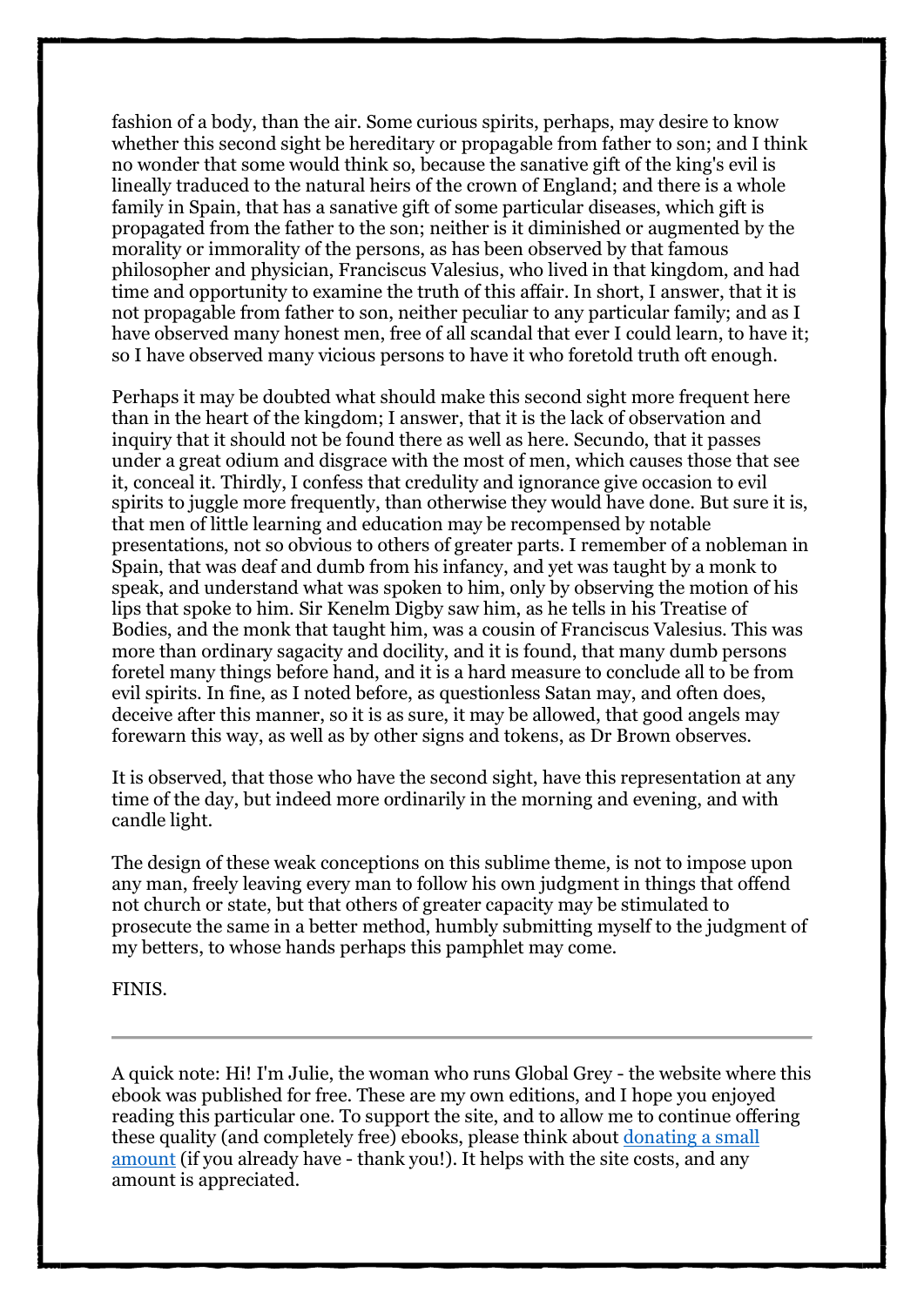fashion of a body, than the air. Some curious spirits, perhaps, may desire to know whether this second sight be hereditary or propagable from father to son; and I think no wonder that some would think so, because the sanative gift of the king's evil is lineally traduced to the natural heirs of the crown of England; and there is a whole family in Spain, that has a sanative gift of some particular diseases, which gift is propagated from the father to the son; neither is it diminished or augmented by the morality or immorality of the persons, as has been observed by that famous philosopher and physician, Franciscus Valesius, who lived in that kingdom, and had time and opportunity to examine the truth of this affair. In short, I answer, that it is not propagable from father to son, neither peculiar to any particular family; and as I have observed many honest men, free of all scandal that ever I could learn, to have it; so I have observed many vicious persons to have it who foretold truth oft enough.

Perhaps it may be doubted what should make this second sight more frequent here than in the heart of the kingdom; I answer, that it is the lack of observation and inquiry that it should not be found there as well as here. Secundo, that it passes under a great odium and disgrace with the most of men, which causes those that see it, conceal it. Thirdly, I confess that credulity and ignorance give occasion to evil spirits to juggle more frequently, than otherwise they would have done. But sure it is, that men of little learning and education may be recompensed by notable presentations, not so obvious to others of greater parts. I remember of a nobleman in Spain, that was deaf and dumb from his infancy, and yet was taught by a monk to speak, and understand what was spoken to him, only by observing the motion of his lips that spoke to him. Sir Kenelm Digby saw him, as he tells in his Treatise of Bodies, and the monk that taught him, was a cousin of Franciscus Valesius. This was more than ordinary sagacity and docility, and it is found, that many dumb persons foretel many things before hand, and it is a hard measure to conclude all to be from evil spirits. In fine, as I noted before, as questionless Satan may, and often does, deceive after this manner, so it is as sure, it may be allowed, that good angels may forewarn this way, as well as by other signs and tokens, as Dr Brown observes.

It is observed, that those who have the second sight, have this representation at any time of the day, but indeed more ordinarily in the morning and evening, and with candle light.

The design of these weak conceptions on this sublime theme, is not to impose upon any man, freely leaving every man to follow his own judgment in things that offend not church or state, but that others of greater capacity may be stimulated to prosecute the same in a better method, humbly submitting myself to the judgment of my betters, to whose hands perhaps this pamphlet may come.

FINIS.

---

A quick note: Hi! I'm Julie, the woman who runs Global Grey - the website where this ebook was published for free. These are my own editions, and I hope you enjoyed reading this particular one. To support the site, and to allow me to continue offering these quality (and completely free) ebooks, please think about donating a small amount (if you already have - thank you!). It helps with the site costs, and any amount is appreciated.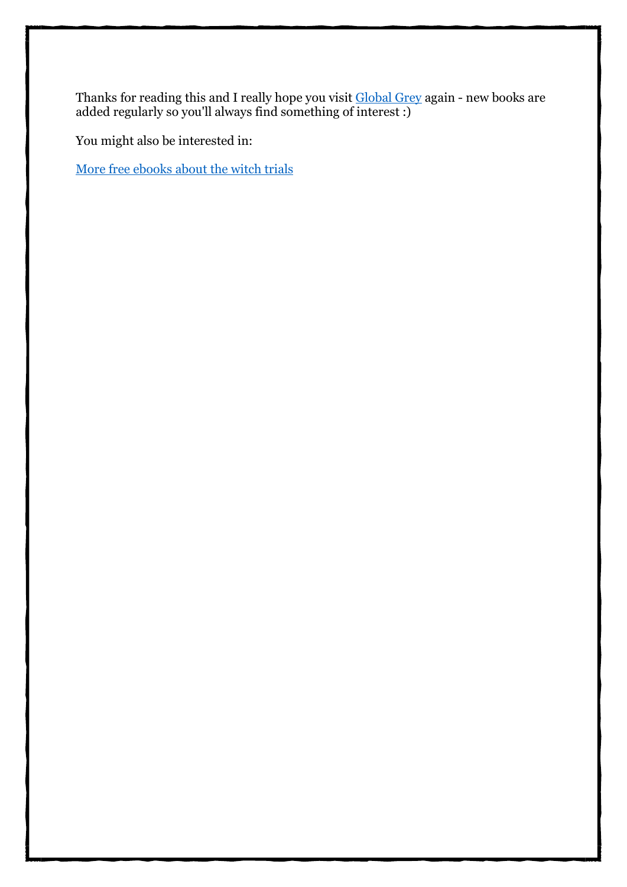Thanks for reading this and I really hope you visit [Global Grey](#) again - new books are added regularly so you'll always find something of interest :)

You might also be interested in:

[More free ebooks about the witch trials](#)